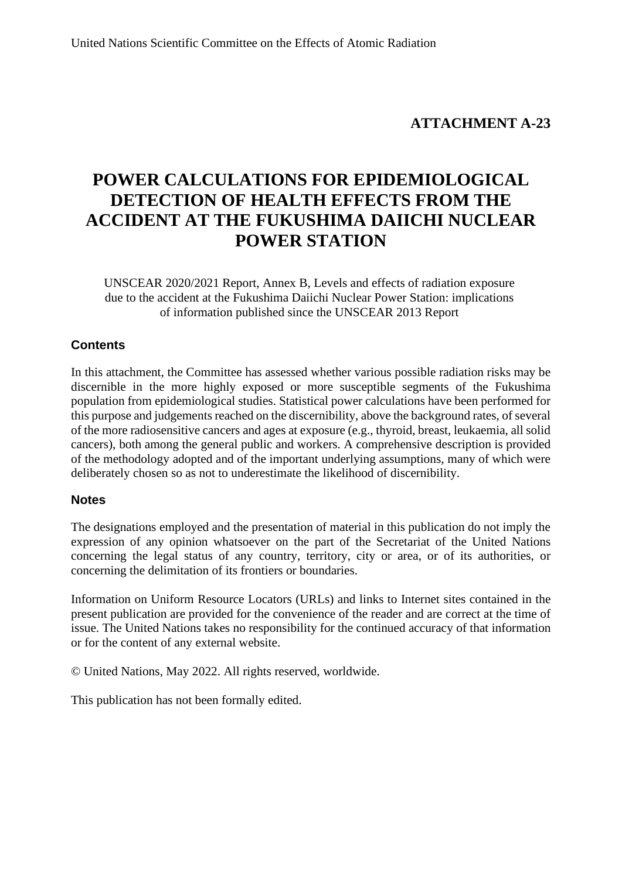United Nations Scientific Committee on the Effects of Atomic Radiation

**ATTACHMENT A-23**

# POWER CALCULATIONS FOR EPIDEMIOLOGICAL DETECTION OF HEALTH EFFECTS FROM THE ACCIDENT AT THE FUKUSHIMA DAIICHI NUCLEAR POWER STATION

UNSCEAR 2020/2021 Report, Annex B, Levels and effects of radiation exposure due to the accident at the Fukushima Daiichi Nuclear Power Station: implications of information published since the UNSCEAR 2013 Report

## Contents

In this attachment, the Committee has assessed whether various possible radiation risks may be discernible in the more highly exposed or more susceptible segments of the Fukushima population from epidemiological studies. Statistical power calculations have been performed for this purpose and judgements reached on the discernibility, above the background rates, of several of the more radiosensitive cancers and ages at exposure (e.g., thyroid, breast, leukaemia, all solid cancers), both among the general public and workers. A comprehensive description is provided of the methodology adopted and of the important underlying assumptions, many of which were deliberately chosen so as not to underestimate the likelihood of discernibility.

## Notes

The designations employed and the presentation of material in this publication do not imply the expression of any opinion whatsoever on the part of the Secretariat of the United Nations concerning the legal status of any country, territory, city or area, or of its authorities, or concerning the delimitation of its frontiers or boundaries.

Information on Uniform Resource Locators (URLs) and links to Internet sites contained in the present publication are provided for the convenience of the reader and are correct at the time of issue. The United Nations takes no responsibility for the continued accuracy of that information or for the content of any external website.

© United Nations, May 2022. All rights reserved, worldwide.

This publication has not been formally edited.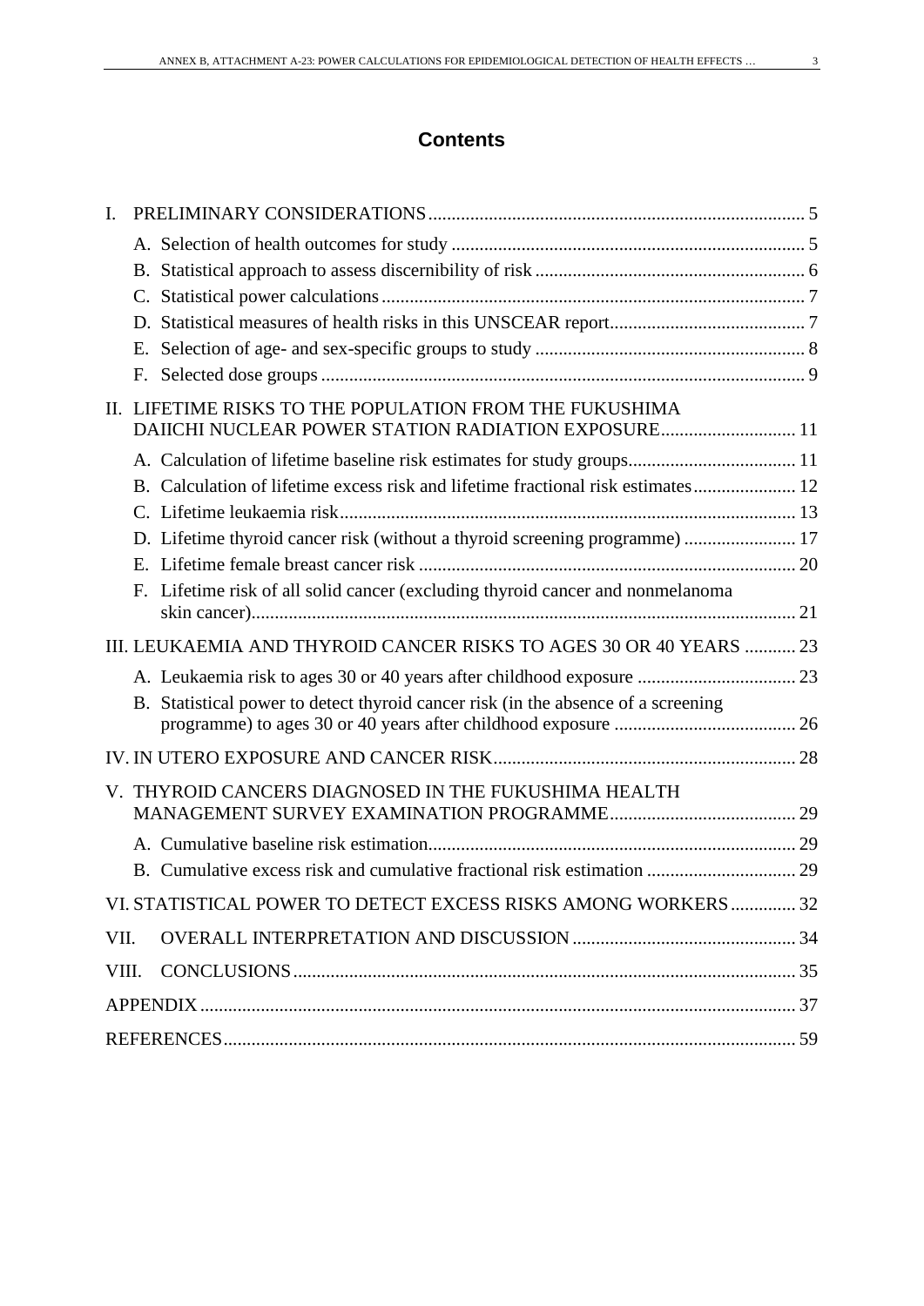# Contents

I. PRELIMINARY CONSIDERATIONS ... 5
- A. Selection of health outcomes for study ... 5
- B. Statistical approach to assess discernibility of risk ... 6
- C. Statistical power calculations ... 7
- D. Statistical measures of health risks in this UNSCEAR report ... 7
- E. Selection of age- and sex-specific groups to study ... 8
- F. Selected dose groups ... 9

II. LIFETIME RISKS TO THE POPULATION FROM THE FUKUSHIMA DAIICHI NUCLEAR POWER STATION RADIATION EXPOSURE ... 11
- A. Calculation of lifetime baseline risk estimates for study groups ... 11
- B. Calculation of lifetime excess risk and lifetime fractional risk estimates ... 12
- C. Lifetime leukaemia risk ... 13
- D. Lifetime thyroid cancer risk (without a thyroid screening programme) ... 17
- E. Lifetime female breast cancer risk ... 20
- F. Lifetime risk of all solid cancer (excluding thyroid cancer and nonmelanoma skin cancer) ... 21

III. LEUKAEMIA AND THYROID CANCER RISKS TO AGES 30 OR 40 YEARS ... 23
- A. Leukaemia risk to ages 30 or 40 years after childhood exposure ... 23
- B. Statistical power to detect thyroid cancer risk (in the absence of a screening programme) to ages 30 or 40 years after childhood exposure ... 26

IV. IN UTERO EXPOSURE AND CANCER RISK ... 28

V. THYROID CANCERS DIAGNOSED IN THE FUKUSHIMA HEALTH MANAGEMENT SURVEY EXAMINATION PROGRAMME ... 29
- A. Cumulative baseline risk estimation ... 29
- B. Cumulative excess risk and cumulative fractional risk estimation ... 29

VI. STATISTICAL POWER TO DETECT EXCESS RISKS AMONG WORKERS ... 32

VII. OVERALL INTERPRETATION AND DISCUSSION ... 34

VIII. CONCLUSIONS ... 35

APPENDIX ... 37

REFERENCES ... 59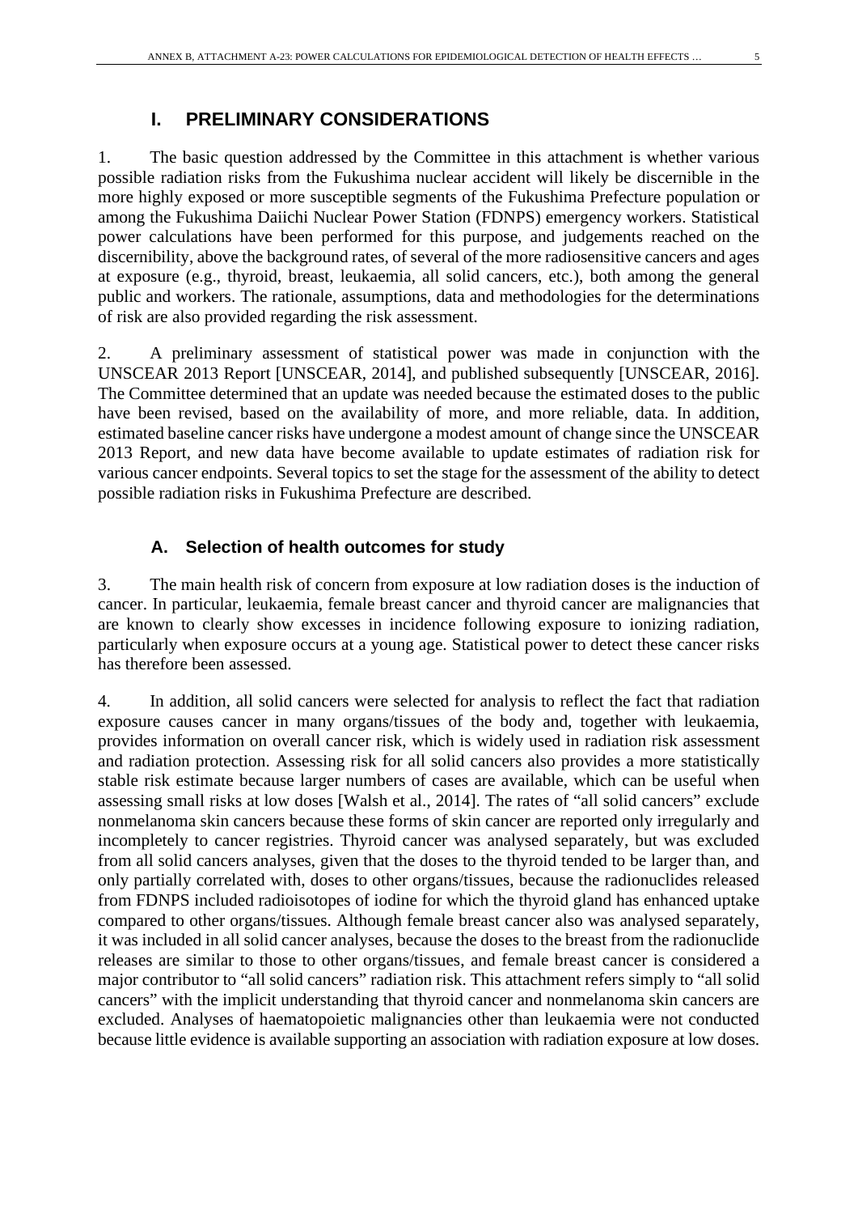# I. PRELIMINARY CONSIDERATIONS

1. The basic question addressed by the Committee in this attachment is whether various possible radiation risks from the Fukushima nuclear accident will likely be discernible in the more highly exposed or more susceptible segments of the Fukushima Prefecture population or among the Fukushima Daiichi Nuclear Power Station (FDNPS) emergency workers. Statistical power calculations have been performed for this purpose, and judgements reached on the discernibility, above the background rates, of several of the more radiosensitive cancers and ages at exposure (e.g., thyroid, breast, leukaemia, all solid cancers, etc.), both among the general public and workers. The rationale, assumptions, data and methodologies for the determinations of risk are also provided regarding the risk assessment.

2. A preliminary assessment of statistical power was made in conjunction with the UNSCEAR 2013 Report [UNSCEAR, 2014], and published subsequently [UNSCEAR, 2016]. The Committee determined that an update was needed because the estimated doses to the public have been revised, based on the availability of more, and more reliable, data. In addition, estimated baseline cancer risks have undergone a modest amount of change since the UNSCEAR 2013 Report, and new data have become available to update estimates of radiation risk for various cancer endpoints. Several topics to set the stage for the assessment of the ability to detect possible radiation risks in Fukushima Prefecture are described.

## A. Selection of health outcomes for study

3. The main health risk of concern from exposure at low radiation doses is the induction of cancer. In particular, leukaemia, female breast cancer and thyroid cancer are malignancies that are known to clearly show excesses in incidence following exposure to ionizing radiation, particularly when exposure occurs at a young age. Statistical power to detect these cancer risks has therefore been assessed.

4. In addition, all solid cancers were selected for analysis to reflect the fact that radiation exposure causes cancer in many organs/tissues of the body and, together with leukaemia, provides information on overall cancer risk, which is widely used in radiation risk assessment and radiation protection. Assessing risk for all solid cancers also provides a more statistically stable risk estimate because larger numbers of cases are available, which can be useful when assessing small risks at low doses [Walsh et al., 2014]. The rates of "all solid cancers" exclude nonmelanoma skin cancers because these forms of skin cancer are reported only irregularly and incompletely to cancer registries. Thyroid cancer was analysed separately, but was excluded from all solid cancers analyses, given that the doses to the thyroid tended to be larger than, and only partially correlated with, doses to other organs/tissues, because the radionuclides released from FDNPS included radioisotopes of iodine for which the thyroid gland has enhanced uptake compared to other organs/tissues. Although female breast cancer also was analysed separately, it was included in all solid cancer analyses, because the doses to the breast from the radionuclide releases are similar to those to other organs/tissues, and female breast cancer is considered a major contributor to "all solid cancers" radiation risk. This attachment refers simply to "all solid cancers" with the implicit understanding that thyroid cancer and nonmelanoma skin cancers are excluded. Analyses of haematopoietic malignancies other than leukaemia were not conducted because little evidence is available supporting an association with radiation exposure at low doses.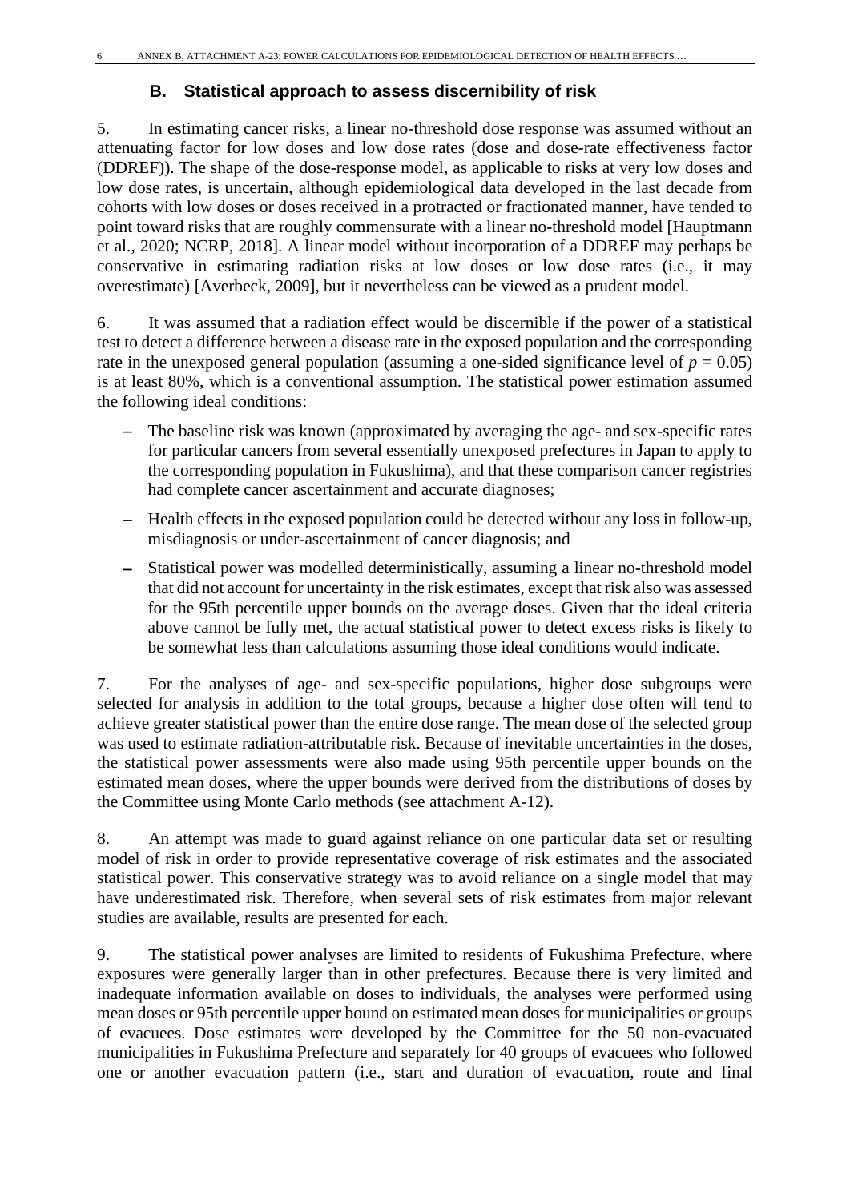## B. Statistical approach to assess discernibility of risk

5. In estimating cancer risks, a linear no-threshold dose response was assumed without an attenuating factor for low doses and low dose rates (dose and dose-rate effectiveness factor (DDREF)). The shape of the dose-response model, as applicable to risks at very low doses and low dose rates, is uncertain, although epidemiological data developed in the last decade from cohorts with low doses or doses received in a protracted or fractionated manner, have tended to point toward risks that are roughly commensurate with a linear no-threshold model [Hauptmann et al., 2020; NCRP, 2018]. A linear model without incorporation of a DDREF may perhaps be conservative in estimating radiation risks at low doses or low dose rates (i.e., it may overestimate) [Averbeck, 2009], but it nevertheless can be viewed as a prudent model.

6. It was assumed that a radiation effect would be discernible if the power of a statistical test to detect a difference between a disease rate in the exposed population and the corresponding rate in the unexposed general population (assuming a one-sided significance level of $p = 0.05$) is at least 80%, which is a conventional assumption. The statistical power estimation assumed the following ideal conditions:

- The baseline risk was known (approximated by averaging the age- and sex-specific rates for particular cancers from several essentially unexposed prefectures in Japan to apply to the corresponding population in Fukushima), and that these comparison cancer registries had complete cancer ascertainment and accurate diagnoses;
- Health effects in the exposed population could be detected without any loss in follow-up, misdiagnosis or under-ascertainment of cancer diagnosis; and
- Statistical power was modelled deterministically, assuming a linear no-threshold model that did not account for uncertainty in the risk estimates, except that risk also was assessed for the 95th percentile upper bounds on the average doses. Given that the ideal criteria above cannot be fully met, the actual statistical power to detect excess risks is likely to be somewhat less than calculations assuming those ideal conditions would indicate.

7. For the analyses of age- and sex-specific populations, higher dose subgroups were selected for analysis in addition to the total groups, because a higher dose often will tend to achieve greater statistical power than the entire dose range. The mean dose of the selected group was used to estimate radiation-attributable risk. Because of inevitable uncertainties in the doses, the statistical power assessments were also made using 95th percentile upper bounds on the estimated mean doses, where the upper bounds were derived from the distributions of doses by the Committee using Monte Carlo methods (see attachment A-12).

8. An attempt was made to guard against reliance on one particular data set or resulting model of risk in order to provide representative coverage of risk estimates and the associated statistical power. This conservative strategy was to avoid reliance on a single model that may have underestimated risk. Therefore, when several sets of risk estimates from major relevant studies are available, results are presented for each.

9. The statistical power analyses are limited to residents of Fukushima Prefecture, where exposures were generally larger than in other prefectures. Because there is very limited and inadequate information available on doses to individuals, the analyses were performed using mean doses or 95th percentile upper bound on estimated mean doses for municipalities or groups of evacuees. Dose estimates were developed by the Committee for the 50 non-evacuated municipalities in Fukushima Prefecture and separately for 40 groups of evacuees who followed one or another evacuation pattern (i.e., start and duration of evacuation, route and final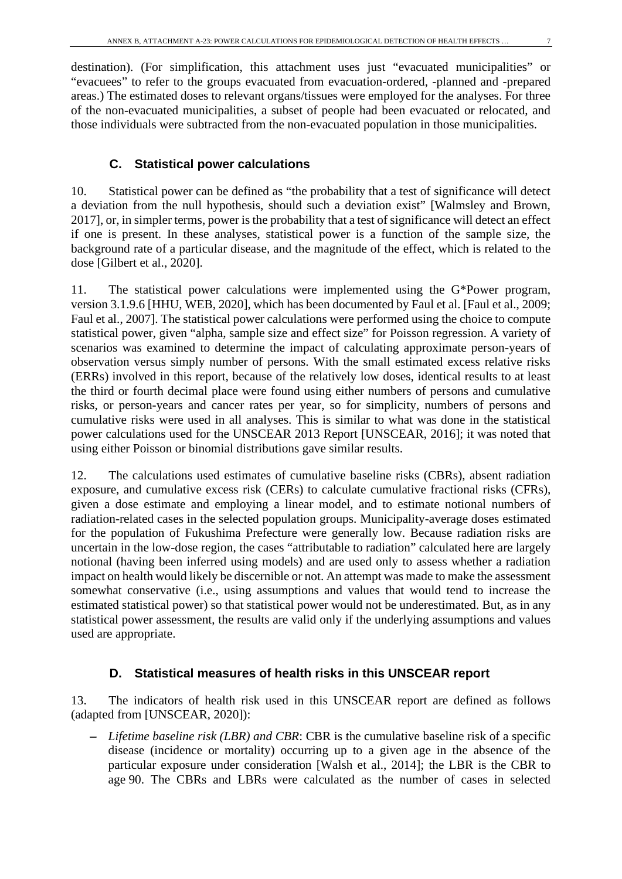destination). (For simplification, this attachment uses just "evacuated municipalities" or "evacuees" to refer to the groups evacuated from evacuation-ordered, -planned and -prepared areas.) The estimated doses to relevant organs/tissues were employed for the analyses. For three of the non-evacuated municipalities, a subset of people had been evacuated or relocated, and those individuals were subtracted from the non-evacuated population in those municipalities.

## C. Statistical power calculations

10. Statistical power can be defined as "the probability that a test of significance will detect a deviation from the null hypothesis, should such a deviation exist" [Walmsley and Brown, 2017], or, in simpler terms, power is the probability that a test of significance will detect an effect if one is present. In these analyses, statistical power is a function of the sample size, the background rate of a particular disease, and the magnitude of the effect, which is related to the dose [Gilbert et al., 2020].

11. The statistical power calculations were implemented using the G*Power program, version 3.1.9.6 [HHU, WEB, 2020], which has been documented by Faul et al. [Faul et al., 2009; Faul et al., 2007]. The statistical power calculations were performed using the choice to compute statistical power, given "alpha, sample size and effect size" for Poisson regression. A variety of scenarios was examined to determine the impact of calculating approximate person-years of observation versus simply number of persons. With the small estimated excess relative risks (ERRs) involved in this report, because of the relatively low doses, identical results to at least the third or fourth decimal place were found using either numbers of persons and cumulative risks, or person-years and cancer rates per year, so for simplicity, numbers of persons and cumulative risks were used in all analyses. This is similar to what was done in the statistical power calculations used for the UNSCEAR 2013 Report [UNSCEAR, 2016]; it was noted that using either Poisson or binomial distributions gave similar results.

12. The calculations used estimates of cumulative baseline risks (CBRs), absent radiation exposure, and cumulative excess risk (CERs) to calculate cumulative fractional risks (CFRs), given a dose estimate and employing a linear model, and to estimate notional numbers of radiation-related cases in the selected population groups. Municipality-average doses estimated for the population of Fukushima Prefecture were generally low. Because radiation risks are uncertain in the low-dose region, the cases "attributable to radiation" calculated here are largely notional (having been inferred using models) and are used only to assess whether a radiation impact on health would likely be discernible or not. An attempt was made to make the assessment somewhat conservative (i.e., using assumptions and values that would tend to increase the estimated statistical power) so that statistical power would not be underestimated. But, as in any statistical power assessment, the results are valid only if the underlying assumptions and values used are appropriate.

## D. Statistical measures of health risks in this UNSCEAR report

13. The indicators of health risk used in this UNSCEAR report are defined as follows (adapted from [UNSCEAR, 2020]):

- *Lifetime baseline risk (LBR) and CBR*: CBR is the cumulative baseline risk of a specific disease (incidence or mortality) occurring up to a given age in the absence of the particular exposure under consideration [Walsh et al., 2014]; the LBR is the CBR to age 90. The CBRs and LBRs were calculated as the number of cases in selected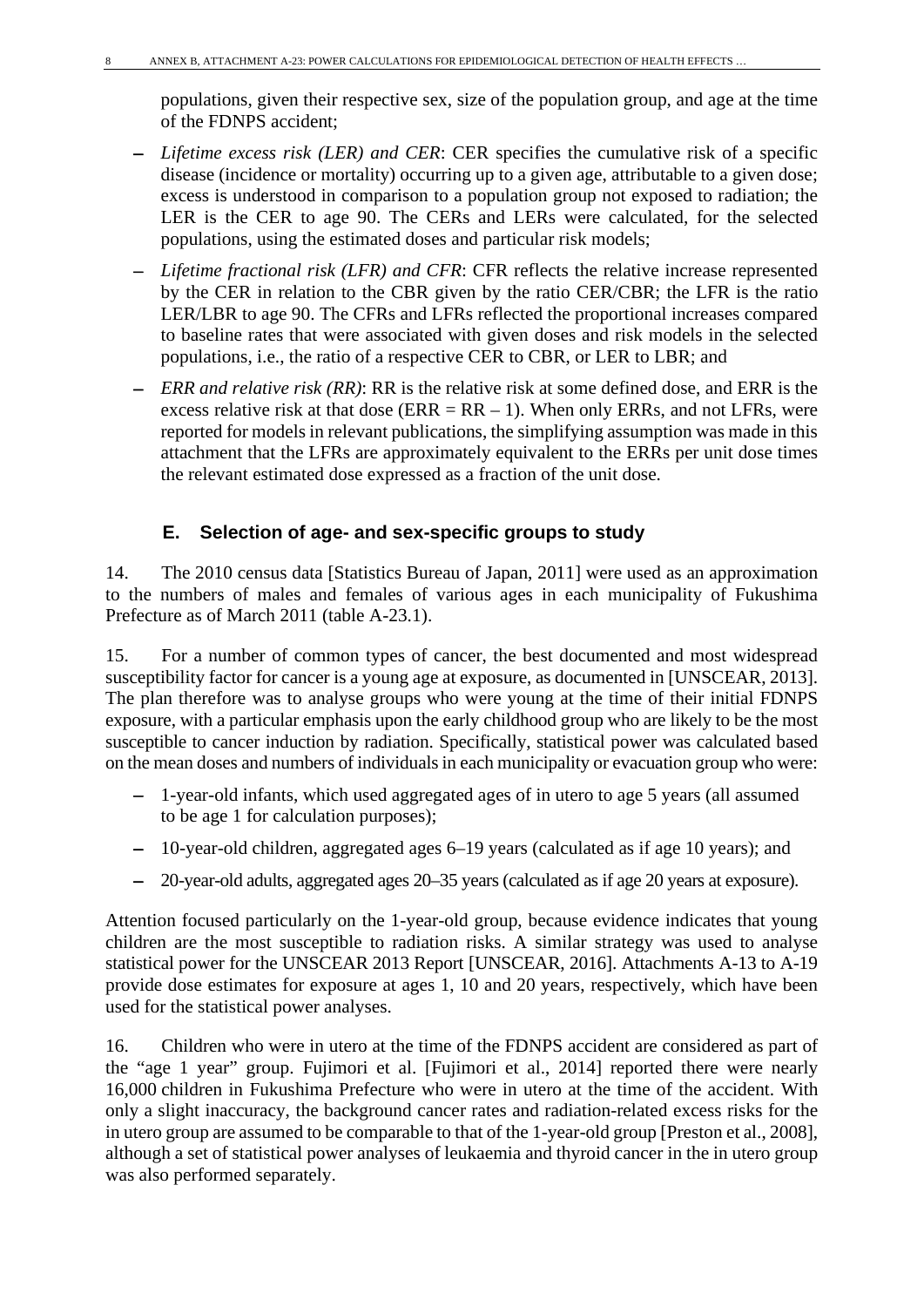populations, given their respective sex, size of the population group, and age at the time of the FDNPS accident;

- *Lifetime excess risk (LER) and CER*: CER specifies the cumulative risk of a specific disease (incidence or mortality) occurring up to a given age, attributable to a given dose; excess is understood in comparison to a population group not exposed to radiation; the LER is the CER to age 90. The CERs and LERs were calculated, for the selected populations, using the estimated doses and particular risk models;
- *Lifetime fractional risk (LFR) and CFR*: CFR reflects the relative increase represented by the CER in relation to the CBR given by the ratio CER/CBR; the LFR is the ratio LER/LBR to age 90. The CFRs and LFRs reflected the proportional increases compared to baseline rates that were associated with given doses and risk models in the selected populations, i.e., the ratio of a respective CER to CBR, or LER to LBR; and
- *ERR and relative risk (RR)*: RR is the relative risk at some defined dose, and ERR is the excess relative risk at that dose (ERR = RR – 1). When only ERRs, and not LFRs, were reported for models in relevant publications, the simplifying assumption was made in this attachment that the LFRs are approximately equivalent to the ERRs per unit dose times the relevant estimated dose expressed as a fraction of the unit dose.

## E. Selection of age- and sex-specific groups to study

14. The 2010 census data [Statistics Bureau of Japan, 2011] were used as an approximation to the numbers of males and females of various ages in each municipality of Fukushima Prefecture as of March 2011 (table A-23.1).

15. For a number of common types of cancer, the best documented and most widespread susceptibility factor for cancer is a young age at exposure, as documented in [UNSCEAR, 2013]. The plan therefore was to analyse groups who were young at the time of their initial FDNPS exposure, with a particular emphasis upon the early childhood group who are likely to be the most susceptible to cancer induction by radiation. Specifically, statistical power was calculated based on the mean doses and numbers of individuals in each municipality or evacuation group who were:

- 1-year-old infants, which used aggregated ages of in utero to age 5 years (all assumed to be age 1 for calculation purposes);
- 10-year-old children, aggregated ages 6–19 years (calculated as if age 10 years); and
- 20-year-old adults, aggregated ages 20–35 years (calculated as if age 20 years at exposure).

Attention focused particularly on the 1-year-old group, because evidence indicates that young children are the most susceptible to radiation risks. A similar strategy was used to analyse statistical power for the UNSCEAR 2013 Report [UNSCEAR, 2016]. Attachments A-13 to A-19 provide dose estimates for exposure at ages 1, 10 and 20 years, respectively, which have been used for the statistical power analyses.

16. Children who were in utero at the time of the FDNPS accident are considered as part of the "age 1 year" group. Fujimori et al. [Fujimori et al., 2014] reported there were nearly 16,000 children in Fukushima Prefecture who were in utero at the time of the accident. With only a slight inaccuracy, the background cancer rates and radiation-related excess risks for the in utero group are assumed to be comparable to that of the 1-year-old group [Preston et al., 2008], although a set of statistical power analyses of leukaemia and thyroid cancer in the in utero group was also performed separately.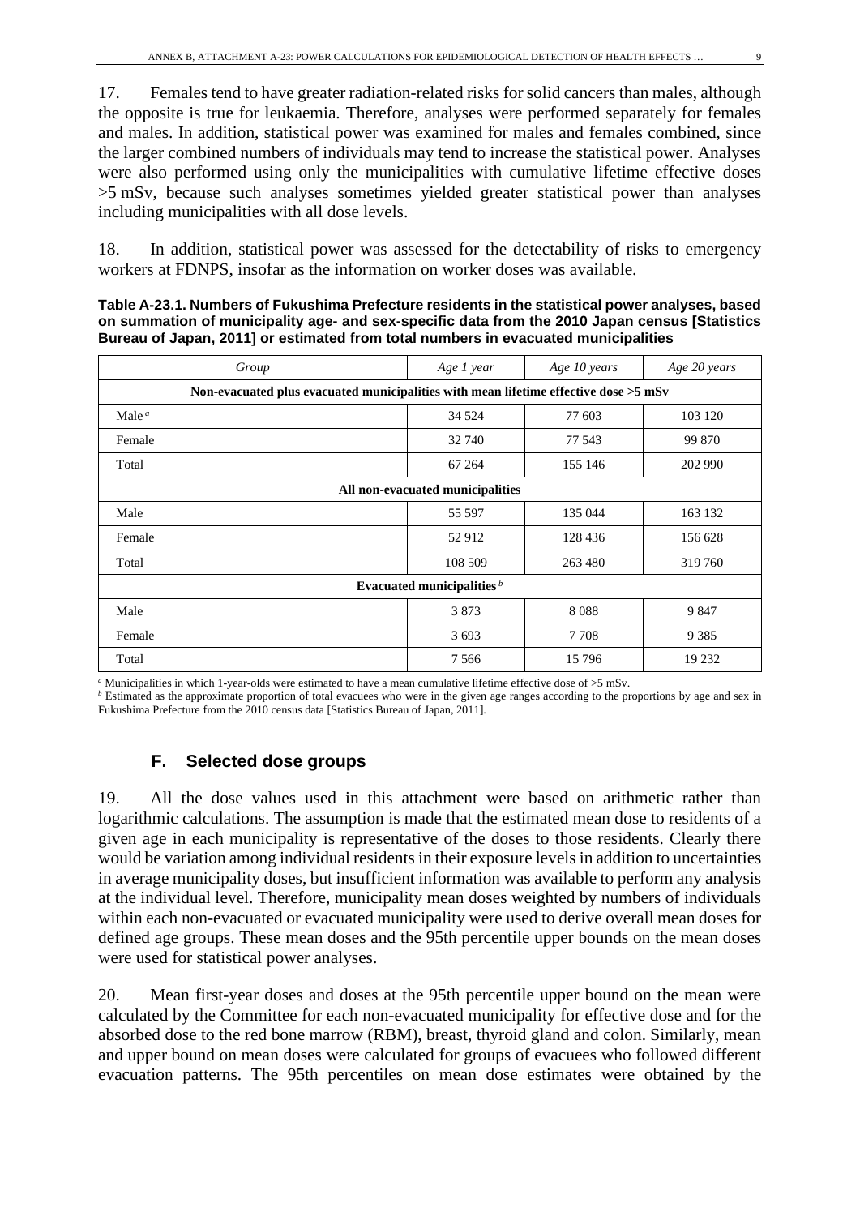17. Females tend to have greater radiation-related risks for solid cancers than males, although the opposite is true for leukaemia. Therefore, analyses were performed separately for females and males. In addition, statistical power was examined for males and females combined, since the larger combined numbers of individuals may tend to increase the statistical power. Analyses were also performed using only the municipalities with cumulative lifetime effective doses >5 mSv, because such analyses sometimes yielded greater statistical power than analyses including municipalities with all dose levels.

18. In addition, statistical power was assessed for the detectability of risks to emergency workers at FDNPS, insofar as the information on worker doses was available.

**Table A-23.1. Numbers of Fukushima Prefecture residents in the statistical power analyses, based on summation of municipality age- and sex-specific data from the 2010 Japan census [Statistics Bureau of Japan, 2011] or estimated from total numbers in evacuated municipalities**

| *Group* | *Age 1 year* | *Age 10 years* | *Age 20 years* |
|---|---|---|---|
| **Non-evacuated plus evacuated municipalities with mean lifetime effective dose >5 mSv** | | | |
| Male [a] | 34 524 | 77 603 | 103 120 |
| Female | 32 740 | 77 543 | 99 870 |
| Total | 67 264 | 155 146 | 202 990 |
| **All non-evacuated municipalities** | | | |
| Male | 55 597 | 135 044 | 163 132 |
| Female | 52 912 | 128 436 | 156 628 |
| Total | 108 509 | 263 480 | 319 760 |
| **Evacuated municipalities [b]** | | | |
| Male | 3 873 | 8 088 | 9 847 |
| Female | 3 693 | 7 708 | 9 385 |
| Total | 7 566 | 15 796 | 19 232 |

[a] Municipalities in which 1-year-olds were estimated to have a mean cumulative lifetime effective dose of >5 mSv.
[b] Estimated as the approximate proportion of total evacuees who were in the given age ranges according to the proportions by age and sex in Fukushima Prefecture from the 2010 census data [Statistics Bureau of Japan, 2011].

## F. Selected dose groups

19. All the dose values used in this attachment were based on arithmetic rather than logarithmic calculations. The assumption is made that the estimated mean dose to residents of a given age in each municipality is representative of the doses to those residents. Clearly there would be variation among individual residents in their exposure levels in addition to uncertainties in average municipality doses, but insufficient information was available to perform any analysis at the individual level. Therefore, municipality mean doses weighted by numbers of individuals within each non-evacuated or evacuated municipality were used to derive overall mean doses for defined age groups. These mean doses and the 95th percentile upper bounds on the mean doses were used for statistical power analyses.

20. Mean first-year doses and doses at the 95th percentile upper bound on the mean were calculated by the Committee for each non-evacuated municipality for effective dose and for the absorbed dose to the red bone marrow (RBM), breast, thyroid gland and colon. Similarly, mean and upper bound on mean doses were calculated for groups of evacuees who followed different evacuation patterns. The 95th percentiles on mean dose estimates were obtained by the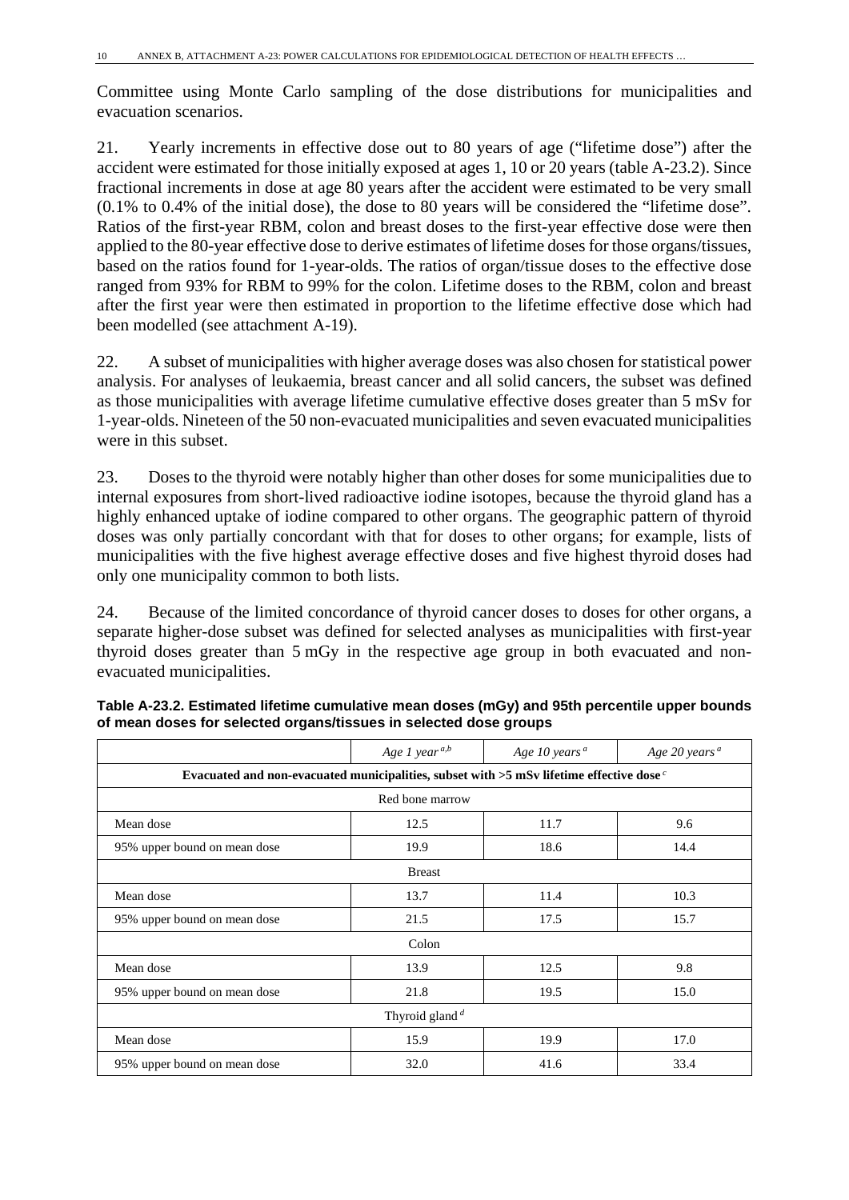Committee using Monte Carlo sampling of the dose distributions for municipalities and evacuation scenarios.

21. Yearly increments in effective dose out to 80 years of age ("lifetime dose") after the accident were estimated for those initially exposed at ages 1, 10 or 20 years (table A-23.2). Since fractional increments in dose at age 80 years after the accident were estimated to be very small (0.1% to 0.4% of the initial dose), the dose to 80 years will be considered the "lifetime dose". Ratios of the first-year RBM, colon and breast doses to the first-year effective dose were then applied to the 80-year effective dose to derive estimates of lifetime doses for those organs/tissues, based on the ratios found for 1-year-olds. The ratios of organ/tissue doses to the effective dose ranged from 93% for RBM to 99% for the colon. Lifetime doses to the RBM, colon and breast after the first year were then estimated in proportion to the lifetime effective dose which had been modelled (see attachment A-19).

22. A subset of municipalities with higher average doses was also chosen for statistical power analysis. For analyses of leukaemia, breast cancer and all solid cancers, the subset was defined as those municipalities with average lifetime cumulative effective doses greater than 5 mSv for 1-year-olds. Nineteen of the 50 non-evacuated municipalities and seven evacuated municipalities were in this subset.

23. Doses to the thyroid were notably higher than other doses for some municipalities due to internal exposures from short-lived radioactive iodine isotopes, because the thyroid gland has a highly enhanced uptake of iodine compared to other organs. The geographic pattern of thyroid doses was only partially concordant with that for doses to other organs; for example, lists of municipalities with the five highest average effective doses and five highest thyroid doses had only one municipality common to both lists.

24. Because of the limited concordance of thyroid cancer doses to doses for other organs, a separate higher-dose subset was defined for selected analyses as municipalities with first-year thyroid doses greater than 5 mGy in the respective age group in both evacuated and non-evacuated municipalities.

**Table A-23.2. Estimated lifetime cumulative mean doses (mGy) and 95th percentile upper bounds of mean doses for selected organs/tissues in selected dose groups**

| | *Age 1 year* [a,b] | *Age 10 years* [a] | *Age 20 years* [a] |
|---|---|---|---|
| **Evacuated and non-evacuated municipalities, subset with >5 mSv lifetime effective dose** [c] | | | |
| Red bone marrow | | | |
| Mean dose | 12.5 | 11.7 | 9.6 |
| 95% upper bound on mean dose | 19.9 | 18.6 | 14.4 |
| Breast | | | |
| Mean dose | 13.7 | 11.4 | 10.3 |
| 95% upper bound on mean dose | 21.5 | 17.5 | 15.7 |
| Colon | | | |
| Mean dose | 13.9 | 12.5 | 9.8 |
| 95% upper bound on mean dose | 21.8 | 19.5 | 15.0 |
| Thyroid gland [d] | | | |
| Mean dose | 15.9 | 19.9 | 17.0 |
| 95% upper bound on mean dose | 32.0 | 41.6 | 33.4 |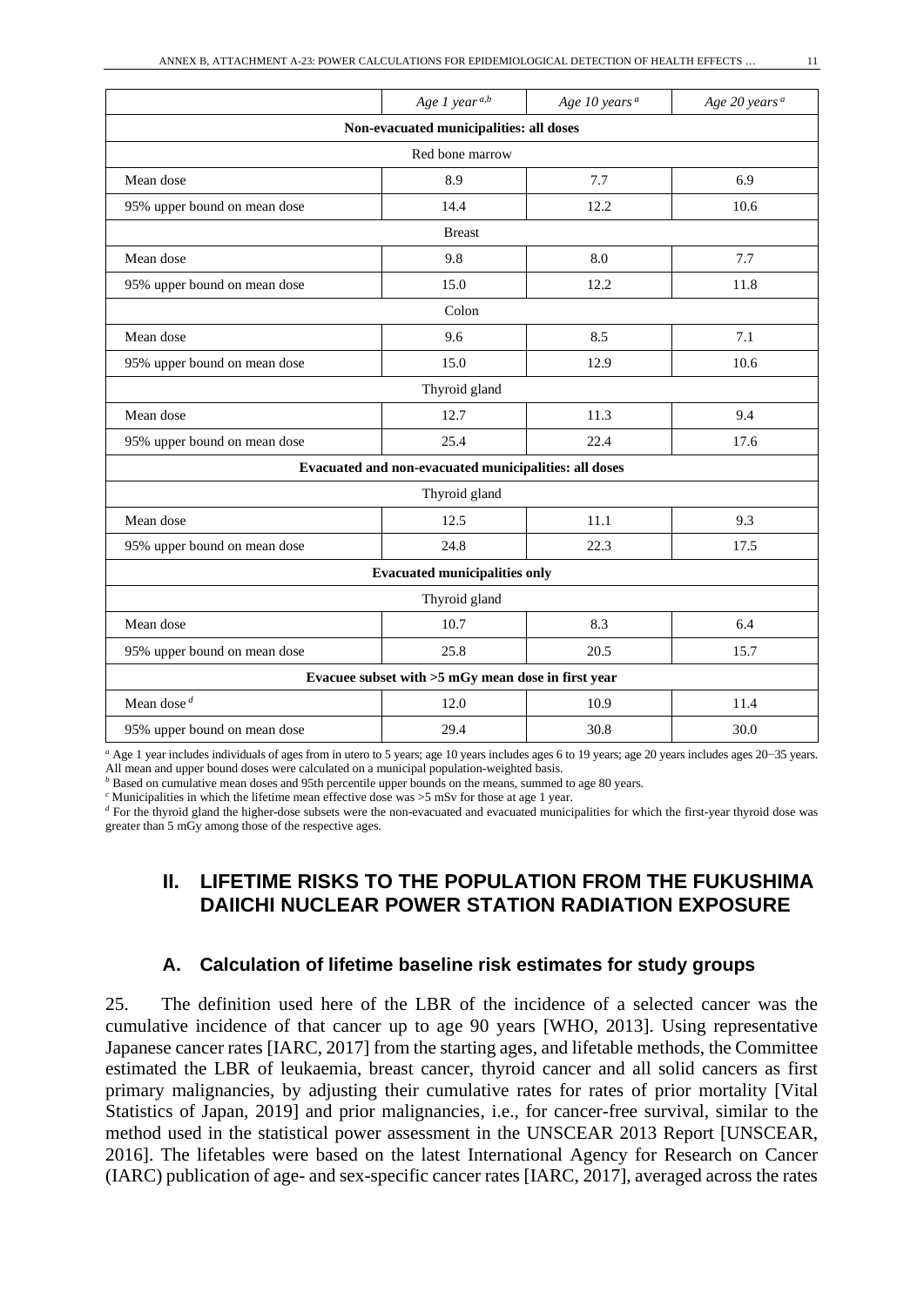| | *Age 1 year* [a,b] | *Age 10 years* [a] | *Age 20 years* [a] |
|---|---|---|---|
| **Non-evacuated municipalities: all doses** | | | |
| Red bone marrow | | | |
| Mean dose | 8.9 | 7.7 | 6.9 |
| 95% upper bound on mean dose | 14.4 | 12.2 | 10.6 |
| Breast | | | |
| Mean dose | 9.8 | 8.0 | 7.7 |
| 95% upper bound on mean dose | 15.0 | 12.2 | 11.8 |
| Colon | | | |
| Mean dose | 9.6 | 8.5 | 7.1 |
| 95% upper bound on mean dose | 15.0 | 12.9 | 10.6 |
| Thyroid gland | | | |
| Mean dose | 12.7 | 11.3 | 9.4 |
| 95% upper bound on mean dose | 25.4 | 22.4 | 17.6 |
| **Evacuated and non-evacuated municipalities: all doses** | | | |
| Thyroid gland | | | |
| Mean dose | 12.5 | 11.1 | 9.3 |
| 95% upper bound on mean dose | 24.8 | 22.3 | 17.5 |
| **Evacuated municipalities only** | | | |
| Thyroid gland | | | |
| Mean dose | 10.7 | 8.3 | 6.4 |
| 95% upper bound on mean dose | 25.8 | 20.5 | 15.7 |
| **Evacuee subset with >5 mGy mean dose in first year** | | | |
| Mean dose [d] | 12.0 | 10.9 | 11.4 |
| 95% upper bound on mean dose | 29.4 | 30.8 | 30.0 |

[a] Age 1 year includes individuals of ages from in utero to 5 years; age 10 years includes ages 6 to 19 years; age 20 years includes ages 20−35 years. All mean and upper bound doses were calculated on a municipal population-weighted basis.
[b] Based on cumulative mean doses and 95th percentile upper bounds on the means, summed to age 80 years.
[c] Municipalities in which the lifetime mean effective dose was >5 mSv for those at age 1 year.
[d] For the thyroid gland the higher-dose subsets were the non-evacuated and evacuated municipalities for which the first-year thyroid dose was greater than 5 mGy among those of the respective ages.

## II. LIFETIME RISKS TO THE POPULATION FROM THE FUKUSHIMA DAIICHI NUCLEAR POWER STATION RADIATION EXPOSURE

### A. Calculation of lifetime baseline risk estimates for study groups

25. The definition used here of the LBR of the incidence of a selected cancer was the cumulative incidence of that cancer up to age 90 years [WHO, 2013]. Using representative Japanese cancer rates [IARC, 2017] from the starting ages, and lifetable methods, the Committee estimated the LBR of leukaemia, breast cancer, thyroid cancer and all solid cancers as first primary malignancies, by adjusting their cumulative rates for rates of prior mortality [Vital Statistics of Japan, 2019] and prior malignancies, i.e., for cancer-free survival, similar to the method used in the statistical power assessment in the UNSCEAR 2013 Report [UNSCEAR, 2016]. The lifetables were based on the latest International Agency for Research on Cancer (IARC) publication of age- and sex-specific cancer rates [IARC, 2017], averaged across the rates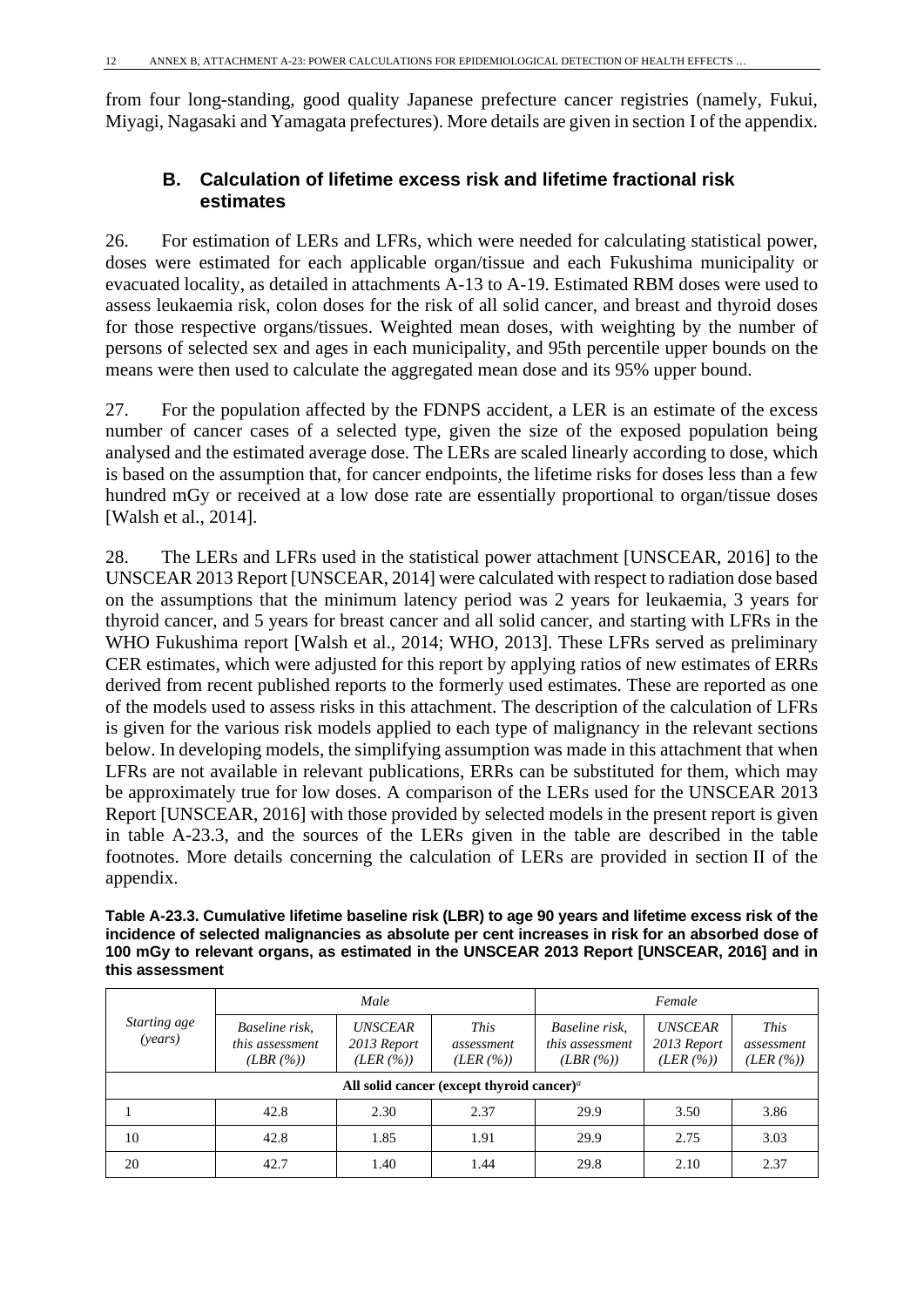from four long-standing, good quality Japanese prefecture cancer registries (namely, Fukui, Miyagi, Nagasaki and Yamagata prefectures). More details are given in section I of the appendix.

## B. Calculation of lifetime excess risk and lifetime fractional risk estimates

26. For estimation of LERs and LFRs, which were needed for calculating statistical power, doses were estimated for each applicable organ/tissue and each Fukushima municipality or evacuated locality, as detailed in attachments A-13 to A-19. Estimated RBM doses were used to assess leukaemia risk, colon doses for the risk of all solid cancer, and breast and thyroid doses for those respective organs/tissues. Weighted mean doses, with weighting by the number of persons of selected sex and ages in each municipality, and 95th percentile upper bounds on the means were then used to calculate the aggregated mean dose and its 95% upper bound.

27. For the population affected by the FDNPS accident, a LER is an estimate of the excess number of cancer cases of a selected type, given the size of the exposed population being analysed and the estimated average dose. The LERs are scaled linearly according to dose, which is based on the assumption that, for cancer endpoints, the lifetime risks for doses less than a few hundred mGy or received at a low dose rate are essentially proportional to organ/tissue doses [Walsh et al., 2014].

28. The LERs and LFRs used in the statistical power attachment [UNSCEAR, 2016] to the UNSCEAR 2013 Report [UNSCEAR, 2014] were calculated with respect to radiation dose based on the assumptions that the minimum latency period was 2 years for leukaemia, 3 years for thyroid cancer, and 5 years for breast cancer and all solid cancer, and starting with LFRs in the WHO Fukushima report [Walsh et al., 2014; WHO, 2013]. These LFRs served as preliminary CER estimates, which were adjusted for this report by applying ratios of new estimates of ERRs derived from recent published reports to the formerly used estimates. These are reported as one of the models used to assess risks in this attachment. The description of the calculation of LFRs is given for the various risk models applied to each type of malignancy in the relevant sections below. In developing models, the simplifying assumption was made in this attachment that when LFRs are not available in relevant publications, ERRs can be substituted for them, which may be approximately true for low doses. A comparison of the LERs used for the UNSCEAR 2013 Report [UNSCEAR, 2016] with those provided by selected models in the present report is given in table A-23.3, and the sources of the LERs given in the table are described in the table footnotes. More details concerning the calculation of LERs are provided in section II of the appendix.

**Table A-23.3. Cumulative lifetime baseline risk (LBR) to age 90 years and lifetime excess risk of the incidence of selected malignancies as absolute per cent increases in risk for an absorbed dose of 100 mGy to relevant organs, as estimated in the UNSCEAR 2013 Report [UNSCEAR, 2016] and in this assessment**

| *Starting age (years)* | *Male* | | | *Female* | | |
|---|---|---|---|---|---|---|
| | *Baseline risk, this assessment (LBR (%))* | *UNSCEAR 2013 Report (LER (%))* | *This assessment (LER (%))* | *Baseline risk, this assessment (LBR (%))* | *UNSCEAR 2013 Report (LER (%))* | *This assessment (LER (%))* |
| **All solid cancer (except thyroid cancer)[a]** | | | | | | |
| 1 | 42.8 | 2.30 | 2.37 | 29.9 | 3.50 | 3.86 |
| 10 | 42.8 | 1.85 | 1.91 | 29.9 | 2.75 | 3.03 |
| 20 | 42.7 | 1.40 | 1.44 | 29.8 | 2.10 | 2.37 |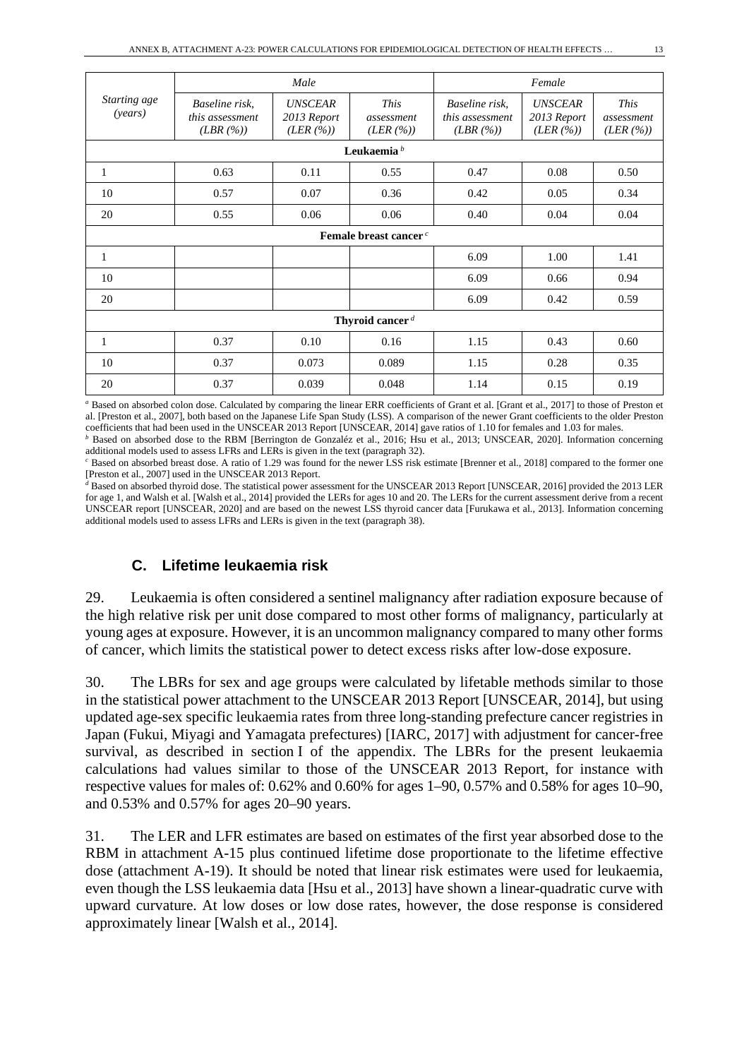| Starting age (years) | Male | | | Female | | |
|---|---|---|---|---|---|---|
| | *Baseline risk, this assessment (LBR (%))* | *UNSCEAR 2013 Report (LER (%))* | *This assessment (LER (%))* | *Baseline risk, this assessment (LBR (%))* | *UNSCEAR 2013 Report (LER (%))* | *This assessment (LER (%))* |
| **Leukaemia** [b] | | | | | | |
| 1 | 0.63 | 0.11 | 0.55 | 0.47 | 0.08 | 0.50 |
| 10 | 0.57 | 0.07 | 0.36 | 0.42 | 0.05 | 0.34 |
| 20 | 0.55 | 0.06 | 0.06 | 0.40 | 0.04 | 0.04 |
| **Female breast cancer** [c] | | | | | | |
| 1 | | | | 6.09 | 1.00 | 1.41 |
| 10 | | | | 6.09 | 0.66 | 0.94 |
| 20 | | | | 6.09 | 0.42 | 0.59 |
| **Thyroid cancer** [d] | | | | | | |
| 1 | 0.37 | 0.10 | 0.16 | 1.15 | 0.43 | 0.60 |
| 10 | 0.37 | 0.073 | 0.089 | 1.15 | 0.28 | 0.35 |
| 20 | 0.37 | 0.039 | 0.048 | 1.14 | 0.15 | 0.19 |

[a] Based on absorbed colon dose. Calculated by comparing the linear ERR coefficients of Grant et al. [Grant et al., 2017] to those of Preston et al. [Preston et al., 2007], both based on the Japanese Life Span Study (LSS). A comparison of the newer Grant coefficients to the older Preston coefficients that had been used in the UNSCEAR 2013 Report [UNSCEAR, 2014] gave ratios of 1.10 for females and 1.03 for males.

[b] Based on absorbed dose to the RBM [Berrington de Gonzaléz et al., 2016; Hsu et al., 2013; UNSCEAR, 2020]. Information concerning additional models used to assess LFRs and LERs is given in the text (paragraph 32).

[c] Based on absorbed breast dose. A ratio of 1.29 was found for the newer LSS risk estimate [Brenner et al., 2018] compared to the former one [Preston et al., 2007] used in the UNSCEAR 2013 Report.

[d] Based on absorbed thyroid dose. The statistical power assessment for the UNSCEAR 2013 Report [UNSCEAR, 2016] provided the 2013 LER for age 1, and Walsh et al. [Walsh et al., 2014] provided the LERs for ages 10 and 20. The LERs for the current assessment derive from a recent UNSCEAR report [UNSCEAR, 2020] and are based on the newest LSS thyroid cancer data [Furukawa et al., 2013]. Information concerning additional models used to assess LFRs and LERs is given in the text (paragraph 38).

## C. Lifetime leukaemia risk

29. Leukaemia is often considered a sentinel malignancy after radiation exposure because of the high relative risk per unit dose compared to most other forms of malignancy, particularly at young ages at exposure. However, it is an uncommon malignancy compared to many other forms of cancer, which limits the statistical power to detect excess risks after low-dose exposure.

30. The LBRs for sex and age groups were calculated by lifetable methods similar to those in the statistical power attachment to the UNSCEAR 2013 Report [UNSCEAR, 2014], but using updated age-sex specific leukaemia rates from three long-standing prefecture cancer registries in Japan (Fukui, Miyagi and Yamagata prefectures) [IARC, 2017] with adjustment for cancer-free survival, as described in section I of the appendix. The LBRs for the present leukaemia calculations had values similar to those of the UNSCEAR 2013 Report, for instance with respective values for males of: 0.62% and 0.60% for ages 1–90, 0.57% and 0.58% for ages 10–90, and 0.53% and 0.57% for ages 20–90 years.

31. The LER and LFR estimates are based on estimates of the first year absorbed dose to the RBM in attachment A-15 plus continued lifetime dose proportionate to the lifetime effective dose (attachment A-19). It should be noted that linear risk estimates were used for leukaemia, even though the LSS leukaemia data [Hsu et al., 2013] have shown a linear-quadratic curve with upward curvature. At low doses or low dose rates, however, the dose response is considered approximately linear [Walsh et al., 2014].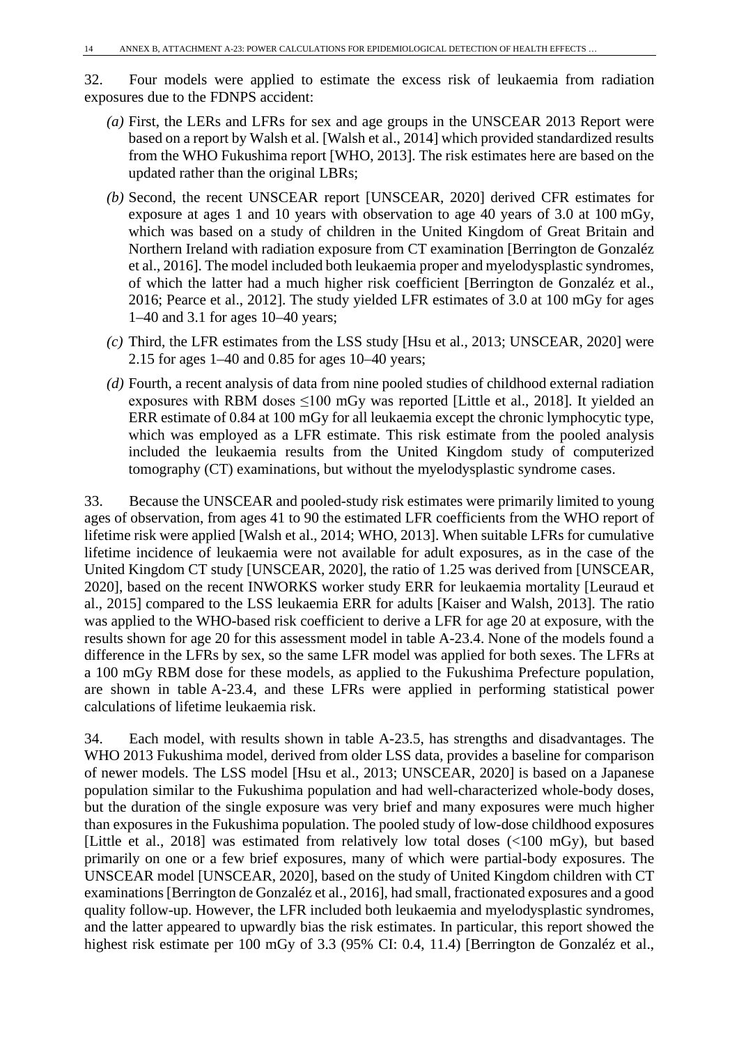32. Four models were applied to estimate the excess risk of leukaemia from radiation exposures due to the FDNPS accident:

*(a)* First, the LERs and LFRs for sex and age groups in the UNSCEAR 2013 Report were based on a report by Walsh et al. [Walsh et al., 2014] which provided standardized results from the WHO Fukushima report [WHO, 2013]. The risk estimates here are based on the updated rather than the original LBRs;

*(b)* Second, the recent UNSCEAR report [UNSCEAR, 2020] derived CFR estimates for exposure at ages 1 and 10 years with observation to age 40 years of 3.0 at 100 mGy, which was based on a study of children in the United Kingdom of Great Britain and Northern Ireland with radiation exposure from CT examination [Berrington de Gonzaléz et al., 2016]. The model included both leukaemia proper and myelodysplastic syndromes, of which the latter had a much higher risk coefficient [Berrington de Gonzaléz et al., 2016; Pearce et al., 2012]. The study yielded LFR estimates of 3.0 at 100 mGy for ages 1–40 and 3.1 for ages 10–40 years;

*(c)* Third, the LFR estimates from the LSS study [Hsu et al., 2013; UNSCEAR, 2020] were 2.15 for ages 1–40 and 0.85 for ages 10–40 years;

*(d)* Fourth, a recent analysis of data from nine pooled studies of childhood external radiation exposures with RBM doses ≤100 mGy was reported [Little et al., 2018]. It yielded an ERR estimate of 0.84 at 100 mGy for all leukaemia except the chronic lymphocytic type, which was employed as a LFR estimate. This risk estimate from the pooled analysis included the leukaemia results from the United Kingdom study of computerized tomography (CT) examinations, but without the myelodysplastic syndrome cases.

33. Because the UNSCEAR and pooled-study risk estimates were primarily limited to young ages of observation, from ages 41 to 90 the estimated LFR coefficients from the WHO report of lifetime risk were applied [Walsh et al., 2014; WHO, 2013]. When suitable LFRs for cumulative lifetime incidence of leukaemia were not available for adult exposures, as in the case of the United Kingdom CT study [UNSCEAR, 2020], the ratio of 1.25 was derived from [UNSCEAR, 2020], based on the recent INWORKS worker study ERR for leukaemia mortality [Leuraud et al., 2015] compared to the LSS leukaemia ERR for adults [Kaiser and Walsh, 2013]. The ratio was applied to the WHO-based risk coefficient to derive a LFR for age 20 at exposure, with the results shown for age 20 for this assessment model in table A-23.4. None of the models found a difference in the LFRs by sex, so the same LFR model was applied for both sexes. The LFRs at a 100 mGy RBM dose for these models, as applied to the Fukushima Prefecture population, are shown in table A-23.4, and these LFRs were applied in performing statistical power calculations of lifetime leukaemia risk.

34. Each model, with results shown in table A-23.5, has strengths and disadvantages. The WHO 2013 Fukushima model, derived from older LSS data, provides a baseline for comparison of newer models. The LSS model [Hsu et al., 2013; UNSCEAR, 2020] is based on a Japanese population similar to the Fukushima population and had well-characterized whole-body doses, but the duration of the single exposure was very brief and many exposures were much higher than exposures in the Fukushima population. The pooled study of low-dose childhood exposures [Little et al., 2018] was estimated from relatively low total doses (<100 mGy), but based primarily on one or a few brief exposures, many of which were partial-body exposures. The UNSCEAR model [UNSCEAR, 2020], based on the study of United Kingdom children with CT examinations [Berrington de Gonzaléz et al., 2016], had small, fractionated exposures and a good quality follow-up. However, the LFR included both leukaemia and myelodysplastic syndromes, and the latter appeared to upwardly bias the risk estimates. In particular, this report showed the highest risk estimate per 100 mGy of 3.3 (95% CI: 0.4, 11.4) [Berrington de Gonzaléz et al.,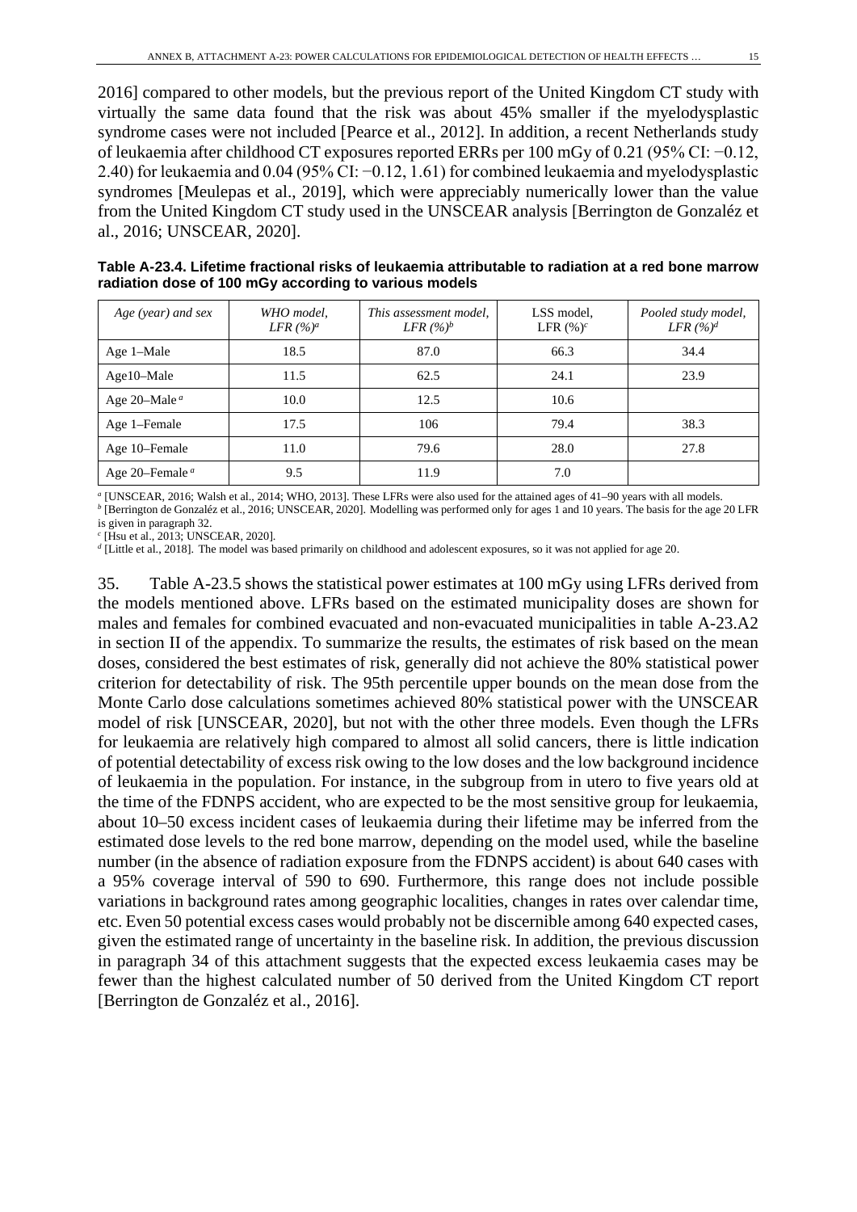2016] compared to other models, but the previous report of the United Kingdom CT study with virtually the same data found that the risk was about 45% smaller if the myelodysplastic syndrome cases were not included [Pearce et al., 2012]. In addition, a recent Netherlands study of leukaemia after childhood CT exposures reported ERRs per 100 mGy of 0.21 (95% CI: −0.12, 2.40) for leukaemia and 0.04 (95% CI: −0.12, 1.61) for combined leukaemia and myelodysplastic syndromes [Meulepas et al., 2019], which were appreciably numerically lower than the value from the United Kingdom CT study used in the UNSCEAR analysis [Berrington de Gonzaléz et al., 2016; UNSCEAR, 2020].

**Table A-23.4. Lifetime fractional risks of leukaemia attributable to radiation at a red bone marrow radiation dose of 100 mGy according to various models**

| *Age (year) and sex* | *WHO model, LFR (%)*[a] | *This assessment model, LFR (%)*[b] | LSS model, LFR (%)[c] | *Pooled study model, LFR (%)*[d] |
|---|---|---|---|---|
| Age 1–Male | 18.5 | 87.0 | 66.3 | 34.4 |
| Age10–Male | 11.5 | 62.5 | 24.1 | 23.9 |
| Age 20–Male [a] | 10.0 | 12.5 | 10.6 | |
| Age 1–Female | 17.5 | 106 | 79.4 | 38.3 |
| Age 10–Female | 11.0 | 79.6 | 28.0 | 27.8 |
| Age 20–Female [a] | 9.5 | 11.9 | 7.0 | |

[a] [UNSCEAR, 2016; Walsh et al., 2014; WHO, 2013]. These LFRs were also used for the attained ages of 41–90 years with all models.
[b] [Berrington de Gonzaléz et al., 2016; UNSCEAR, 2020]. Modelling was performed only for ages 1 and 10 years. The basis for the age 20 LFR is given in paragraph 32.
[c] [Hsu et al., 2013; UNSCEAR, 2020].
[d] [Little et al., 2018]. The model was based primarily on childhood and adolescent exposures, so it was not applied for age 20.

35. Table A-23.5 shows the statistical power estimates at 100 mGy using LFRs derived from the models mentioned above. LFRs based on the estimated municipality doses are shown for males and females for combined evacuated and non-evacuated municipalities in table A-23.A2 in section II of the appendix. To summarize the results, the estimates of risk based on the mean doses, considered the best estimates of risk, generally did not achieve the 80% statistical power criterion for detectability of risk. The 95th percentile upper bounds on the mean dose from the Monte Carlo dose calculations sometimes achieved 80% statistical power with the UNSCEAR model of risk [UNSCEAR, 2020], but not with the other three models. Even though the LFRs for leukaemia are relatively high compared to almost all solid cancers, there is little indication of potential detectability of excess risk owing to the low doses and the low background incidence of leukaemia in the population. For instance, in the subgroup from in utero to five years old at the time of the FDNPS accident, who are expected to be the most sensitive group for leukaemia, about 10–50 excess incident cases of leukaemia during their lifetime may be inferred from the estimated dose levels to the red bone marrow, depending on the model used, while the baseline number (in the absence of radiation exposure from the FDNPS accident) is about 640 cases with a 95% coverage interval of 590 to 690. Furthermore, this range does not include possible variations in background rates among geographic localities, changes in rates over calendar time, etc. Even 50 potential excess cases would probably not be discernible among 640 expected cases, given the estimated range of uncertainty in the baseline risk. In addition, the previous discussion in paragraph 34 of this attachment suggests that the expected excess leukaemia cases may be fewer than the highest calculated number of 50 derived from the United Kingdom CT report [Berrington de Gonzaléz et al., 2016].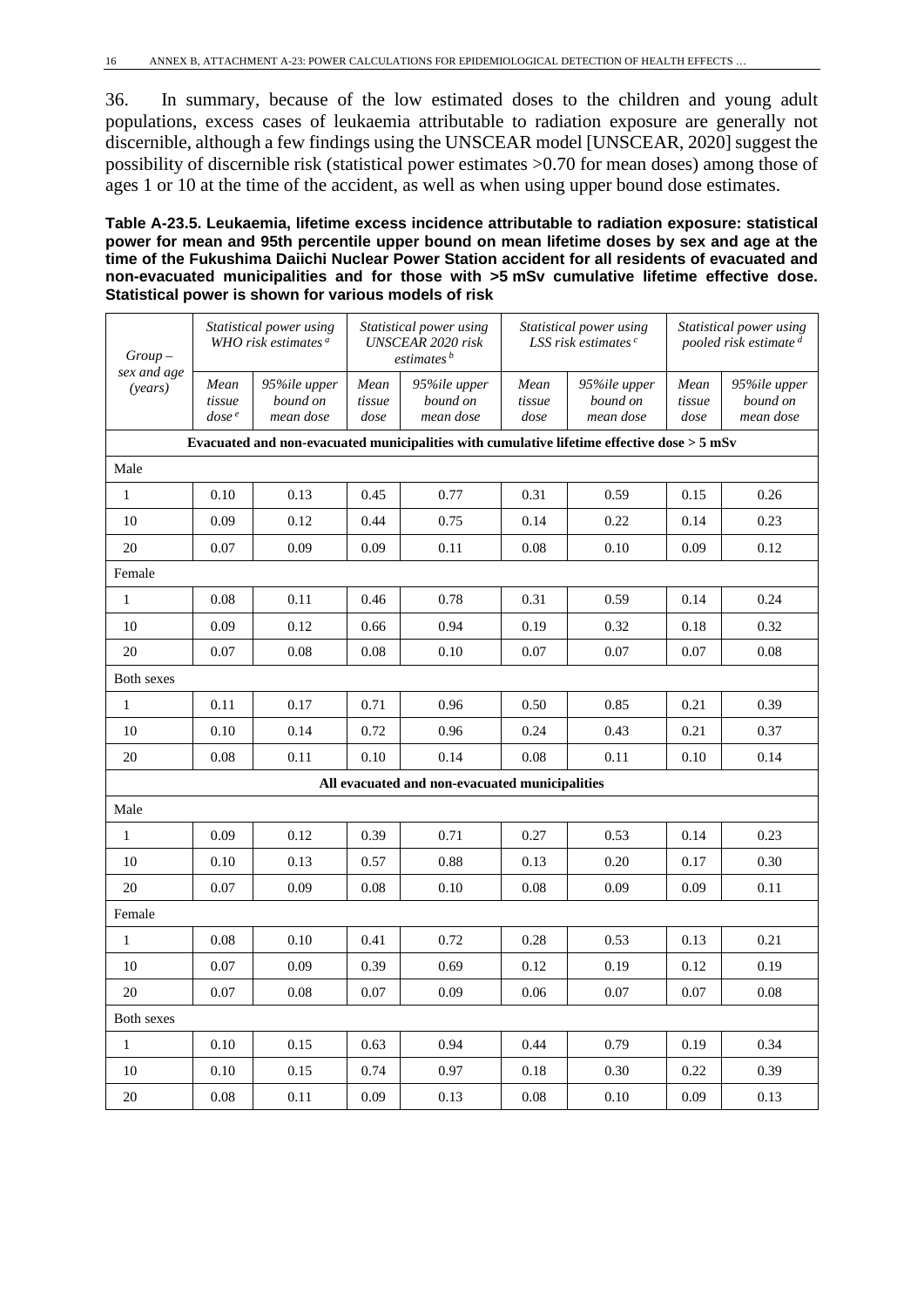36. In summary, because of the low estimated doses to the children and young adult populations, excess cases of leukaemia attributable to radiation exposure are generally not discernible, although a few findings using the UNSCEAR model [UNSCEAR, 2020] suggest the possibility of discernible risk (statistical power estimates >0.70 for mean doses) among those of ages 1 or 10 at the time of the accident, as well as when using upper bound dose estimates.

**Table A-23.5. Leukaemia, lifetime excess incidence attributable to radiation exposure: statistical power for mean and 95th percentile upper bound on mean lifetime doses by sex and age at the time of the Fukushima Daiichi Nuclear Power Station accident for all residents of evacuated and non-evacuated municipalities and for those with >5 mSv cumulative lifetime effective dose. Statistical power is shown for various models of risk**

| *Group – sex and age (years)* | *Statistical power using WHO risk estimates* [a] | | *Statistical power using UNSCEAR 2020 risk estimates* [b] | | *Statistical power using LSS risk estimates* [c] | | *Statistical power using pooled risk estimate* [d] | |
|---|---|---|---|---|---|---|---|---|
| | *Mean tissue dose* [e] | *95%ile upper bound on mean dose* | *Mean tissue dose* | *95%ile upper bound on mean dose* | *Mean tissue dose* | *95%ile upper bound on mean dose* | *Mean tissue dose* | *95%ile upper bound on mean dose* |
| **Evacuated and non-evacuated municipalities with cumulative lifetime effective dose > 5 mSv** | | | | | | | | |
| Male | | | | | | | | |
| 1 | 0.10 | 0.13 | 0.45 | 0.77 | 0.31 | 0.59 | 0.15 | 0.26 |
| 10 | 0.09 | 0.12 | 0.44 | 0.75 | 0.14 | 0.22 | 0.14 | 0.23 |
| 20 | 0.07 | 0.09 | 0.09 | 0.11 | 0.08 | 0.10 | 0.09 | 0.12 |
| Female | | | | | | | | |
| 1 | 0.08 | 0.11 | 0.46 | 0.78 | 0.31 | 0.59 | 0.14 | 0.24 |
| 10 | 0.09 | 0.12 | 0.66 | 0.94 | 0.19 | 0.32 | 0.18 | 0.32 |
| 20 | 0.07 | 0.08 | 0.08 | 0.10 | 0.07 | 0.07 | 0.07 | 0.08 |
| Both sexes | | | | | | | | |
| 1 | 0.11 | 0.17 | 0.71 | 0.96 | 0.50 | 0.85 | 0.21 | 0.39 |
| 10 | 0.10 | 0.14 | 0.72 | 0.96 | 0.24 | 0.43 | 0.21 | 0.37 |
| 20 | 0.08 | 0.11 | 0.10 | 0.14 | 0.08 | 0.11 | 0.10 | 0.14 |
| **All evacuated and non-evacuated municipalities** | | | | | | | | |
| Male | | | | | | | | |
| 1 | 0.09 | 0.12 | 0.39 | 0.71 | 0.27 | 0.53 | 0.14 | 0.23 |
| 10 | 0.10 | 0.13 | 0.57 | 0.88 | 0.13 | 0.20 | 0.17 | 0.30 |
| 20 | 0.07 | 0.09 | 0.08 | 0.10 | 0.08 | 0.09 | 0.09 | 0.11 |
| Female | | | | | | | | |
| 1 | 0.08 | 0.10 | 0.41 | 0.72 | 0.28 | 0.53 | 0.13 | 0.21 |
| 10 | 0.07 | 0.09 | 0.39 | 0.69 | 0.12 | 0.19 | 0.12 | 0.19 |
| 20 | 0.07 | 0.08 | 0.07 | 0.09 | 0.06 | 0.07 | 0.07 | 0.08 |
| Both sexes | | | | | | | | |
| 1 | 0.10 | 0.15 | 0.63 | 0.94 | 0.44 | 0.79 | 0.19 | 0.34 |
| 10 | 0.10 | 0.15 | 0.74 | 0.97 | 0.18 | 0.30 | 0.22 | 0.39 |
| 20 | 0.08 | 0.11 | 0.09 | 0.13 | 0.08 | 0.10 | 0.09 | 0.13 |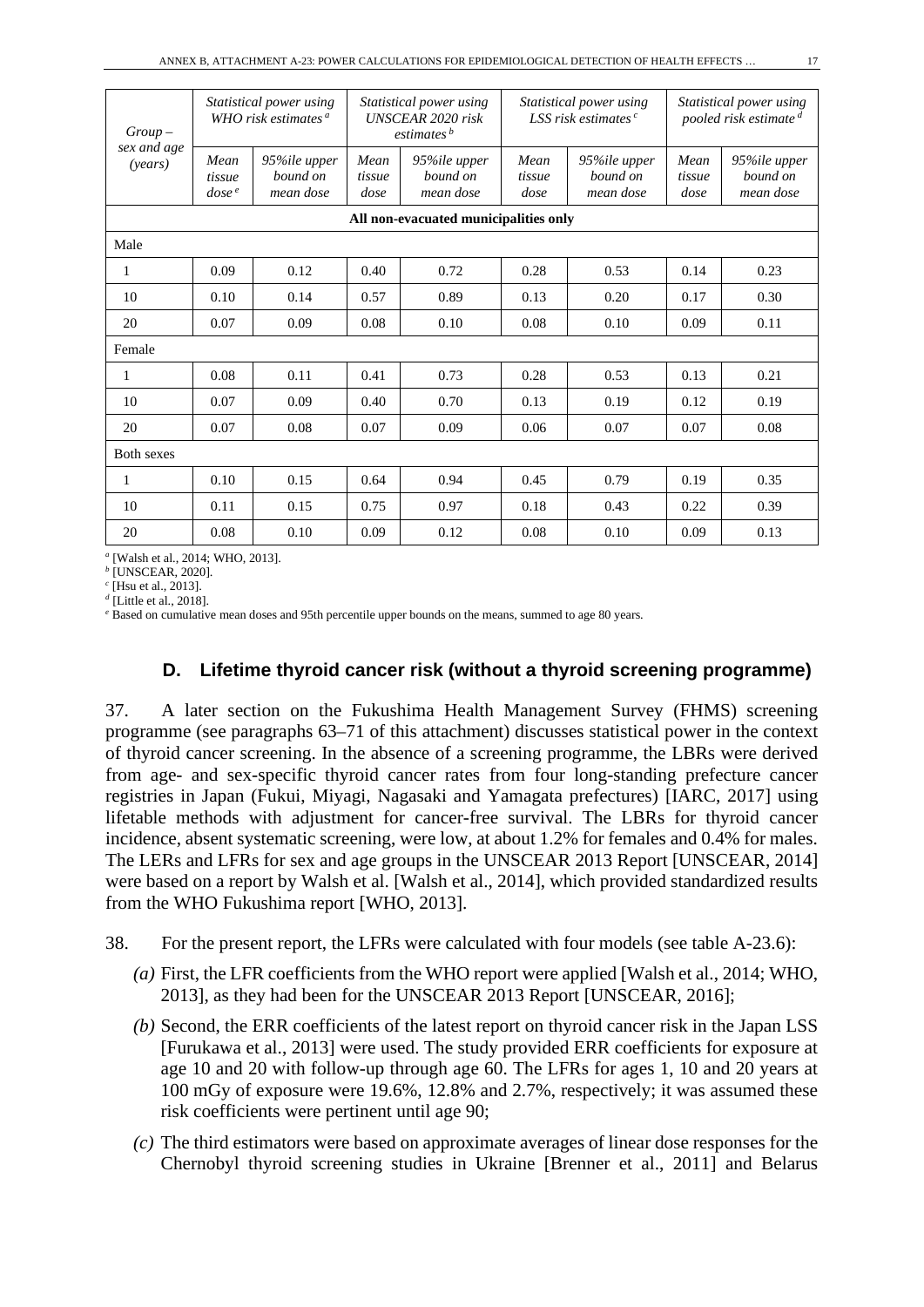| *Group – sex and age (years)* | *Statistical power using WHO risk estimates* [a] | | *Statistical power using UNSCEAR 2020 risk estimates* [b] | | *Statistical power using LSS risk estimates* [c] | | *Statistical power using pooled risk estimate* [d] | |
|---|---|---|---|---|---|---|---|---|
| | *Mean tissue dose* [e] | *95%ile upper bound on mean dose* | *Mean tissue dose* | *95%ile upper bound on mean dose* | *Mean tissue dose* | *95%ile upper bound on mean dose* | *Mean tissue dose* | *95%ile upper bound on mean dose* |
| **All non-evacuated municipalities only** | | | | | | | | |
| Male | | | | | | | | |
| 1 | 0.09 | 0.12 | 0.40 | 0.72 | 0.28 | 0.53 | 0.14 | 0.23 |
| 10 | 0.10 | 0.14 | 0.57 | 0.89 | 0.13 | 0.20 | 0.17 | 0.30 |
| 20 | 0.07 | 0.09 | 0.08 | 0.10 | 0.08 | 0.10 | 0.09 | 0.11 |
| Female | | | | | | | | |
| 1 | 0.08 | 0.11 | 0.41 | 0.73 | 0.28 | 0.53 | 0.13 | 0.21 |
| 10 | 0.07 | 0.09 | 0.40 | 0.70 | 0.13 | 0.19 | 0.12 | 0.19 |
| 20 | 0.07 | 0.08 | 0.07 | 0.09 | 0.06 | 0.07 | 0.07 | 0.08 |
| Both sexes | | | | | | | | |
| 1 | 0.10 | 0.15 | 0.64 | 0.94 | 0.45 | 0.79 | 0.19 | 0.35 |
| 10 | 0.11 | 0.15 | 0.75 | 0.97 | 0.18 | 0.43 | 0.22 | 0.39 |
| 20 | 0.08 | 0.10 | 0.09 | 0.12 | 0.08 | 0.10 | 0.09 | 0.13 |

[a] [Walsh et al., 2014; WHO, 2013].
[b] [UNSCEAR, 2020].
[c] [Hsu et al., 2013].
[d] [Little et al., 2018].
[e] Based on cumulative mean doses and 95th percentile upper bounds on the means, summed to age 80 years.

### D. Lifetime thyroid cancer risk (without a thyroid screening programme)

37. A later section on the Fukushima Health Management Survey (FHMS) screening programme (see paragraphs 63–71 of this attachment) discusses statistical power in the context of thyroid cancer screening. In the absence of a screening programme, the LBRs were derived from age- and sex-specific thyroid cancer rates from four long-standing prefecture cancer registries in Japan (Fukui, Miyagi, Nagasaki and Yamagata prefectures) [IARC, 2017] using lifetable methods with adjustment for cancer-free survival. The LBRs for thyroid cancer incidence, absent systematic screening, were low, at about 1.2% for females and 0.4% for males. The LERs and LFRs for sex and age groups in the UNSCEAR 2013 Report [UNSCEAR, 2014] were based on a report by Walsh et al. [Walsh et al., 2014], which provided standardized results from the WHO Fukushima report [WHO, 2013].

38. For the present report, the LFRs were calculated with four models (see table A-23.6):

- *(a)* First, the LFR coefficients from the WHO report were applied [Walsh et al., 2014; WHO, 2013], as they had been for the UNSCEAR 2013 Report [UNSCEAR, 2016];
- *(b)* Second, the ERR coefficients of the latest report on thyroid cancer risk in the Japan LSS [Furukawa et al., 2013] were used. The study provided ERR coefficients for exposure at age 10 and 20 with follow-up through age 60. The LFRs for ages 1, 10 and 20 years at 100 mGy of exposure were 19.6%, 12.8% and 2.7%, respectively; it was assumed these risk coefficients were pertinent until age 90;
- *(c)* The third estimators were based on approximate averages of linear dose responses for the Chernobyl thyroid screening studies in Ukraine [Brenner et al., 2011] and Belarus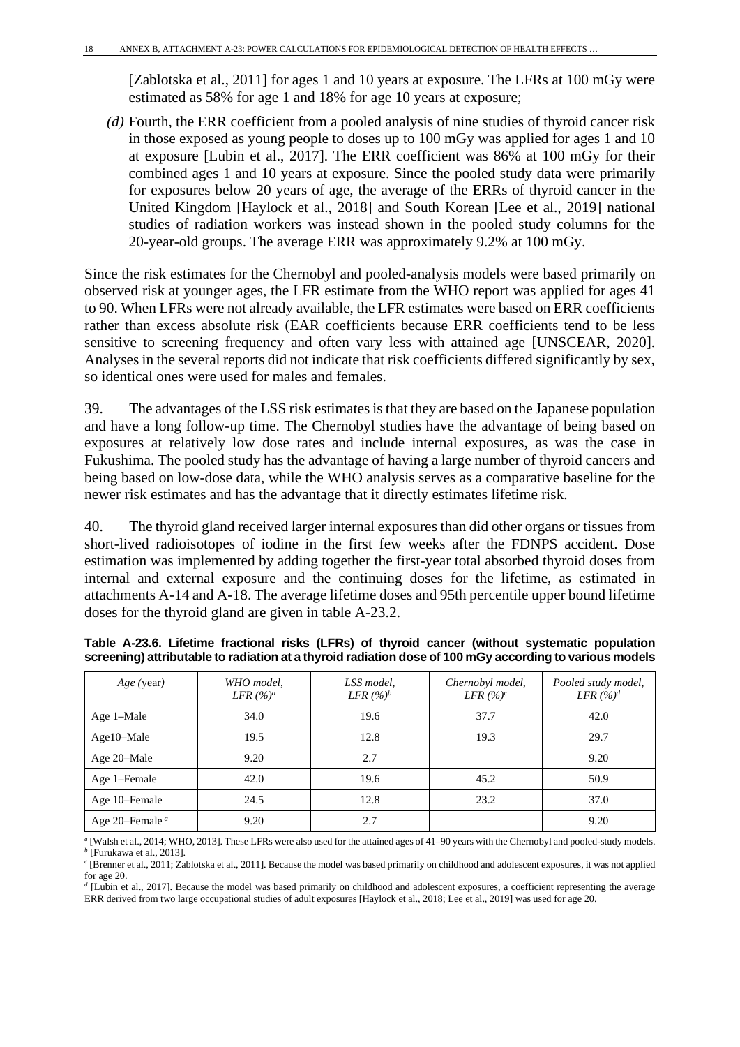[Zablotska et al., 2011] for ages 1 and 10 years at exposure. The LFRs at 100 mGy were estimated as 58% for age 1 and 18% for age 10 years at exposure;

*(d)* Fourth, the ERR coefficient from a pooled analysis of nine studies of thyroid cancer risk in those exposed as young people to doses up to 100 mGy was applied for ages 1 and 10 at exposure [Lubin et al., 2017]. The ERR coefficient was 86% at 100 mGy for their combined ages 1 and 10 years at exposure. Since the pooled study data were primarily for exposures below 20 years of age, the average of the ERRs of thyroid cancer in the United Kingdom [Haylock et al., 2018] and South Korean [Lee et al., 2019] national studies of radiation workers was instead shown in the pooled study columns for the 20-year-old groups. The average ERR was approximately 9.2% at 100 mGy.

Since the risk estimates for the Chernobyl and pooled-analysis models were based primarily on observed risk at younger ages, the LFR estimate from the WHO report was applied for ages 41 to 90. When LFRs were not already available, the LFR estimates were based on ERR coefficients rather than excess absolute risk (EAR coefficients because ERR coefficients tend to be less sensitive to screening frequency and often vary less with attained age [UNSCEAR, 2020]. Analyses in the several reports did not indicate that risk coefficients differed significantly by sex, so identical ones were used for males and females.

39. The advantages of the LSS risk estimates is that they are based on the Japanese population and have a long follow-up time. The Chernobyl studies have the advantage of being based on exposures at relatively low dose rates and include internal exposures, as was the case in Fukushima. The pooled study has the advantage of having a large number of thyroid cancers and being based on low-dose data, while the WHO analysis serves as a comparative baseline for the newer risk estimates and has the advantage that it directly estimates lifetime risk.

40. The thyroid gland received larger internal exposures than did other organs or tissues from short-lived radioisotopes of iodine in the first few weeks after the FDNPS accident. Dose estimation was implemented by adding together the first-year total absorbed thyroid doses from internal and external exposure and the continuing doses for the lifetime, as estimated in attachments A-14 and A-18. The average lifetime doses and 95th percentile upper bound lifetime doses for the thyroid gland are given in table A-23.2.

**Table A-23.6. Lifetime fractional risks (LFRs) of thyroid cancer (without systematic population screening) attributable to radiation at a thyroid radiation dose of 100 mGy according to various models**

| *Age* (year) | *WHO model, LFR (%)*[a] | *LSS model, LFR (%)*[b] | *Chernobyl model, LFR (%)*[c] | *Pooled study model, LFR (%)*[d] |
|---|---|---|---|---|
| Age 1–Male | 34.0 | 19.6 | 37.7 | 42.0 |
| Age10–Male | 19.5 | 12.8 | 19.3 | 29.7 |
| Age 20–Male | 9.20 | 2.7 | | 9.20 |
| Age 1–Female | 42.0 | 19.6 | 45.2 | 50.9 |
| Age 10–Female | 24.5 | 12.8 | 23.2 | 37.0 |
| Age 20–Female [a] | 9.20 | 2.7 | | 9.20 |

[a] [Walsh et al., 2014; WHO, 2013]. These LFRs were also used for the attained ages of 41–90 years with the Chernobyl and pooled-study models.
[b] [Furukawa et al., 2013].
[c] [Brenner et al., 2011; Zablotska et al., 2011]. Because the model was based primarily on childhood and adolescent exposures, it was not applied for age 20.
[d] [Lubin et al., 2017]. Because the model was based primarily on childhood and adolescent exposures, a coefficient representing the average ERR derived from two large occupational studies of adult exposures [Haylock et al., 2018; Lee et al., 2019] was used for age 20.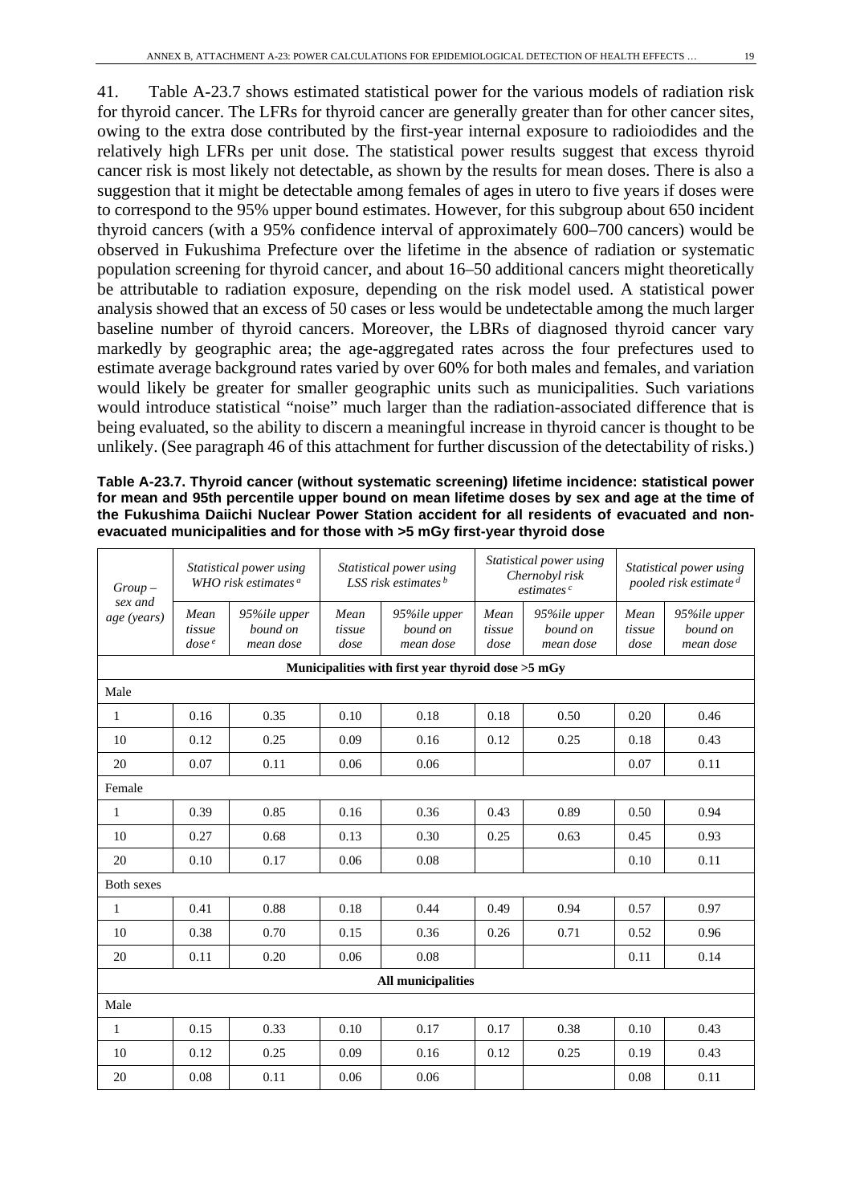41. Table A-23.7 shows estimated statistical power for the various models of radiation risk for thyroid cancer. The LFRs for thyroid cancer are generally greater than for other cancer sites, owing to the extra dose contributed by the first-year internal exposure to radioiodides and the relatively high LFRs per unit dose. The statistical power results suggest that excess thyroid cancer risk is most likely not detectable, as shown by the results for mean doses. There is also a suggestion that it might be detectable among females of ages in utero to five years if doses were to correspond to the 95% upper bound estimates. However, for this subgroup about 650 incident thyroid cancers (with a 95% confidence interval of approximately 600–700 cancers) would be observed in Fukushima Prefecture over the lifetime in the absence of radiation or systematic population screening for thyroid cancer, and about 16–50 additional cancers might theoretically be attributable to radiation exposure, depending on the risk model used. A statistical power analysis showed that an excess of 50 cases or less would be undetectable among the much larger baseline number of thyroid cancers. Moreover, the LBRs of diagnosed thyroid cancer vary markedly by geographic area; the age-aggregated rates across the four prefectures used to estimate average background rates varied by over 60% for both males and females, and variation would likely be greater for smaller geographic units such as municipalities. Such variations would introduce statistical "noise" much larger than the radiation-associated difference that is being evaluated, so the ability to discern a meaningful increase in thyroid cancer is thought to be unlikely. (See paragraph 46 of this attachment for further discussion of the detectability of risks.)

**Table A-23.7. Thyroid cancer (without systematic screening) lifetime incidence: statistical power for mean and 95th percentile upper bound on mean lifetime doses by sex and age at the time of the Fukushima Daiichi Nuclear Power Station accident for all residents of evacuated and non-evacuated municipalities and for those with >5 mGy first-year thyroid dose**

| *Group – sex and age (years)* | *Statistical power using WHO risk estimates* [a] | | *Statistical power using LSS risk estimates* [b] | | *Statistical power using Chernobyl risk estimates* [c] | | *Statistical power using pooled risk estimate* [d] | |
|---|---|---|---|---|---|---|---|---|
| | *Mean tissue dose* [e] | *95%ile upper bound on mean dose* | *Mean tissue dose* | *95%ile upper bound on mean dose* | *Mean tissue dose* | *95%ile upper bound on mean dose* | *Mean tissue dose* | *95%ile upper bound on mean dose* |
| **Municipalities with first year thyroid dose >5 mGy** | | | | | | | | |
| Male | | | | | | | | |
| 1 | 0.16 | 0.35 | 0.10 | 0.18 | 0.18 | 0.50 | 0.20 | 0.46 |
| 10 | 0.12 | 0.25 | 0.09 | 0.16 | 0.12 | 0.25 | 0.18 | 0.43 |
| 20 | 0.07 | 0.11 | 0.06 | 0.06 | | | 0.07 | 0.11 |
| Female | | | | | | | | |
| 1 | 0.39 | 0.85 | 0.16 | 0.36 | 0.43 | 0.89 | 0.50 | 0.94 |
| 10 | 0.27 | 0.68 | 0.13 | 0.30 | 0.25 | 0.63 | 0.45 | 0.93 |
| 20 | 0.10 | 0.17 | 0.06 | 0.08 | | | 0.10 | 0.11 |
| Both sexes | | | | | | | | |
| 1 | 0.41 | 0.88 | 0.18 | 0.44 | 0.49 | 0.94 | 0.57 | 0.97 |
| 10 | 0.38 | 0.70 | 0.15 | 0.36 | 0.26 | 0.71 | 0.52 | 0.96 |
| 20 | 0.11 | 0.20 | 0.06 | 0.08 | | | 0.11 | 0.14 |
| **All municipalities** | | | | | | | | |
| Male | | | | | | | | |
| 1 | 0.15 | 0.33 | 0.10 | 0.17 | 0.17 | 0.38 | 0.10 | 0.43 |
| 10 | 0.12 | 0.25 | 0.09 | 0.16 | 0.12 | 0.25 | 0.19 | 0.43 |
| 20 | 0.08 | 0.11 | 0.06 | 0.06 | | | 0.08 | 0.11 |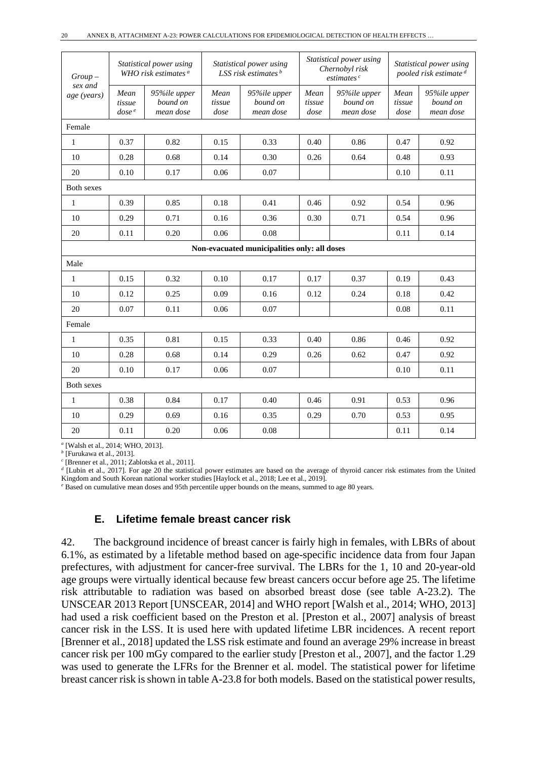| Group – sex and age (years) | Statistical power using WHO risk estimates [a] | | Statistical power using LSS risk estimates [b] | | Statistical power using Chernobyl risk estimates [c] | | Statistical power using pooled risk estimate [d] | |
|---|---|---|---|---|---|---|---|---|
| | Mean tissue dose [e] | 95%ile upper bound on mean dose | Mean tissue dose | 95%ile upper bound on mean dose | Mean tissue dose | 95%ile upper bound on mean dose | Mean tissue dose | 95%ile upper bound on mean dose |
| Female | | | | | | | | |
| 1 | 0.37 | 0.82 | 0.15 | 0.33 | 0.40 | 0.86 | 0.47 | 0.92 |
| 10 | 0.28 | 0.68 | 0.14 | 0.30 | 0.26 | 0.64 | 0.48 | 0.93 |
| 20 | 0.10 | 0.17 | 0.06 | 0.07 | | | 0.10 | 0.11 |
| Both sexes | | | | | | | | |
| 1 | 0.39 | 0.85 | 0.18 | 0.41 | 0.46 | 0.92 | 0.54 | 0.96 |
| 10 | 0.29 | 0.71 | 0.16 | 0.36 | 0.30 | 0.71 | 0.54 | 0.96 |
| 20 | 0.11 | 0.20 | 0.06 | 0.08 | | | 0.11 | 0.14 |
| **Non-evacuated municipalities only: all doses** | | | | | | | | |
| Male | | | | | | | | |
| 1 | 0.15 | 0.32 | 0.10 | 0.17 | 0.17 | 0.37 | 0.19 | 0.43 |
| 10 | 0.12 | 0.25 | 0.09 | 0.16 | 0.12 | 0.24 | 0.18 | 0.42 |
| 20 | 0.07 | 0.11 | 0.06 | 0.07 | | | 0.08 | 0.11 |
| Female | | | | | | | | |
| 1 | 0.35 | 0.81 | 0.15 | 0.33 | 0.40 | 0.86 | 0.46 | 0.92 |
| 10 | 0.28 | 0.68 | 0.14 | 0.29 | 0.26 | 0.62 | 0.47 | 0.92 |
| 20 | 0.10 | 0.17 | 0.06 | 0.07 | | | 0.10 | 0.11 |
| Both sexes | | | | | | | | |
| 1 | 0.38 | 0.84 | 0.17 | 0.40 | 0.46 | 0.91 | 0.53 | 0.96 |
| 10 | 0.29 | 0.69 | 0.16 | 0.35 | 0.29 | 0.70 | 0.53 | 0.95 |
| 20 | 0.11 | 0.20 | 0.06 | 0.08 | | | 0.11 | 0.14 |

[a] [Walsh et al., 2014; WHO, 2013].
[b] [Furukawa et al., 2013].
[c] [Brenner et al., 2011; Zablotska et al., 2011].
[d] [Lubin et al., 2017]. For age 20 the statistical power estimates are based on the average of thyroid cancer risk estimates from the United Kingdom and South Korean national worker studies [Haylock et al., 2018; Lee et al., 2019].
[e] Based on cumulative mean doses and 95th percentile upper bounds on the means, summed to age 80 years.

### E. Lifetime female breast cancer risk

42. The background incidence of breast cancer is fairly high in females, with LBRs of about 6.1%, as estimated by a lifetable method based on age-specific incidence data from four Japan prefectures, with adjustment for cancer-free survival. The LBRs for the 1, 10 and 20-year-old age groups were virtually identical because few breast cancers occur before age 25. The lifetime risk attributable to radiation was based on absorbed breast dose (see table A-23.2). The UNSCEAR 2013 Report [UNSCEAR, 2014] and WHO report [Walsh et al., 2014; WHO, 2013] had used a risk coefficient based on the Preston et al. [Preston et al., 2007] analysis of breast cancer risk in the LSS. It is used here with updated lifetime LBR incidences. A recent report [Brenner et al., 2018] updated the LSS risk estimate and found an average 29% increase in breast cancer risk per 100 mGy compared to the earlier study [Preston et al., 2007], and the factor 1.29 was used to generate the LFRs for the Brenner et al. model. The statistical power for lifetime breast cancer risk is shown in table A-23.8 for both models. Based on the statistical power results,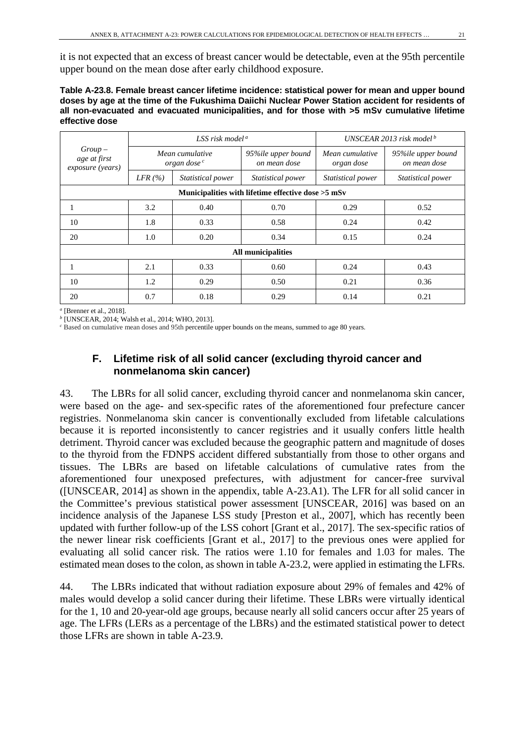it is not expected that an excess of breast cancer would be detectable, even at the 95th percentile upper bound on the mean dose after early childhood exposure.

**Table A-23.8. Female breast cancer lifetime incidence: statistical power for mean and upper bound doses by age at the time of the Fukushima Daiichi Nuclear Power Station accident for residents of all non-evacuated and evacuated municipalities, and for those with >5 mSv cumulative lifetime effective dose**

| *Group – age at first exposure (years)* | *LSS risk model* [a] | | | *UNSCEAR 2013 risk model* [b] | |
|---|---|---|---|---|---|
| | *Mean cumulative organ dose* [c] | | *95%ile upper bound on mean dose* | *Mean cumulative organ dose* | *95%ile upper bound on mean dose* |
| | *LFR (%)* | *Statistical power* | *Statistical power* | *Statistical power* | *Statistical power* |
| **Municipalities with lifetime effective dose >5 mSv** | | | | | |
| 1 | 3.2 | 0.40 | 0.70 | 0.29 | 0.52 |
| 10 | 1.8 | 0.33 | 0.58 | 0.24 | 0.42 |
| 20 | 1.0 | 0.20 | 0.34 | 0.15 | 0.24 |
| **All municipalities** | | | | | |
| 1 | 2.1 | 0.33 | 0.60 | 0.24 | 0.43 |
| 10 | 1.2 | 0.29 | 0.50 | 0.21 | 0.36 |
| 20 | 0.7 | 0.18 | 0.29 | 0.14 | 0.21 |

[a] [Brenner et al., 2018].
[b] [UNSCEAR, 2014; Walsh et al., 2014; WHO, 2013].
[c] Based on cumulative mean doses and 95th percentile upper bounds on the means, summed to age 80 years.

### F. Lifetime risk of all solid cancer (excluding thyroid cancer and nonmelanoma skin cancer)

43. The LBRs for all solid cancer, excluding thyroid cancer and nonmelanoma skin cancer, were based on the age- and sex-specific rates of the aforementioned four prefecture cancer registries. Nonmelanoma skin cancer is conventionally excluded from lifetable calculations because it is reported inconsistently to cancer registries and it usually confers little health detriment. Thyroid cancer was excluded because the geographic pattern and magnitude of doses to the thyroid from the FDNPS accident differed substantially from those to other organs and tissues. The LBRs are based on lifetable calculations of cumulative rates from the aforementioned four unexposed prefectures, with adjustment for cancer-free survival ([UNSCEAR, 2014] as shown in the appendix, table A-23.A1). The LFR for all solid cancer in the Committee's previous statistical power assessment [UNSCEAR, 2016] was based on an incidence analysis of the Japanese LSS study [Preston et al., 2007], which has recently been updated with further follow-up of the LSS cohort [Grant et al., 2017]. The sex-specific ratios of the newer linear risk coefficients [Grant et al., 2017] to the previous ones were applied for evaluating all solid cancer risk. The ratios were 1.10 for females and 1.03 for males. The estimated mean doses to the colon, as shown in table A-23.2, were applied in estimating the LFRs.

44. The LBRs indicated that without radiation exposure about 29% of females and 42% of males would develop a solid cancer during their lifetime. These LBRs were virtually identical for the 1, 10 and 20-year-old age groups, because nearly all solid cancers occur after 25 years of age. The LFRs (LERs as a percentage of the LBRs) and the estimated statistical power to detect those LFRs are shown in table A-23.9.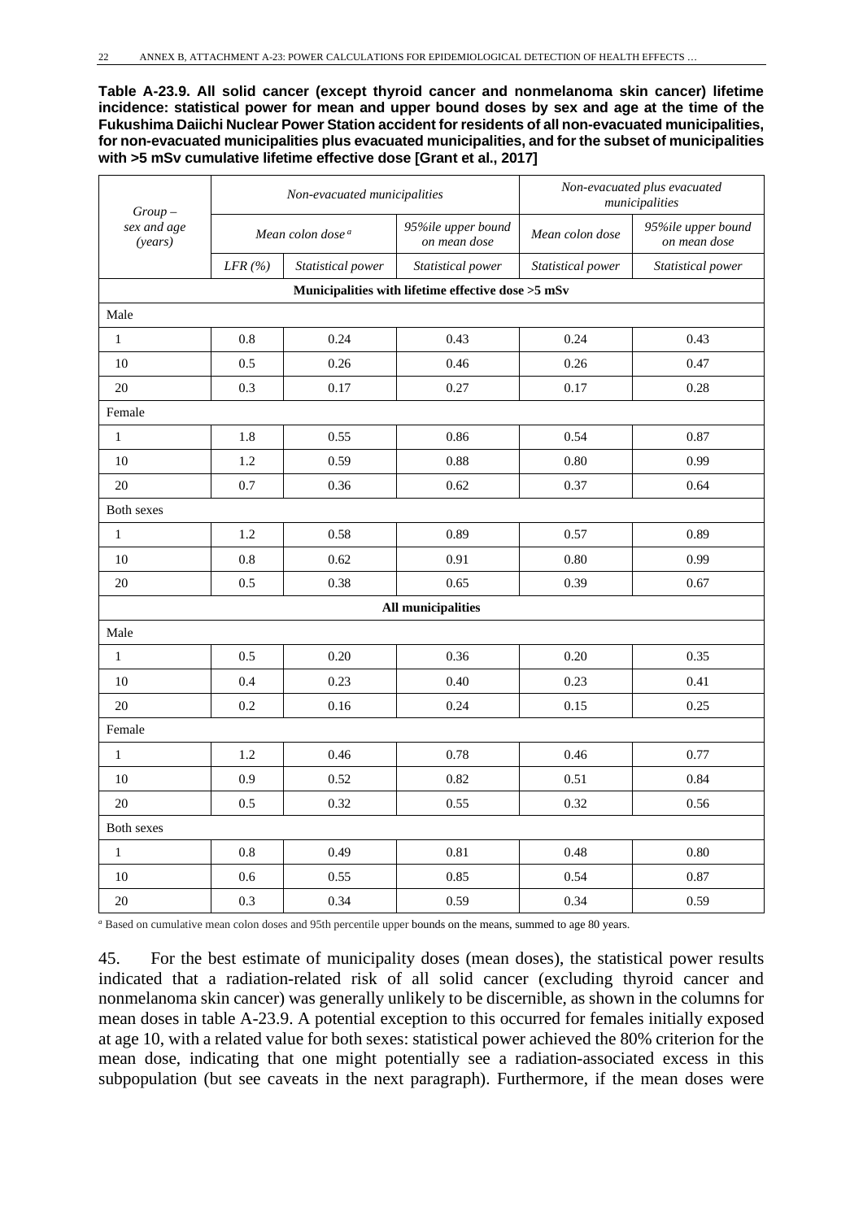**Table A-23.9. All solid cancer (except thyroid cancer and nonmelanoma skin cancer) lifetime incidence: statistical power for mean and upper bound doses by sex and age at the time of the Fukushima Daiichi Nuclear Power Station accident for residents of all non-evacuated municipalities, for non-evacuated municipalities plus evacuated municipalities, and for the subset of municipalities with >5 mSv cumulative lifetime effective dose [Grant et al., 2017]**

| *Group – sex and age (years)* | *Non-evacuated municipalities* | | | *Non-evacuated plus evacuated municipalities* | |
|---|---|---|---|---|---|
| | *Mean colon dose* [a] | | *95%ile upper bound on mean dose* | *Mean colon dose* | *95%ile upper bound on mean dose* |
| | *LFR (%)* | *Statistical power* | *Statistical power* | *Statistical power* | *Statistical power* |
| **Municipalities with lifetime effective dose >5 mSv** | | | | | |
| Male | | | | | |
| 1 | 0.8 | 0.24 | 0.43 | 0.24 | 0.43 |
| 10 | 0.5 | 0.26 | 0.46 | 0.26 | 0.47 |
| 20 | 0.3 | 0.17 | 0.27 | 0.17 | 0.28 |
| Female | | | | | |
| 1 | 1.8 | 0.55 | 0.86 | 0.54 | 0.87 |
| 10 | 1.2 | 0.59 | 0.88 | 0.80 | 0.99 |
| 20 | 0.7 | 0.36 | 0.62 | 0.37 | 0.64 |
| Both sexes | | | | | |
| 1 | 1.2 | 0.58 | 0.89 | 0.57 | 0.89 |
| 10 | 0.8 | 0.62 | 0.91 | 0.80 | 0.99 |
| 20 | 0.5 | 0.38 | 0.65 | 0.39 | 0.67 |
| **All municipalities** | | | | | |
| Male | | | | | |
| 1 | 0.5 | 0.20 | 0.36 | 0.20 | 0.35 |
| 10 | 0.4 | 0.23 | 0.40 | 0.23 | 0.41 |
| 20 | 0.2 | 0.16 | 0.24 | 0.15 | 0.25 |
| Female | | | | | |
| 1 | 1.2 | 0.46 | 0.78 | 0.46 | 0.77 |
| 10 | 0.9 | 0.52 | 0.82 | 0.51 | 0.84 |
| 20 | 0.5 | 0.32 | 0.55 | 0.32 | 0.56 |
| Both sexes | | | | | |
| 1 | 0.8 | 0.49 | 0.81 | 0.48 | 0.80 |
| 10 | 0.6 | 0.55 | 0.85 | 0.54 | 0.87 |
| 20 | 0.3 | 0.34 | 0.59 | 0.34 | 0.59 |

[a] Based on cumulative mean colon doses and 95th percentile upper bounds on the means, summed to age 80 years.

45. For the best estimate of municipality doses (mean doses), the statistical power results indicated that a radiation-related risk of all solid cancer (excluding thyroid cancer and nonmelanoma skin cancer) was generally unlikely to be discernible, as shown in the columns for mean doses in table A-23.9. A potential exception to this occurred for females initially exposed at age 10, with a related value for both sexes: statistical power achieved the 80% criterion for the mean dose, indicating that one might potentially see a radiation-associated excess in this subpopulation (but see caveats in the next paragraph). Furthermore, if the mean doses were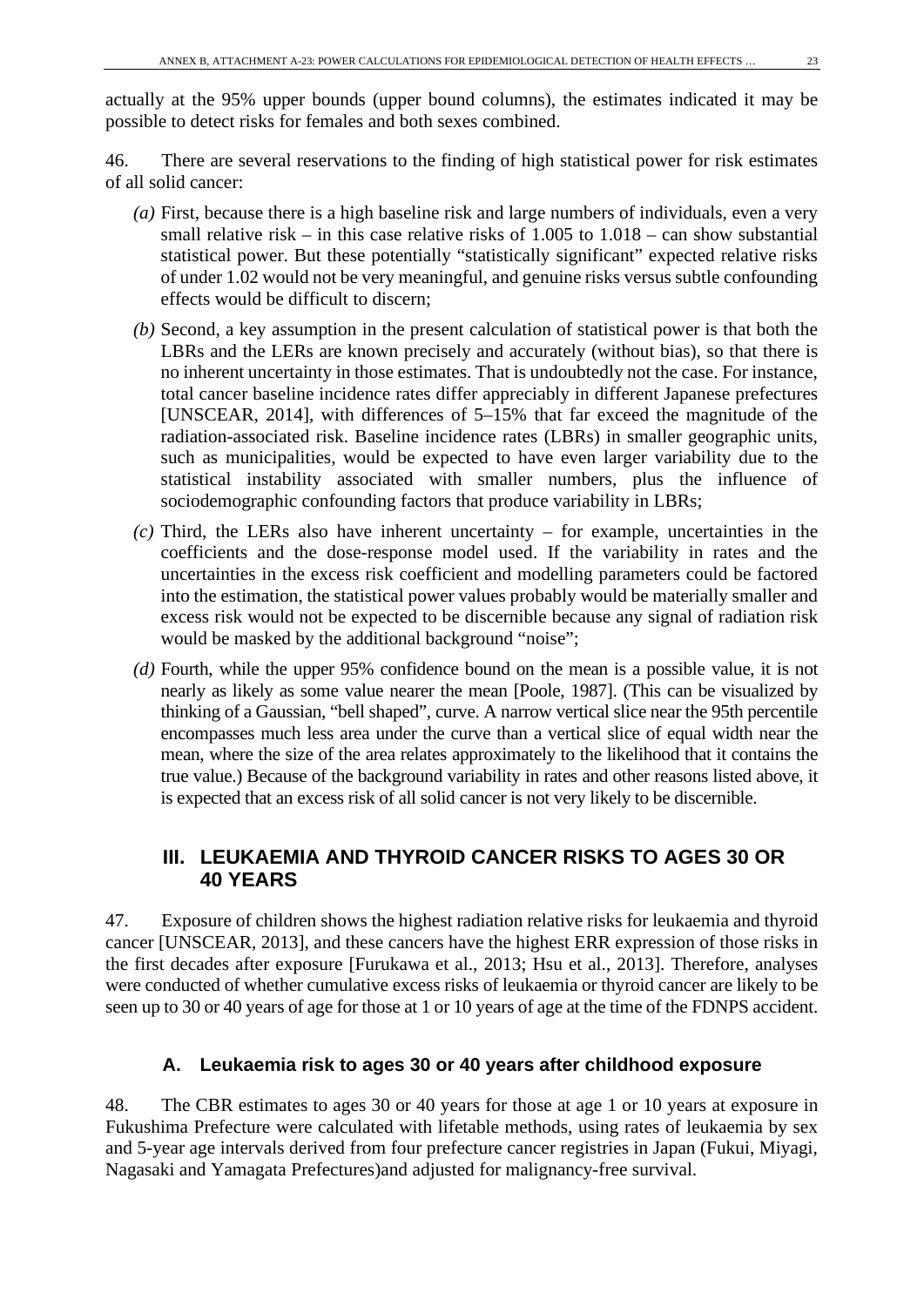actually at the 95% upper bounds (upper bound columns), the estimates indicated it may be possible to detect risks for females and both sexes combined.

46. There are several reservations to the finding of high statistical power for risk estimates of all solid cancer:

*(a)* First, because there is a high baseline risk and large numbers of individuals, even a very small relative risk – in this case relative risks of 1.005 to 1.018 – can show substantial statistical power. But these potentially "statistically significant" expected relative risks of under 1.02 would not be very meaningful, and genuine risks versus subtle confounding effects would be difficult to discern;

*(b)* Second, a key assumption in the present calculation of statistical power is that both the LBRs and the LERs are known precisely and accurately (without bias), so that there is no inherent uncertainty in those estimates. That is undoubtedly not the case. For instance, total cancer baseline incidence rates differ appreciably in different Japanese prefectures [UNSCEAR, 2014], with differences of 5–15% that far exceed the magnitude of the radiation-associated risk. Baseline incidence rates (LBRs) in smaller geographic units, such as municipalities, would be expected to have even larger variability due to the statistical instability associated with smaller numbers, plus the influence of sociodemographic confounding factors that produce variability in LBRs;

*(c)* Third, the LERs also have inherent uncertainty – for example, uncertainties in the coefficients and the dose-response model used. If the variability in rates and the uncertainties in the excess risk coefficient and modelling parameters could be factored into the estimation, the statistical power values probably would be materially smaller and excess risk would not be expected to be discernible because any signal of radiation risk would be masked by the additional background "noise";

*(d)* Fourth, while the upper 95% confidence bound on the mean is a possible value, it is not nearly as likely as some value nearer the mean [Poole, 1987]. (This can be visualized by thinking of a Gaussian, "bell shaped", curve. A narrow vertical slice near the 95th percentile encompasses much less area under the curve than a vertical slice of equal width near the mean, where the size of the area relates approximately to the likelihood that it contains the true value.) Because of the background variability in rates and other reasons listed above, it is expected that an excess risk of all solid cancer is not very likely to be discernible.

## III. LEUKAEMIA AND THYROID CANCER RISKS TO AGES 30 OR 40 YEARS

47. Exposure of children shows the highest radiation relative risks for leukaemia and thyroid cancer [UNSCEAR, 2013], and these cancers have the highest ERR expression of those risks in the first decades after exposure [Furukawa et al., 2013; Hsu et al., 2013]. Therefore, analyses were conducted of whether cumulative excess risks of leukaemia or thyroid cancer are likely to be seen up to 30 or 40 years of age for those at 1 or 10 years of age at the time of the FDNPS accident.

### A. Leukaemia risk to ages 30 or 40 years after childhood exposure

48. The CBR estimates to ages 30 or 40 years for those at age 1 or 10 years at exposure in Fukushima Prefecture were calculated with lifetable methods, using rates of leukaemia by sex and 5-year age intervals derived from four prefecture cancer registries in Japan (Fukui, Miyagi, Nagasaki and Yamagata Prefectures)and adjusted for malignancy-free survival.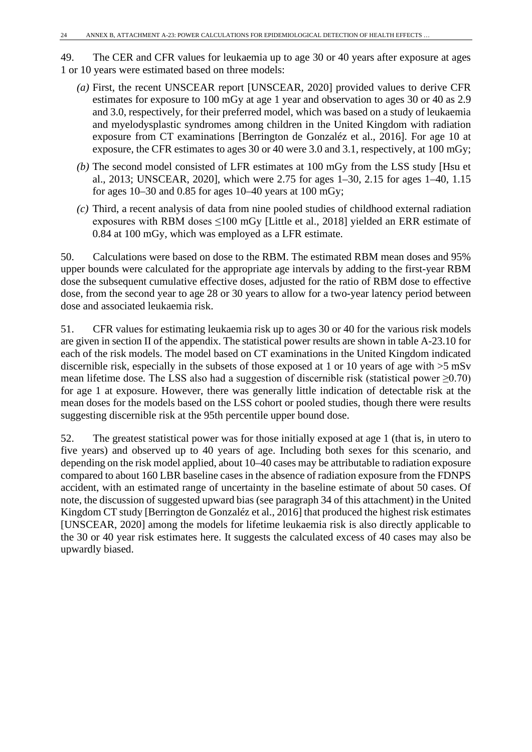49. The CER and CFR values for leukaemia up to age 30 or 40 years after exposure at ages 1 or 10 years were estimated based on three models:

*(a)* First, the recent UNSCEAR report [UNSCEAR, 2020] provided values to derive CFR estimates for exposure to 100 mGy at age 1 year and observation to ages 30 or 40 as 2.9 and 3.0, respectively, for their preferred model, which was based on a study of leukaemia and myelodysplastic syndromes among children in the United Kingdom with radiation exposure from CT examinations [Berrington de Gonzaléz et al., 2016]. For age 10 at exposure, the CFR estimates to ages 30 or 40 were 3.0 and 3.1, respectively, at 100 mGy;

*(b)* The second model consisted of LFR estimates at 100 mGy from the LSS study [Hsu et al., 2013; UNSCEAR, 2020], which were 2.75 for ages 1–30, 2.15 for ages 1–40, 1.15 for ages 10–30 and 0.85 for ages 10–40 years at 100 mGy;

*(c)* Third, a recent analysis of data from nine pooled studies of childhood external radiation exposures with RBM doses ≤100 mGy [Little et al., 2018] yielded an ERR estimate of 0.84 at 100 mGy, which was employed as a LFR estimate.

50. Calculations were based on dose to the RBM. The estimated RBM mean doses and 95% upper bounds were calculated for the appropriate age intervals by adding to the first-year RBM dose the subsequent cumulative effective doses, adjusted for the ratio of RBM dose to effective dose, from the second year to age 28 or 30 years to allow for a two-year latency period between dose and associated leukaemia risk.

51. CFR values for estimating leukaemia risk up to ages 30 or 40 for the various risk models are given in section II of the appendix. The statistical power results are shown in table A-23.10 for each of the risk models. The model based on CT examinations in the United Kingdom indicated discernible risk, especially in the subsets of those exposed at 1 or 10 years of age with >5 mSv mean lifetime dose. The LSS also had a suggestion of discernible risk (statistical power ≥0.70) for age 1 at exposure. However, there was generally little indication of detectable risk at the mean doses for the models based on the LSS cohort or pooled studies, though there were results suggesting discernible risk at the 95th percentile upper bound dose.

52. The greatest statistical power was for those initially exposed at age 1 (that is, in utero to five years) and observed up to 40 years of age. Including both sexes for this scenario, and depending on the risk model applied, about 10–40 cases may be attributable to radiation exposure compared to about 160 LBR baseline cases in the absence of radiation exposure from the FDNPS accident, with an estimated range of uncertainty in the baseline estimate of about 50 cases. Of note, the discussion of suggested upward bias (see paragraph 34 of this attachment) in the United Kingdom CT study [Berrington de Gonzaléz et al., 2016] that produced the highest risk estimates [UNSCEAR, 2020] among the models for lifetime leukaemia risk is also directly applicable to the 30 or 40 year risk estimates here. It suggests the calculated excess of 40 cases may also be upwardly biased.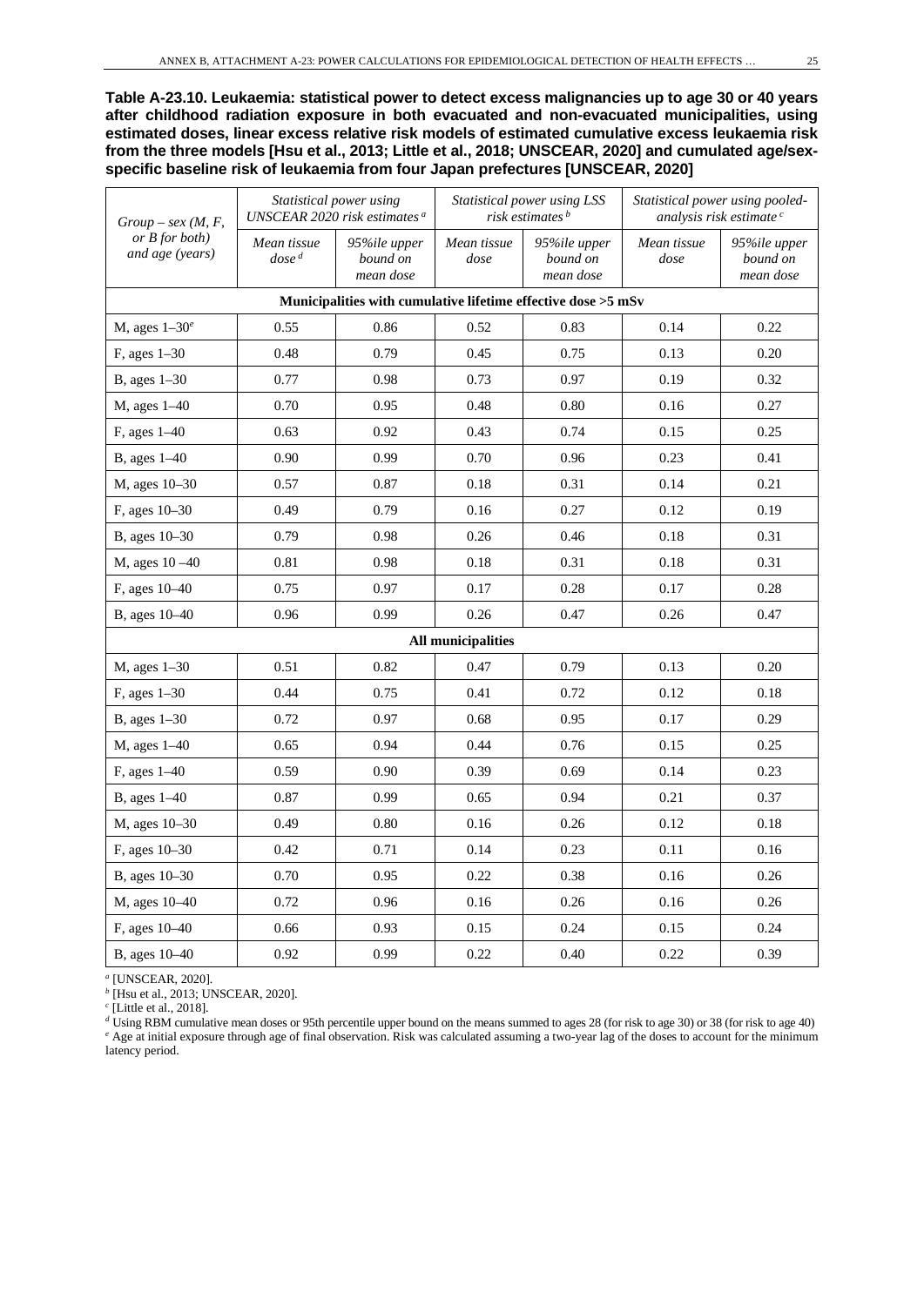**Table A-23.10. Leukaemia: statistical power to detect excess malignancies up to age 30 or 40 years after childhood radiation exposure in both evacuated and non-evacuated municipalities, using estimated doses, linear excess relative risk models of estimated cumulative excess leukaemia risk from the three models [Hsu et al., 2013; Little et al., 2018; UNSCEAR, 2020] and cumulated age/sex-specific baseline risk of leukaemia from four Japan prefectures [UNSCEAR, 2020]**

| *Group – sex (M, F, or B for both) and age (years)* | *Statistical power using UNSCEAR 2020 risk estimates* [a] | | *Statistical power using LSS risk estimates* [b] | | *Statistical power using pooled-analysis risk estimate* [c] | |
|---|---|---|---|---|---|---|
| | *Mean tissue dose* [d] | *95%ile upper bound on mean dose* | *Mean tissue dose* | *95%ile upper bound on mean dose* | *Mean tissue dose* | *95%ile upper bound on mean dose* |
| **Municipalities with cumulative lifetime effective dose >5 mSv** | | | | | | |
| M, ages 1–30[e] | 0.55 | 0.86 | 0.52 | 0.83 | 0.14 | 0.22 |
| F, ages 1–30 | 0.48 | 0.79 | 0.45 | 0.75 | 0.13 | 0.20 |
| B, ages 1–30 | 0.77 | 0.98 | 0.73 | 0.97 | 0.19 | 0.32 |
| M, ages 1–40 | 0.70 | 0.95 | 0.48 | 0.80 | 0.16 | 0.27 |
| F, ages 1–40 | 0.63 | 0.92 | 0.43 | 0.74 | 0.15 | 0.25 |
| B, ages 1–40 | 0.90 | 0.99 | 0.70 | 0.96 | 0.23 | 0.41 |
| M, ages 10–30 | 0.57 | 0.87 | 0.18 | 0.31 | 0.14 | 0.21 |
| F, ages 10–30 | 0.49 | 0.79 | 0.16 | 0.27 | 0.12 | 0.19 |
| B, ages 10–30 | 0.79 | 0.98 | 0.26 | 0.46 | 0.18 | 0.31 |
| M, ages 10 –40 | 0.81 | 0.98 | 0.18 | 0.31 | 0.18 | 0.31 |
| F, ages 10–40 | 0.75 | 0.97 | 0.17 | 0.28 | 0.17 | 0.28 |
| B, ages 10–40 | 0.96 | 0.99 | 0.26 | 0.47 | 0.26 | 0.47 |
| **All municipalities** | | | | | | |
| M, ages 1–30 | 0.51 | 0.82 | 0.47 | 0.79 | 0.13 | 0.20 |
| F, ages 1–30 | 0.44 | 0.75 | 0.41 | 0.72 | 0.12 | 0.18 |
| B, ages 1–30 | 0.72 | 0.97 | 0.68 | 0.95 | 0.17 | 0.29 |
| M, ages 1–40 | 0.65 | 0.94 | 0.44 | 0.76 | 0.15 | 0.25 |
| F, ages 1–40 | 0.59 | 0.90 | 0.39 | 0.69 | 0.14 | 0.23 |
| B, ages 1–40 | 0.87 | 0.99 | 0.65 | 0.94 | 0.21 | 0.37 |
| M, ages 10–30 | 0.49 | 0.80 | 0.16 | 0.26 | 0.12 | 0.18 |
| F, ages 10–30 | 0.42 | 0.71 | 0.14 | 0.23 | 0.11 | 0.16 |
| B, ages 10–30 | 0.70 | 0.95 | 0.22 | 0.38 | 0.16 | 0.26 |
| M, ages 10–40 | 0.72 | 0.96 | 0.16 | 0.26 | 0.16 | 0.26 |
| F, ages 10–40 | 0.66 | 0.93 | 0.15 | 0.24 | 0.15 | 0.24 |
| B, ages 10–40 | 0.92 | 0.99 | 0.22 | 0.40 | 0.22 | 0.39 |

[a] [UNSCEAR, 2020].
[b] [Hsu et al., 2013; UNSCEAR, 2020].
[c] [Little et al., 2018].
[d] Using RBM cumulative mean doses or 95th percentile upper bound on the means summed to ages 28 (for risk to age 30) or 38 (for risk to age 40)
[e] Age at initial exposure through age of final observation. Risk was calculated assuming a two-year lag of the doses to account for the minimum latency period.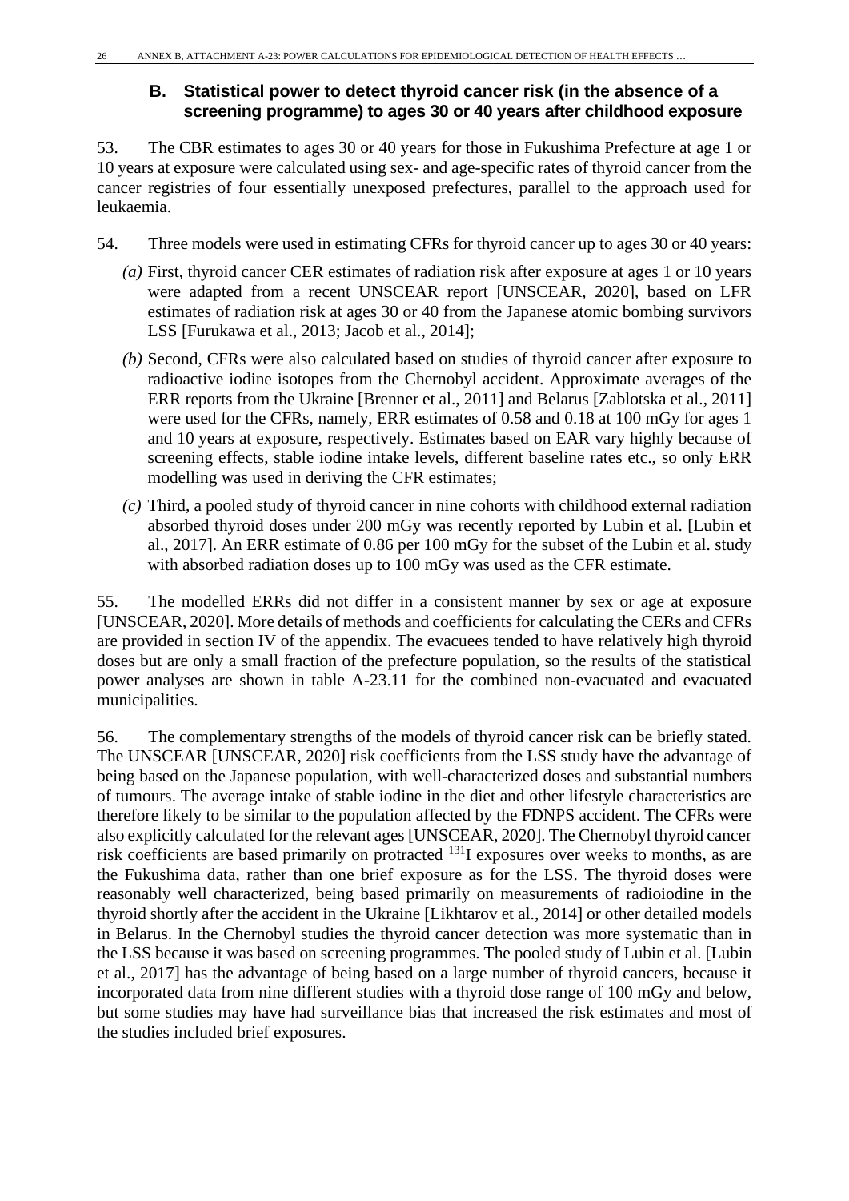## B. Statistical power to detect thyroid cancer risk (in the absence of a screening programme) to ages 30 or 40 years after childhood exposure

53. The CBR estimates to ages 30 or 40 years for those in Fukushima Prefecture at age 1 or 10 years at exposure were calculated using sex- and age-specific rates of thyroid cancer from the cancer registries of four essentially unexposed prefectures, parallel to the approach used for leukaemia.

54. Three models were used in estimating CFRs for thyroid cancer up to ages 30 or 40 years:

*(a)* First, thyroid cancer CER estimates of radiation risk after exposure at ages 1 or 10 years were adapted from a recent UNSCEAR report [UNSCEAR, 2020], based on LFR estimates of radiation risk at ages 30 or 40 from the Japanese atomic bombing survivors LSS [Furukawa et al., 2013; Jacob et al., 2014];

*(b)* Second, CFRs were also calculated based on studies of thyroid cancer after exposure to radioactive iodine isotopes from the Chernobyl accident. Approximate averages of the ERR reports from the Ukraine [Brenner et al., 2011] and Belarus [Zablotska et al., 2011] were used for the CFRs, namely, ERR estimates of 0.58 and 0.18 at 100 mGy for ages 1 and 10 years at exposure, respectively. Estimates based on EAR vary highly because of screening effects, stable iodine intake levels, different baseline rates etc., so only ERR modelling was used in deriving the CFR estimates;

*(c)* Third, a pooled study of thyroid cancer in nine cohorts with childhood external radiation absorbed thyroid doses under 200 mGy was recently reported by Lubin et al. [Lubin et al., 2017]. An ERR estimate of 0.86 per 100 mGy for the subset of the Lubin et al. study with absorbed radiation doses up to 100 mGy was used as the CFR estimate.

55. The modelled ERRs did not differ in a consistent manner by sex or age at exposure [UNSCEAR, 2020]. More details of methods and coefficients for calculating the CERs and CFRs are provided in section IV of the appendix. The evacuees tended to have relatively high thyroid doses but are only a small fraction of the prefecture population, so the results of the statistical power analyses are shown in table A-23.11 for the combined non-evacuated and evacuated municipalities.

56. The complementary strengths of the models of thyroid cancer risk can be briefly stated. The UNSCEAR [UNSCEAR, 2020] risk coefficients from the LSS study have the advantage of being based on the Japanese population, with well-characterized doses and substantial numbers of tumours. The average intake of stable iodine in the diet and other lifestyle characteristics are therefore likely to be similar to the population affected by the FDNPS accident. The CFRs were also explicitly calculated for the relevant ages [UNSCEAR, 2020]. The Chernobyl thyroid cancer risk coefficients are based primarily on protracted $^{131}$I exposures over weeks to months, as are the Fukushima data, rather than one brief exposure as for the LSS. The thyroid doses were reasonably well characterized, being based primarily on measurements of radioiodine in the thyroid shortly after the accident in the Ukraine [Likhtarov et al., 2014] or other detailed models in Belarus. In the Chernobyl studies the thyroid cancer detection was more systematic than in the LSS because it was based on screening programmes. The pooled study of Lubin et al. [Lubin et al., 2017] has the advantage of being based on a large number of thyroid cancers, because it incorporated data from nine different studies with a thyroid dose range of 100 mGy and below, but some studies may have had surveillance bias that increased the risk estimates and most of the studies included brief exposures.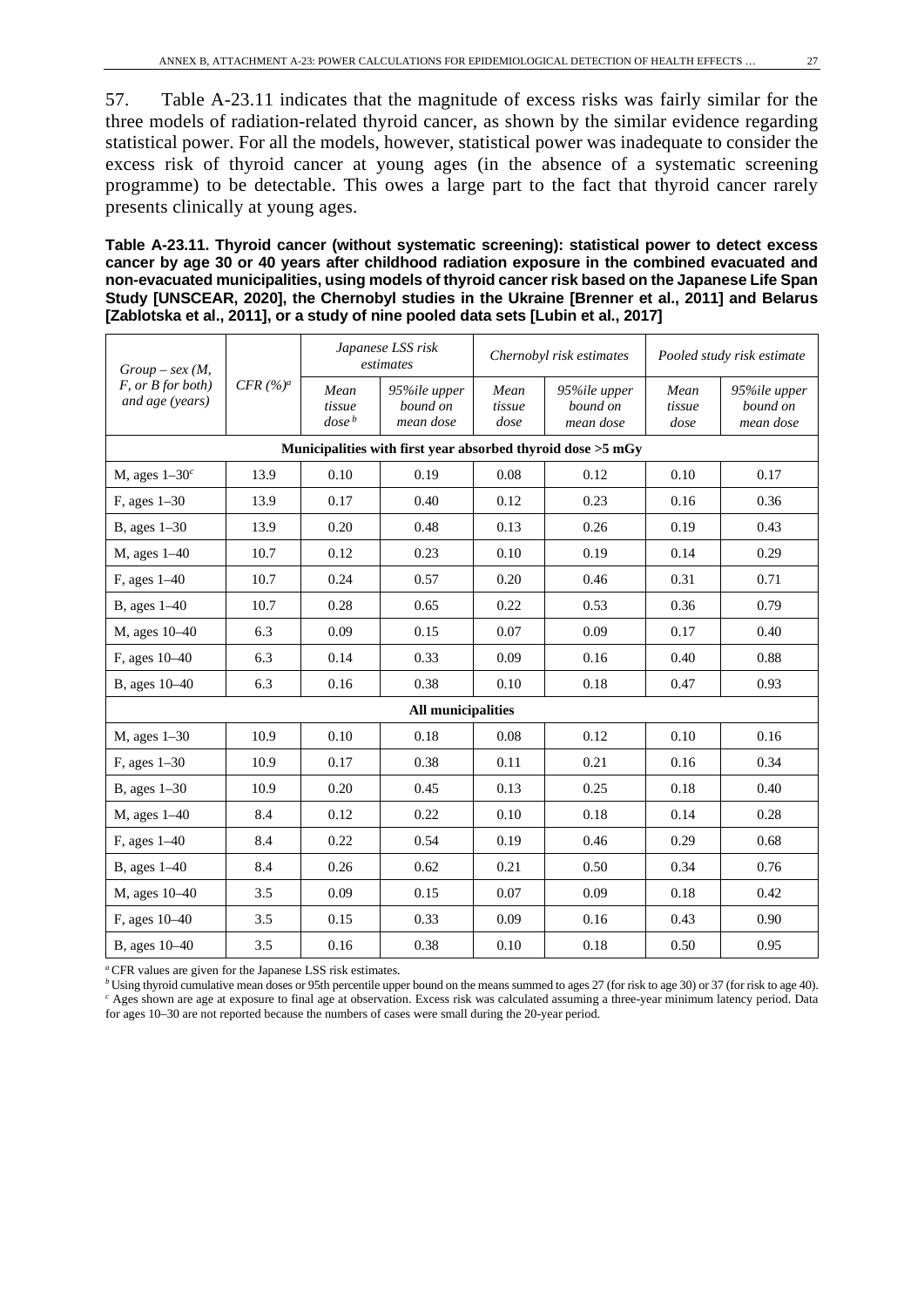57. Table A-23.11 indicates that the magnitude of excess risks was fairly similar for the three models of radiation-related thyroid cancer, as shown by the similar evidence regarding statistical power. For all the models, however, statistical power was inadequate to consider the excess risk of thyroid cancer at young ages (in the absence of a systematic screening programme) to be detectable. This owes a large part to the fact that thyroid cancer rarely presents clinically at young ages.

**Table A-23.11. Thyroid cancer (without systematic screening): statistical power to detect excess cancer by age 30 or 40 years after childhood radiation exposure in the combined evacuated and non-evacuated municipalities, using models of thyroid cancer risk based on the Japanese Life Span Study [UNSCEAR, 2020], the Chernobyl studies in the Ukraine [Brenner et al., 2011] and Belarus [Zablotska et al., 2011], or a study of nine pooled data sets [Lubin et al., 2017]**

| *Group – sex (M, F, or B for both) and age (years)* | *CFR (%)[a]* | *Japanese LSS risk estimates* | | *Chernobyl risk estimates* | | *Pooled study risk estimate* | |
|---|---|---|---|---|---|---|---|
| | | *Mean tissue dose[b]* | *95%ile upper bound on mean dose* | *Mean tissue dose* | *95%ile upper bound on mean dose* | *Mean tissue dose* | *95%ile upper bound on mean dose* |
| **Municipalities with first year absorbed thyroid dose >5 mGy** | | | | | | | |
| M, ages 1–30[c] | 13.9 | 0.10 | 0.19 | 0.08 | 0.12 | 0.10 | 0.17 |
| F, ages 1–30 | 13.9 | 0.17 | 0.40 | 0.12 | 0.23 | 0.16 | 0.36 |
| B, ages 1–30 | 13.9 | 0.20 | 0.48 | 0.13 | 0.26 | 0.19 | 0.43 |
| M, ages 1–40 | 10.7 | 0.12 | 0.23 | 0.10 | 0.19 | 0.14 | 0.29 |
| F, ages 1–40 | 10.7 | 0.24 | 0.57 | 0.20 | 0.46 | 0.31 | 0.71 |
| B, ages 1–40 | 10.7 | 0.28 | 0.65 | 0.22 | 0.53 | 0.36 | 0.79 |
| M, ages 10–40 | 6.3 | 0.09 | 0.15 | 0.07 | 0.09 | 0.17 | 0.40 |
| F, ages 10–40 | 6.3 | 0.14 | 0.33 | 0.09 | 0.16 | 0.40 | 0.88 |
| B, ages 10–40 | 6.3 | 0.16 | 0.38 | 0.10 | 0.18 | 0.47 | 0.93 |
| **All municipalities** | | | | | | | |
| M, ages 1–30 | 10.9 | 0.10 | 0.18 | 0.08 | 0.12 | 0.10 | 0.16 |
| F, ages 1–30 | 10.9 | 0.17 | 0.38 | 0.11 | 0.21 | 0.16 | 0.34 |
| B, ages 1–30 | 10.9 | 0.20 | 0.45 | 0.13 | 0.25 | 0.18 | 0.40 |
| M, ages 1–40 | 8.4 | 0.12 | 0.22 | 0.10 | 0.18 | 0.14 | 0.28 |
| F, ages 1–40 | 8.4 | 0.22 | 0.54 | 0.19 | 0.46 | 0.29 | 0.68 |
| B, ages 1–40 | 8.4 | 0.26 | 0.62 | 0.21 | 0.50 | 0.34 | 0.76 |
| M, ages 10–40 | 3.5 | 0.09 | 0.15 | 0.07 | 0.09 | 0.18 | 0.42 |
| F, ages 10–40 | 3.5 | 0.15 | 0.33 | 0.09 | 0.16 | 0.43 | 0.90 |
| B, ages 10–40 | 3.5 | 0.16 | 0.38 | 0.10 | 0.18 | 0.50 | 0.95 |

[a] CFR values are given for the Japanese LSS risk estimates.
[b] Using thyroid cumulative mean doses or 95th percentile upper bound on the means summed to ages 27 (for risk to age 30) or 37 (for risk to age 40).
[c] Ages shown are age at exposure to final age at observation. Excess risk was calculated assuming a three-year minimum latency period. Data for ages 10–30 are not reported because the numbers of cases were small during the 20-year period.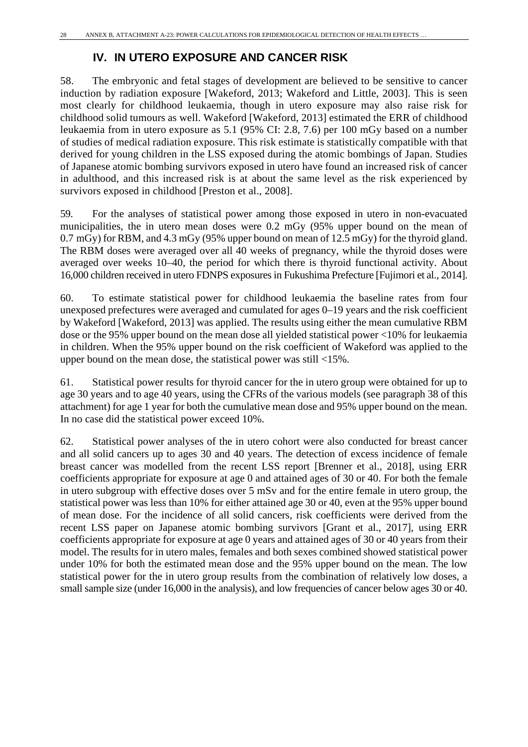## IV. IN UTERO EXPOSURE AND CANCER RISK

58. The embryonic and fetal stages of development are believed to be sensitive to cancer induction by radiation exposure [Wakeford, 2013; Wakeford and Little, 2003]. This is seen most clearly for childhood leukaemia, though in utero exposure may also raise risk for childhood solid tumours as well. Wakeford [Wakeford, 2013] estimated the ERR of childhood leukaemia from in utero exposure as 5.1 (95% CI: 2.8, 7.6) per 100 mGy based on a number of studies of medical radiation exposure. This risk estimate is statistically compatible with that derived for young children in the LSS exposed during the atomic bombings of Japan. Studies of Japanese atomic bombing survivors exposed in utero have found an increased risk of cancer in adulthood, and this increased risk is at about the same level as the risk experienced by survivors exposed in childhood [Preston et al., 2008].

59. For the analyses of statistical power among those exposed in utero in non-evacuated municipalities, the in utero mean doses were 0.2 mGy (95% upper bound on the mean of 0.7 mGy) for RBM, and 4.3 mGy (95% upper bound on mean of 12.5 mGy) for the thyroid gland. The RBM doses were averaged over all 40 weeks of pregnancy, while the thyroid doses were averaged over weeks 10–40, the period for which there is thyroid functional activity. About 16,000 children received in utero FDNPS exposures in Fukushima Prefecture [Fujimori et al., 2014].

60. To estimate statistical power for childhood leukaemia the baseline rates from four unexposed prefectures were averaged and cumulated for ages 0–19 years and the risk coefficient by Wakeford [Wakeford, 2013] was applied. The results using either the mean cumulative RBM dose or the 95% upper bound on the mean dose all yielded statistical power <10% for leukaemia in children. When the 95% upper bound on the risk coefficient of Wakeford was applied to the upper bound on the mean dose, the statistical power was still <15%.

61. Statistical power results for thyroid cancer for the in utero group were obtained for up to age 30 years and to age 40 years, using the CFRs of the various models (see paragraph 38 of this attachment) for age 1 year for both the cumulative mean dose and 95% upper bound on the mean. In no case did the statistical power exceed 10%.

62. Statistical power analyses of the in utero cohort were also conducted for breast cancer and all solid cancers up to ages 30 and 40 years. The detection of excess incidence of female breast cancer was modelled from the recent LSS report [Brenner et al., 2018], using ERR coefficients appropriate for exposure at age 0 and attained ages of 30 or 40. For both the female in utero subgroup with effective doses over 5 mSv and for the entire female in utero group, the statistical power was less than 10% for either attained age 30 or 40, even at the 95% upper bound of mean dose. For the incidence of all solid cancers, risk coefficients were derived from the recent LSS paper on Japanese atomic bombing survivors [Grant et al., 2017], using ERR coefficients appropriate for exposure at age 0 years and attained ages of 30 or 40 years from their model. The results for in utero males, females and both sexes combined showed statistical power under 10% for both the estimated mean dose and the 95% upper bound on the mean. The low statistical power for the in utero group results from the combination of relatively low doses, a small sample size (under 16,000 in the analysis), and low frequencies of cancer below ages 30 or 40.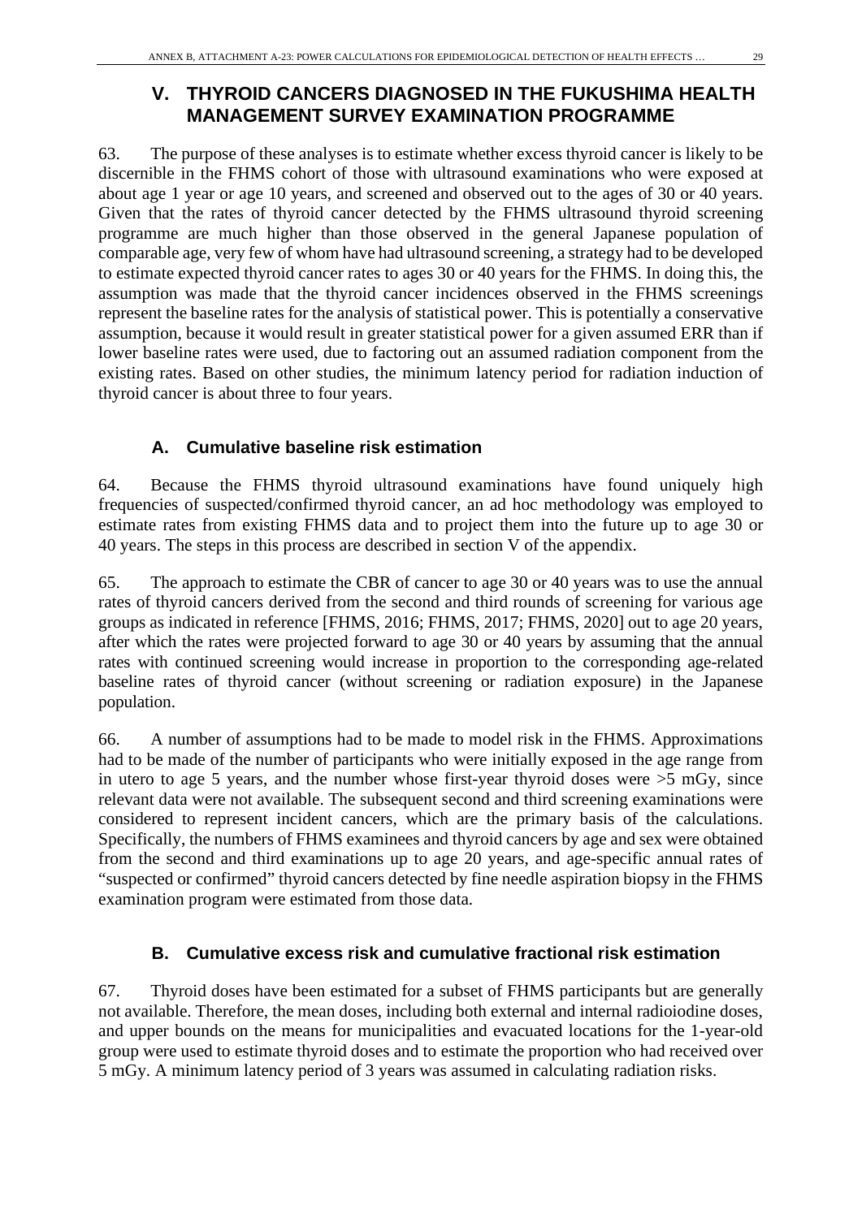## V. THYROID CANCERS DIAGNOSED IN THE FUKUSHIMA HEALTH MANAGEMENT SURVEY EXAMINATION PROGRAMME

63. The purpose of these analyses is to estimate whether excess thyroid cancer is likely to be discernible in the FHMS cohort of those with ultrasound examinations who were exposed at about age 1 year or age 10 years, and screened and observed out to the ages of 30 or 40 years. Given that the rates of thyroid cancer detected by the FHMS ultrasound thyroid screening programme are much higher than those observed in the general Japanese population of comparable age, very few of whom have had ultrasound screening, a strategy had to be developed to estimate expected thyroid cancer rates to ages 30 or 40 years for the FHMS. In doing this, the assumption was made that the thyroid cancer incidences observed in the FHMS screenings represent the baseline rates for the analysis of statistical power. This is potentially a conservative assumption, because it would result in greater statistical power for a given assumed ERR than if lower baseline rates were used, due to factoring out an assumed radiation component from the existing rates. Based on other studies, the minimum latency period for radiation induction of thyroid cancer is about three to four years.

### A. Cumulative baseline risk estimation

64. Because the FHMS thyroid ultrasound examinations have found uniquely high frequencies of suspected/confirmed thyroid cancer, an ad hoc methodology was employed to estimate rates from existing FHMS data and to project them into the future up to age 30 or 40 years. The steps in this process are described in section V of the appendix.

65. The approach to estimate the CBR of cancer to age 30 or 40 years was to use the annual rates of thyroid cancers derived from the second and third rounds of screening for various age groups as indicated in reference [FHMS, 2016; FHMS, 2017; FHMS, 2020] out to age 20 years, after which the rates were projected forward to age 30 or 40 years by assuming that the annual rates with continued screening would increase in proportion to the corresponding age-related baseline rates of thyroid cancer (without screening or radiation exposure) in the Japanese population.

66. A number of assumptions had to be made to model risk in the FHMS. Approximations had to be made of the number of participants who were initially exposed in the age range from in utero to age 5 years, and the number whose first-year thyroid doses were >5 mGy, since relevant data were not available. The subsequent second and third screening examinations were considered to represent incident cancers, which are the primary basis of the calculations. Specifically, the numbers of FHMS examinees and thyroid cancers by age and sex were obtained from the second and third examinations up to age 20 years, and age-specific annual rates of "suspected or confirmed" thyroid cancers detected by fine needle aspiration biopsy in the FHMS examination program were estimated from those data.

### B. Cumulative excess risk and cumulative fractional risk estimation

67. Thyroid doses have been estimated for a subset of FHMS participants but are generally not available. Therefore, the mean doses, including both external and internal radioiodine doses, and upper bounds on the means for municipalities and evacuated locations for the 1-year-old group were used to estimate thyroid doses and to estimate the proportion who had received over 5 mGy. A minimum latency period of 3 years was assumed in calculating radiation risks.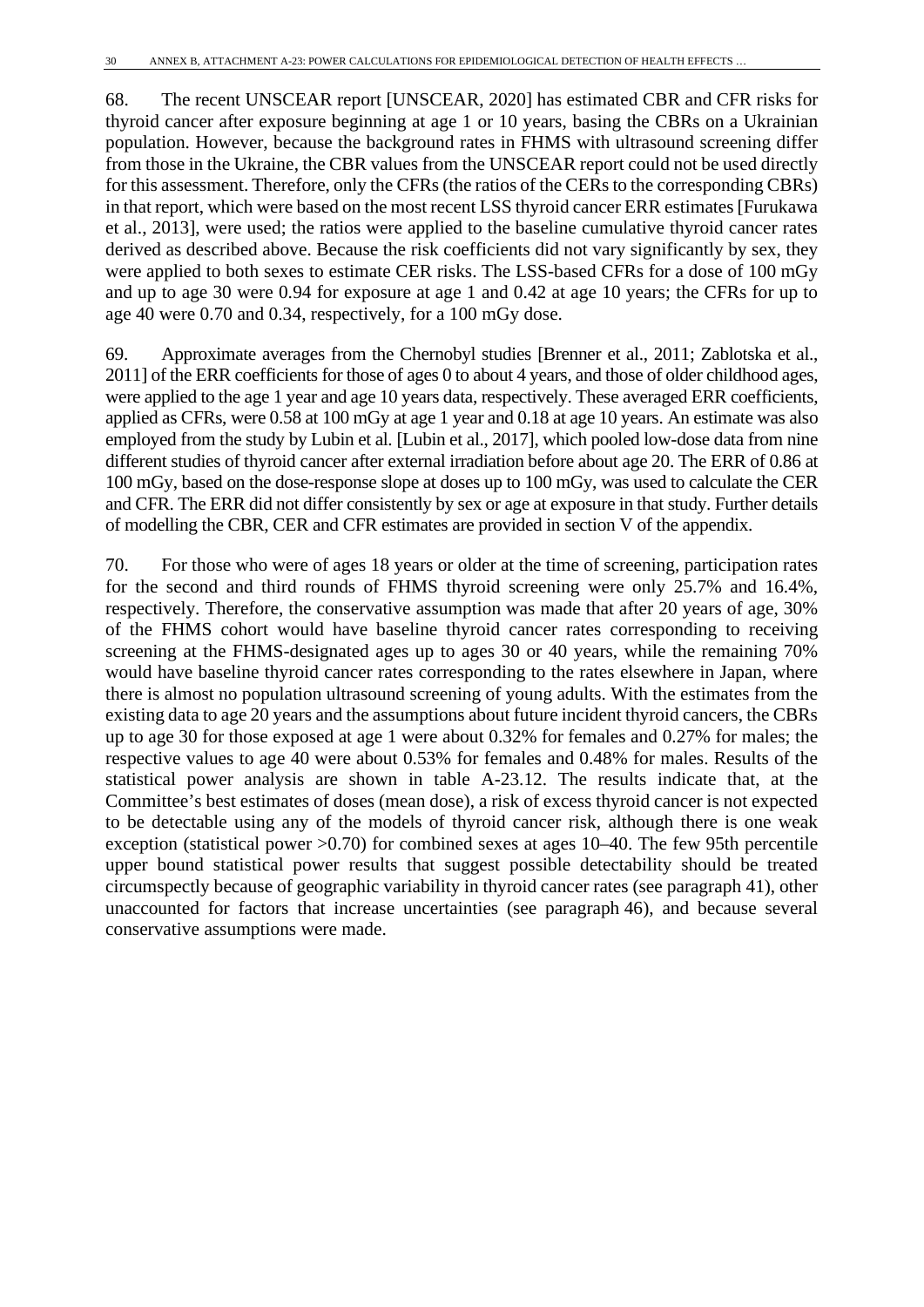68. The recent UNSCEAR report [UNSCEAR, 2020] has estimated CBR and CFR risks for thyroid cancer after exposure beginning at age 1 or 10 years, basing the CBRs on a Ukrainian population. However, because the background rates in FHMS with ultrasound screening differ from those in the Ukraine, the CBR values from the UNSCEAR report could not be used directly for this assessment. Therefore, only the CFRs (the ratios of the CERs to the corresponding CBRs) in that report, which were based on the most recent LSS thyroid cancer ERR estimates [Furukawa et al., 2013], were used; the ratios were applied to the baseline cumulative thyroid cancer rates derived as described above. Because the risk coefficients did not vary significantly by sex, they were applied to both sexes to estimate CER risks. The LSS-based CFRs for a dose of 100 mGy and up to age 30 were 0.94 for exposure at age 1 and 0.42 at age 10 years; the CFRs for up to age 40 were 0.70 and 0.34, respectively, for a 100 mGy dose.

69. Approximate averages from the Chernobyl studies [Brenner et al., 2011; Zablotska et al., 2011] of the ERR coefficients for those of ages 0 to about 4 years, and those of older childhood ages, were applied to the age 1 year and age 10 years data, respectively. These averaged ERR coefficients, applied as CFRs, were 0.58 at 100 mGy at age 1 year and 0.18 at age 10 years. An estimate was also employed from the study by Lubin et al. [Lubin et al., 2017], which pooled low-dose data from nine different studies of thyroid cancer after external irradiation before about age 20. The ERR of 0.86 at 100 mGy, based on the dose-response slope at doses up to 100 mGy, was used to calculate the CER and CFR. The ERR did not differ consistently by sex or age at exposure in that study. Further details of modelling the CBR, CER and CFR estimates are provided in section V of the appendix.

70. For those who were of ages 18 years or older at the time of screening, participation rates for the second and third rounds of FHMS thyroid screening were only 25.7% and 16.4%, respectively. Therefore, the conservative assumption was made that after 20 years of age, 30% of the FHMS cohort would have baseline thyroid cancer rates corresponding to receiving screening at the FHMS-designated ages up to ages 30 or 40 years, while the remaining 70% would have baseline thyroid cancer rates corresponding to the rates elsewhere in Japan, where there is almost no population ultrasound screening of young adults. With the estimates from the existing data to age 20 years and the assumptions about future incident thyroid cancers, the CBRs up to age 30 for those exposed at age 1 were about 0.32% for females and 0.27% for males; the respective values to age 40 were about 0.53% for females and 0.48% for males. Results of the statistical power analysis are shown in table A-23.12. The results indicate that, at the Committee's best estimates of doses (mean dose), a risk of excess thyroid cancer is not expected to be detectable using any of the models of thyroid cancer risk, although there is one weak exception (statistical power >0.70) for combined sexes at ages 10–40. The few 95th percentile upper bound statistical power results that suggest possible detectability should be treated circumspectly because of geographic variability in thyroid cancer rates (see paragraph 41), other unaccounted for factors that increase uncertainties (see paragraph 46), and because several conservative assumptions were made.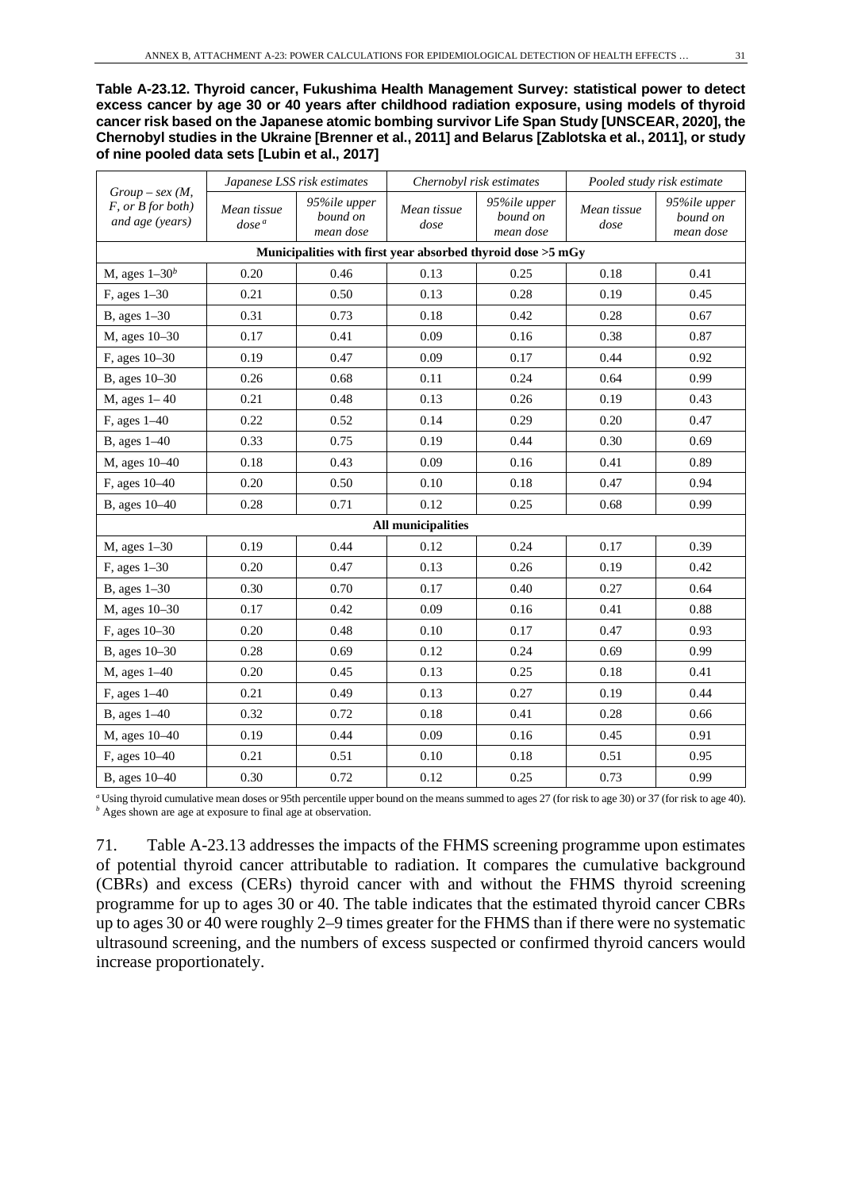**Table A-23.12. Thyroid cancer, Fukushima Health Management Survey: statistical power to detect excess cancer by age 30 or 40 years after childhood radiation exposure, using models of thyroid cancer risk based on the Japanese atomic bombing survivor Life Span Study [UNSCEAR, 2020], the Chernobyl studies in the Ukraine [Brenner et al., 2011] and Belarus [Zablotska et al., 2011], or study of nine pooled data sets [Lubin et al., 2017]**

| *Group – sex (M, F, or B for both) and age (years)* | *Japanese LSS risk estimates* | | *Chernobyl risk estimates* | | *Pooled study risk estimate* | |
|---|---|---|---|---|---|---|
| | *Mean tissue dose* [a] | *95%ile upper bound on mean dose* | *Mean tissue dose* | *95%ile upper bound on mean dose* | *Mean tissue dose* | *95%ile upper bound on mean dose* |
| **Municipalities with first year absorbed thyroid dose >5 mGy** | | | | | | |
| M, ages 1–30[b] | 0.20 | 0.46 | 0.13 | 0.25 | 0.18 | 0.41 |
| F, ages 1–30 | 0.21 | 0.50 | 0.13 | 0.28 | 0.19 | 0.45 |
| B, ages 1–30 | 0.31 | 0.73 | 0.18 | 0.42 | 0.28 | 0.67 |
| M, ages 10–30 | 0.17 | 0.41 | 0.09 | 0.16 | 0.38 | 0.87 |
| F, ages 10–30 | 0.19 | 0.47 | 0.09 | 0.17 | 0.44 | 0.92 |
| B, ages 10–30 | 0.26 | 0.68 | 0.11 | 0.24 | 0.64 | 0.99 |
| M, ages 1– 40 | 0.21 | 0.48 | 0.13 | 0.26 | 0.19 | 0.43 |
| F, ages 1–40 | 0.22 | 0.52 | 0.14 | 0.29 | 0.20 | 0.47 |
| B, ages 1–40 | 0.33 | 0.75 | 0.19 | 0.44 | 0.30 | 0.69 |
| M, ages 10–40 | 0.18 | 0.43 | 0.09 | 0.16 | 0.41 | 0.89 |
| F, ages 10–40 | 0.20 | 0.50 | 0.10 | 0.18 | 0.47 | 0.94 |
| B, ages 10–40 | 0.28 | 0.71 | 0.12 | 0.25 | 0.68 | 0.99 |
| **All municipalities** | | | | | | |
| M, ages 1–30 | 0.19 | 0.44 | 0.12 | 0.24 | 0.17 | 0.39 |
| F, ages 1–30 | 0.20 | 0.47 | 0.13 | 0.26 | 0.19 | 0.42 |
| B, ages 1–30 | 0.30 | 0.70 | 0.17 | 0.40 | 0.27 | 0.64 |
| M, ages 10–30 | 0.17 | 0.42 | 0.09 | 0.16 | 0.41 | 0.88 |
| F, ages 10–30 | 0.20 | 0.48 | 0.10 | 0.17 | 0.47 | 0.93 |
| B, ages 10–30 | 0.28 | 0.69 | 0.12 | 0.24 | 0.69 | 0.99 |
| M, ages 1–40 | 0.20 | 0.45 | 0.13 | 0.25 | 0.18 | 0.41 |
| F, ages 1–40 | 0.21 | 0.49 | 0.13 | 0.27 | 0.19 | 0.44 |
| B, ages 1–40 | 0.32 | 0.72 | 0.18 | 0.41 | 0.28 | 0.66 |
| M, ages 10–40 | 0.19 | 0.44 | 0.09 | 0.16 | 0.45 | 0.91 |
| F, ages 10–40 | 0.21 | 0.51 | 0.10 | 0.18 | 0.51 | 0.95 |
| B, ages 10–40 | 0.30 | 0.72 | 0.12 | 0.25 | 0.73 | 0.99 |

[a] Using thyroid cumulative mean doses or 95th percentile upper bound on the means summed to ages 27 (for risk to age 30) or 37 (for risk to age 40).
[b] Ages shown are age at exposure to final age at observation.

71. Table A-23.13 addresses the impacts of the FHMS screening programme upon estimates of potential thyroid cancer attributable to radiation. It compares the cumulative background (CBRs) and excess (CERs) thyroid cancer with and without the FHMS thyroid screening programme for up to ages 30 or 40. The table indicates that the estimated thyroid cancer CBRs up to ages 30 or 40 were roughly 2–9 times greater for the FHMS than if there were no systematic ultrasound screening, and the numbers of excess suspected or confirmed thyroid cancers would increase proportionately.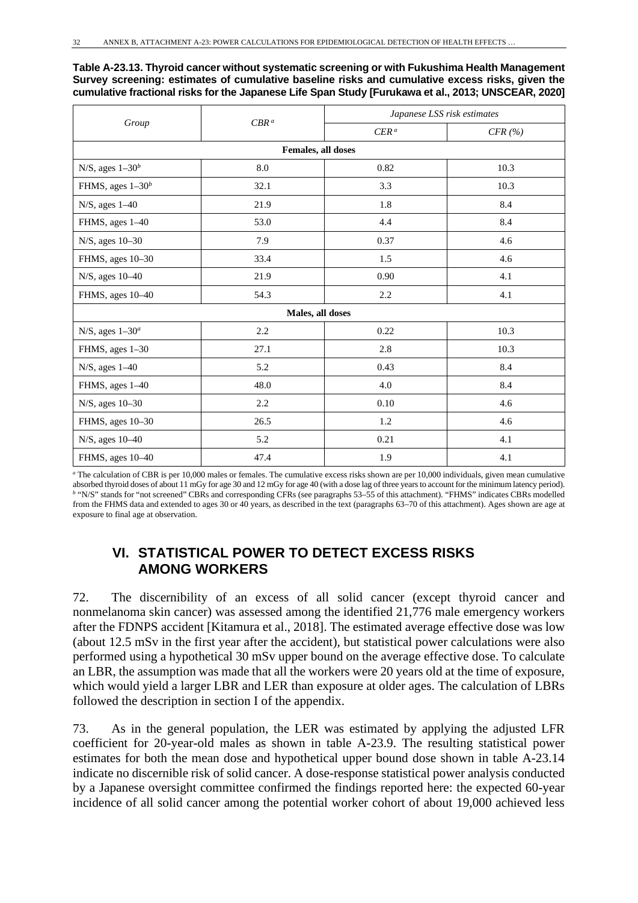**Table A-23.13. Thyroid cancer without systematic screening or with Fukushima Health Management Survey screening: estimates of cumulative baseline risks and cumulative excess risks, given the cumulative fractional risks for the Japanese Life Span Study [Furukawa et al., 2013; UNSCEAR, 2020]**

| *Group* | *CBR* [a] | *Japanese LSS risk estimates* | |
|---|---|---|---|
| | | *CER* [a] | *CFR (%)* |
| **Females, all doses** | | | |
| N/S, ages 1–30[b] | 8.0 | 0.82 | 10.3 |
| FHMS, ages 1–30[b] | 32.1 | 3.3 | 10.3 |
| N/S, ages 1–40 | 21.9 | 1.8 | 8.4 |
| FHMS, ages 1–40 | 53.0 | 4.4 | 8.4 |
| N/S, ages 10–30 | 7.9 | 0.37 | 4.6 |
| FHMS, ages 10–30 | 33.4 | 1.5 | 4.6 |
| N/S, ages 10–40 | 21.9 | 0.90 | 4.1 |
| FHMS, ages 10–40 | 54.3 | 2.2 | 4.1 |
| **Males, all doses** | | | |
| N/S, ages 1–30[a] | 2.2 | 0.22 | 10.3 |
| FHMS, ages 1–30 | 27.1 | 2.8 | 10.3 |
| N/S, ages 1–40 | 5.2 | 0.43 | 8.4 |
| FHMS, ages 1–40 | 48.0 | 4.0 | 8.4 |
| N/S, ages 10–30 | 2.2 | 0.10 | 4.6 |
| FHMS, ages 10–30 | 26.5 | 1.2 | 4.6 |
| N/S, ages 10–40 | 5.2 | 0.21 | 4.1 |
| FHMS, ages 10–40 | 47.4 | 1.9 | 4.1 |

[a] The calculation of CBR is per 10,000 males or females. The cumulative excess risks shown are per 10,000 individuals, given mean cumulative absorbed thyroid doses of about 11 mGy for age 30 and 12 mGy for age 40 (with a dose lag of three years to account for the minimum latency period).
[b] "N/S" stands for "not screened" CBRs and corresponding CFRs (see paragraphs 53–55 of this attachment). "FHMS" indicates CBRs modelled from the FHMS data and extended to ages 30 or 40 years, as described in the text (paragraphs 63–70 of this attachment). Ages shown are age at exposure to final age at observation.

## VI. STATISTICAL POWER TO DETECT EXCESS RISKS AMONG WORKERS

72. The discernibility of an excess of all solid cancer (except thyroid cancer and nonmelanoma skin cancer) was assessed among the identified 21,776 male emergency workers after the FDNPS accident [Kitamura et al., 2018]. The estimated average effective dose was low (about 12.5 mSv in the first year after the accident), but statistical power calculations were also performed using a hypothetical 30 mSv upper bound on the average effective dose. To calculate an LBR, the assumption was made that all the workers were 20 years old at the time of exposure, which would yield a larger LBR and LER than exposure at older ages. The calculation of LBRs followed the description in section I of the appendix.

73. As in the general population, the LER was estimated by applying the adjusted LFR coefficient for 20-year-old males as shown in table A-23.9. The resulting statistical power estimates for both the mean dose and hypothetical upper bound dose shown in table A-23.14 indicate no discernible risk of solid cancer. A dose-response statistical power analysis conducted by a Japanese oversight committee confirmed the findings reported here: the expected 60-year incidence of all solid cancer among the potential worker cohort of about 19,000 achieved less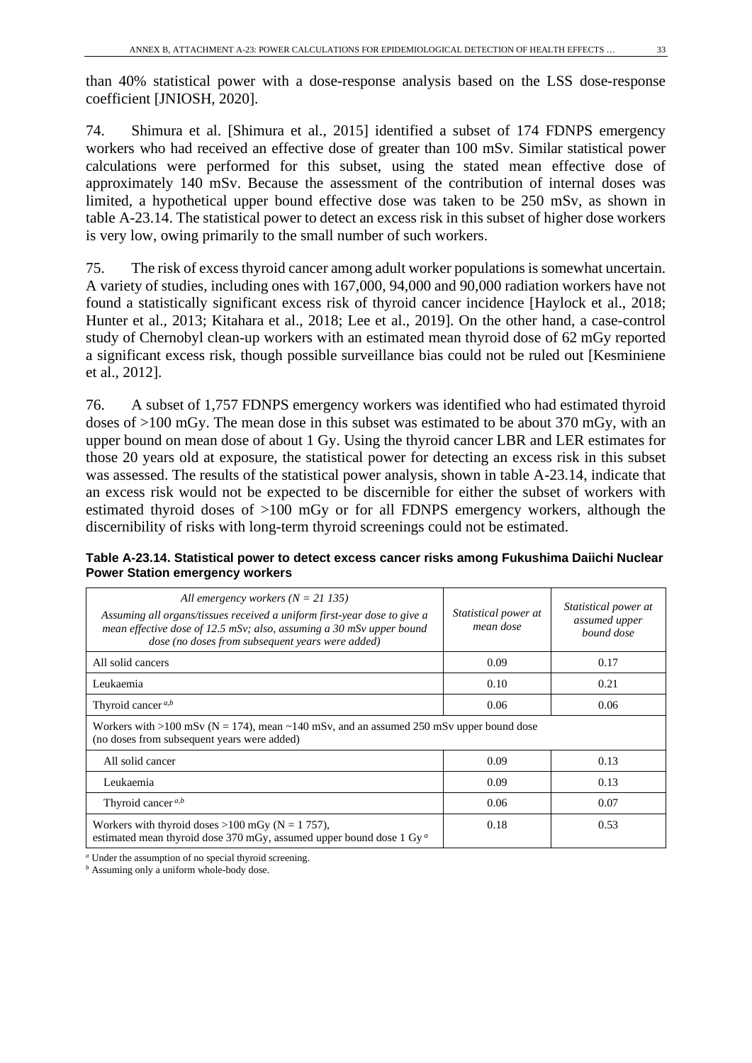than 40% statistical power with a dose-response analysis based on the LSS dose-response coefficient [JNIOSH, 2020].

74. Shimura et al. [Shimura et al., 2015] identified a subset of 174 FDNPS emergency workers who had received an effective dose of greater than 100 mSv. Similar statistical power calculations were performed for this subset, using the stated mean effective dose of approximately 140 mSv. Because the assessment of the contribution of internal doses was limited, a hypothetical upper bound effective dose was taken to be 250 mSv, as shown in table A-23.14. The statistical power to detect an excess risk in this subset of higher dose workers is very low, owing primarily to the small number of such workers.

75. The risk of excess thyroid cancer among adult worker populations is somewhat uncertain. A variety of studies, including ones with 167,000, 94,000 and 90,000 radiation workers have not found a statistically significant excess risk of thyroid cancer incidence [Haylock et al., 2018; Hunter et al., 2013; Kitahara et al., 2018; Lee et al., 2019]. On the other hand, a case-control study of Chernobyl clean-up workers with an estimated mean thyroid dose of 62 mGy reported a significant excess risk, though possible surveillance bias could not be ruled out [Kesminiene et al., 2012].

76. A subset of 1,757 FDNPS emergency workers was identified who had estimated thyroid doses of >100 mGy. The mean dose in this subset was estimated to be about 370 mGy, with an upper bound on mean dose of about 1 Gy. Using the thyroid cancer LBR and LER estimates for those 20 years old at exposure, the statistical power for detecting an excess risk in this subset was assessed. The results of the statistical power analysis, shown in table A-23.14, indicate that an excess risk would not be expected to be discernible for either the subset of workers with estimated thyroid doses of >100 mGy or for all FDNPS emergency workers, although the discernibility of risks with long-term thyroid screenings could not be estimated.

**Table A-23.14. Statistical power to detect excess cancer risks among Fukushima Daiichi Nuclear Power Station emergency workers**

| *All emergency workers (N = 21 135)* *Assuming all organs/tissues received a uniform first-year dose to give a mean effective dose of 12.5 mSv; also, assuming a 30 mSv upper bound dose (no doses from subsequent years were added)* | *Statistical power at mean dose* | *Statistical power at assumed upper bound dose* |
|---|---|---|
| All solid cancers | 0.09 | 0.17 |
| Leukaemia | 0.10 | 0.21 |
| Thyroid cancer [a,b] | 0.06 | 0.06 |
| Workers with >100 mSv (N = 174), mean ~140 mSv, and an assumed 250 mSv upper bound dose (no doses from subsequent years were added) | | |
| All solid cancer | 0.09 | 0.13 |
| Leukaemia | 0.09 | 0.13 |
| Thyroid cancer [a,b] | 0.06 | 0.07 |
| Workers with thyroid doses >100 mGy (N = 1 757), estimated mean thyroid dose 370 mGy, assumed upper bound dose 1 Gy [a] | 0.18 | 0.53 |

[a] Under the assumption of no special thyroid screening.
[b] Assuming only a uniform whole-body dose.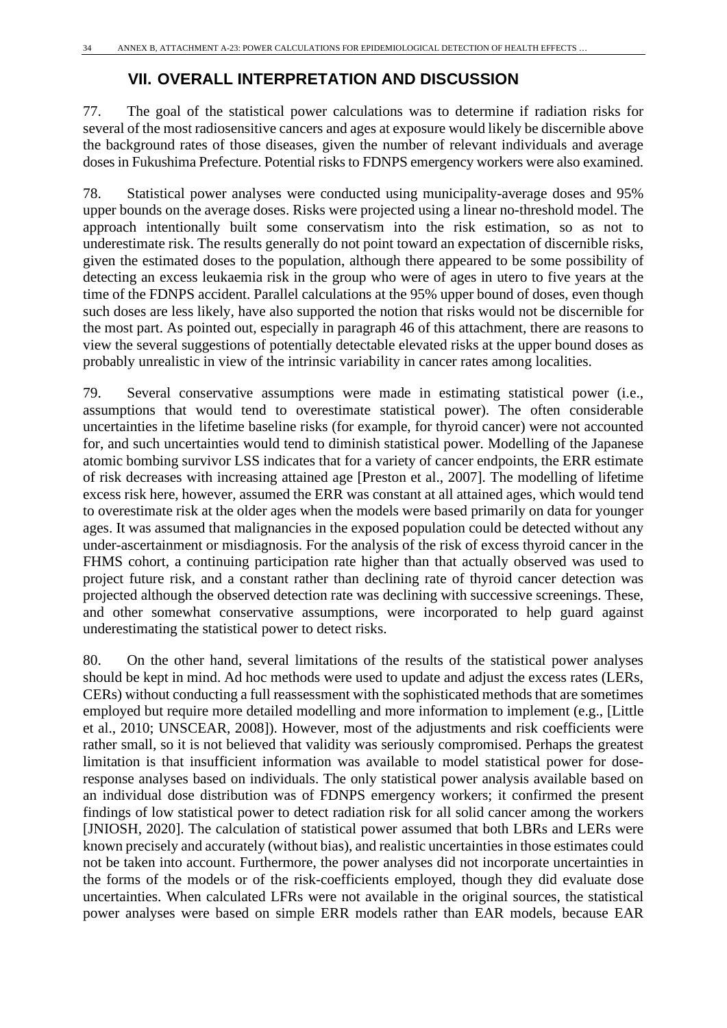## VII. OVERALL INTERPRETATION AND DISCUSSION

77. The goal of the statistical power calculations was to determine if radiation risks for several of the most radiosensitive cancers and ages at exposure would likely be discernible above the background rates of those diseases, given the number of relevant individuals and average doses in Fukushima Prefecture. Potential risks to FDNPS emergency workers were also examined.

78. Statistical power analyses were conducted using municipality-average doses and 95% upper bounds on the average doses. Risks were projected using a linear no-threshold model. The approach intentionally built some conservatism into the risk estimation, so as not to underestimate risk. The results generally do not point toward an expectation of discernible risks, given the estimated doses to the population, although there appeared to be some possibility of detecting an excess leukaemia risk in the group who were of ages in utero to five years at the time of the FDNPS accident. Parallel calculations at the 95% upper bound of doses, even though such doses are less likely, have also supported the notion that risks would not be discernible for the most part. As pointed out, especially in paragraph 46 of this attachment, there are reasons to view the several suggestions of potentially detectable elevated risks at the upper bound doses as probably unrealistic in view of the intrinsic variability in cancer rates among localities.

79. Several conservative assumptions were made in estimating statistical power (i.e., assumptions that would tend to overestimate statistical power). The often considerable uncertainties in the lifetime baseline risks (for example, for thyroid cancer) were not accounted for, and such uncertainties would tend to diminish statistical power. Modelling of the Japanese atomic bombing survivor LSS indicates that for a variety of cancer endpoints, the ERR estimate of risk decreases with increasing attained age [Preston et al., 2007]. The modelling of lifetime excess risk here, however, assumed the ERR was constant at all attained ages, which would tend to overestimate risk at the older ages when the models were based primarily on data for younger ages. It was assumed that malignancies in the exposed population could be detected without any under-ascertainment or misdiagnosis. For the analysis of the risk of excess thyroid cancer in the FHMS cohort, a continuing participation rate higher than that actually observed was used to project future risk, and a constant rather than declining rate of thyroid cancer detection was projected although the observed detection rate was declining with successive screenings. These, and other somewhat conservative assumptions, were incorporated to help guard against underestimating the statistical power to detect risks.

80. On the other hand, several limitations of the results of the statistical power analyses should be kept in mind. Ad hoc methods were used to update and adjust the excess rates (LERs, CERs) without conducting a full reassessment with the sophisticated methods that are sometimes employed but require more detailed modelling and more information to implement (e.g., [Little et al., 2010; UNSCEAR, 2008]). However, most of the adjustments and risk coefficients were rather small, so it is not believed that validity was seriously compromised. Perhaps the greatest limitation is that insufficient information was available to model statistical power for dose-response analyses based on individuals. The only statistical power analysis available based on an individual dose distribution was of FDNPS emergency workers; it confirmed the present findings of low statistical power to detect radiation risk for all solid cancer among the workers [JNIOSH, 2020]. The calculation of statistical power assumed that both LBRs and LERs were known precisely and accurately (without bias), and realistic uncertainties in those estimates could not be taken into account. Furthermore, the power analyses did not incorporate uncertainties in the forms of the models or of the risk-coefficients employed, though they did evaluate dose uncertainties. When calculated LFRs were not available in the original sources, the statistical power analyses were based on simple ERR models rather than EAR models, because EAR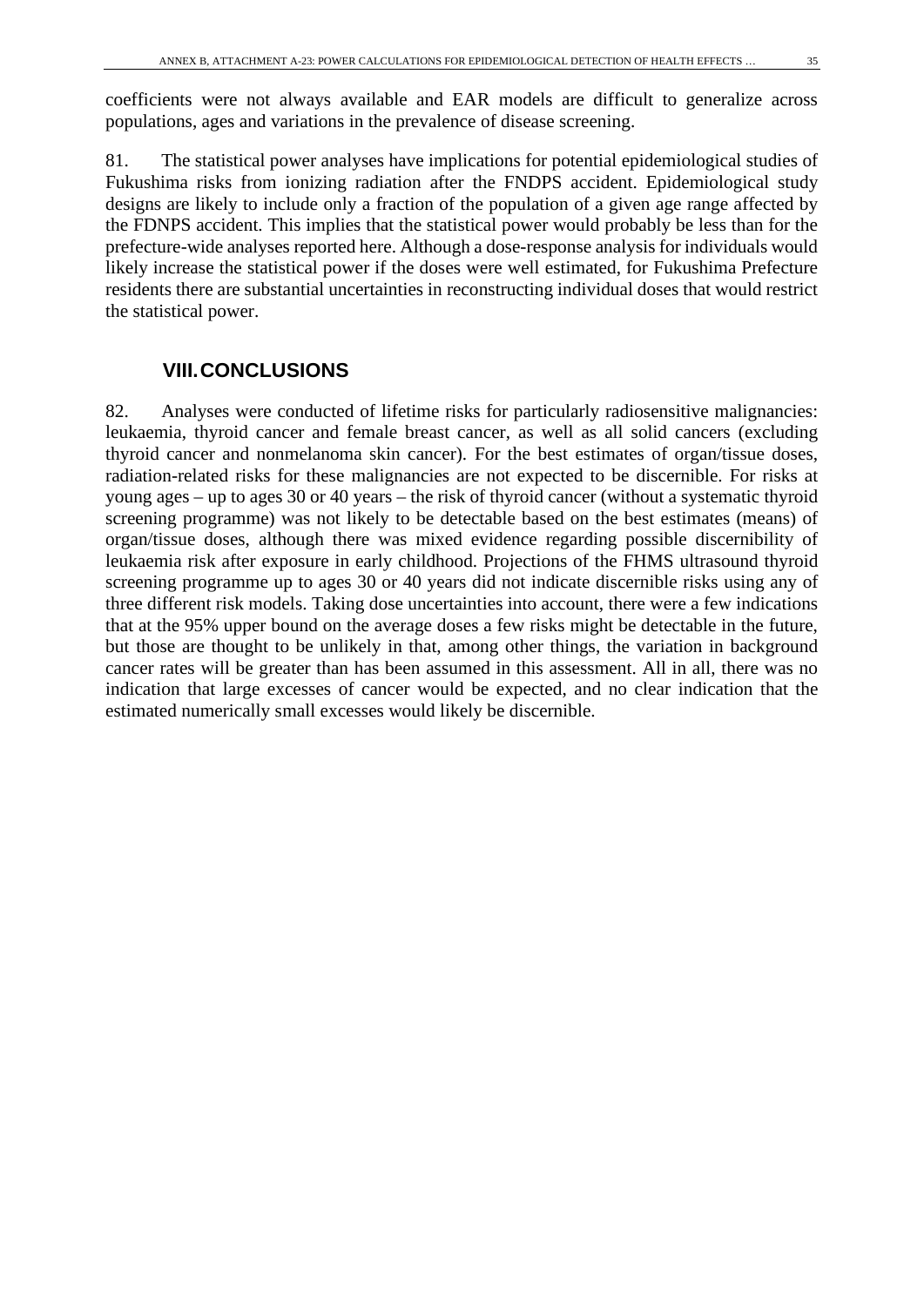coefficients were not always available and EAR models are difficult to generalize across populations, ages and variations in the prevalence of disease screening.

81. The statistical power analyses have implications for potential epidemiological studies of Fukushima risks from ionizing radiation after the FNDPS accident. Epidemiological study designs are likely to include only a fraction of the population of a given age range affected by the FDNPS accident. This implies that the statistical power would probably be less than for the prefecture-wide analyses reported here. Although a dose-response analysis for individuals would likely increase the statistical power if the doses were well estimated, for Fukushima Prefecture residents there are substantial uncertainties in reconstructing individual doses that would restrict the statistical power.

## VIII. CONCLUSIONS

82. Analyses were conducted of lifetime risks for particularly radiosensitive malignancies: leukaemia, thyroid cancer and female breast cancer, as well as all solid cancers (excluding thyroid cancer and nonmelanoma skin cancer). For the best estimates of organ/tissue doses, radiation-related risks for these malignancies are not expected to be discernible. For risks at young ages – up to ages 30 or 40 years – the risk of thyroid cancer (without a systematic thyroid screening programme) was not likely to be detectable based on the best estimates (means) of organ/tissue doses, although there was mixed evidence regarding possible discernibility of leukaemia risk after exposure in early childhood. Projections of the FHMS ultrasound thyroid screening programme up to ages 30 or 40 years did not indicate discernible risks using any of three different risk models. Taking dose uncertainties into account, there were a few indications that at the 95% upper bound on the average doses a few risks might be detectable in the future, but those are thought to be unlikely in that, among other things, the variation in background cancer rates will be greater than has been assumed in this assessment. All in all, there was no indication that large excesses of cancer would be expected, and no clear indication that the estimated numerically small excesses would likely be discernible.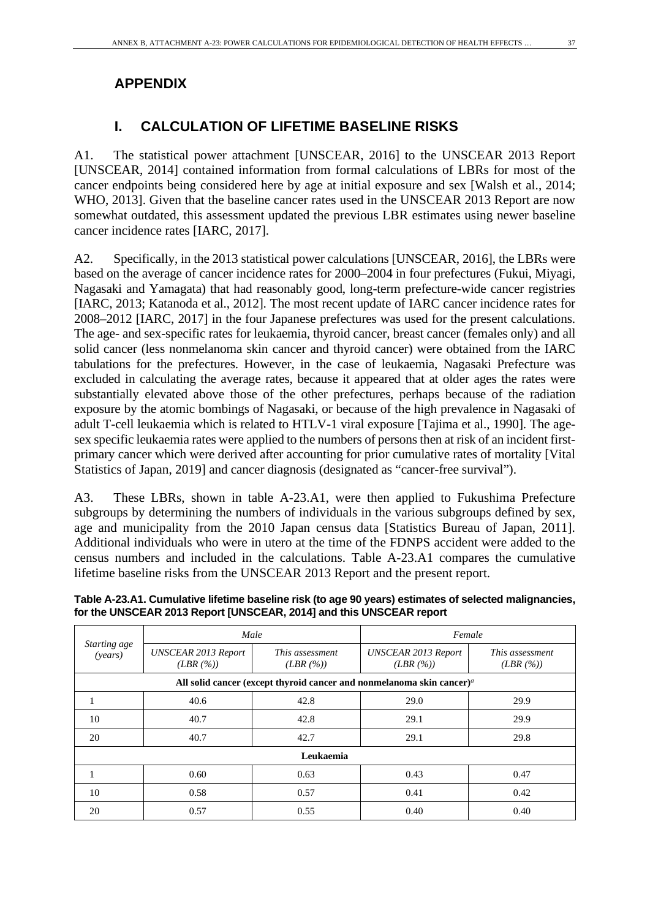# APPENDIX

## I. CALCULATION OF LIFETIME BASELINE RISKS

A1. The statistical power attachment [UNSCEAR, 2016] to the UNSCEAR 2013 Report [UNSCEAR, 2014] contained information from formal calculations of LBRs for most of the cancer endpoints being considered here by age at initial exposure and sex [Walsh et al., 2014; WHO, 2013]. Given that the baseline cancer rates used in the UNSCEAR 2013 Report are now somewhat outdated, this assessment updated the previous LBR estimates using newer baseline cancer incidence rates [IARC, 2017].

A2. Specifically, in the 2013 statistical power calculations [UNSCEAR, 2016], the LBRs were based on the average of cancer incidence rates for 2000–2004 in four prefectures (Fukui, Miyagi, Nagasaki and Yamagata) that had reasonably good, long-term prefecture-wide cancer registries [IARC, 2013; Katanoda et al., 2012]. The most recent update of IARC cancer incidence rates for 2008–2012 [IARC, 2017] in the four Japanese prefectures was used for the present calculations. The age- and sex-specific rates for leukaemia, thyroid cancer, breast cancer (females only) and all solid cancer (less nonmelanoma skin cancer and thyroid cancer) were obtained from the IARC tabulations for the prefectures. However, in the case of leukaemia, Nagasaki Prefecture was excluded in calculating the average rates, because it appeared that at older ages the rates were substantially elevated above those of the other prefectures, perhaps because of the radiation exposure by the atomic bombings of Nagasaki, or because of the high prevalence in Nagasaki of adult T-cell leukaemia which is related to HTLV-1 viral exposure [Tajima et al., 1990]. The age-sex specific leukaemia rates were applied to the numbers of persons then at risk of an incident first-primary cancer which were derived after accounting for prior cumulative rates of mortality [Vital Statistics of Japan, 2019] and cancer diagnosis (designated as “cancer-free survival”).

A3. These LBRs, shown in table A-23.A1, were then applied to Fukushima Prefecture subgroups by determining the numbers of individuals in the various subgroups defined by sex, age and municipality from the 2010 Japan census data [Statistics Bureau of Japan, 2011]. Additional individuals who were in utero at the time of the FDNPS accident were added to the census numbers and included in the calculations. Table A-23.A1 compares the cumulative lifetime baseline risks from the UNSCEAR 2013 Report and the present report.

**Table A-23.A1. Cumulative lifetime baseline risk (to age 90 years) estimates of selected malignancies, for the UNSCEAR 2013 Report [UNSCEAR, 2014] and this UNSCEAR report**

| *Starting age (years)* | *Male* | | *Female* | |
|---|---|---|---|---|
| | *UNSCEAR 2013 Report (LBR (%))* | *This assessment (LBR (%))* | *UNSCEAR 2013 Report (LBR (%))* | *This assessment (LBR (%))* |
| **All solid cancer (except thyroid cancer and nonmelanoma skin cancer)[a]** | | | | |
| 1 | 40.6 | 42.8 | 29.0 | 29.9 |
| 10 | 40.7 | 42.8 | 29.1 | 29.9 |
| 20 | 40.7 | 42.7 | 29.1 | 29.8 |
| **Leukaemia** | | | | |
| 1 | 0.60 | 0.63 | 0.43 | 0.47 |
| 10 | 0.58 | 0.57 | 0.41 | 0.42 |
| 20 | 0.57 | 0.55 | 0.40 | 0.40 |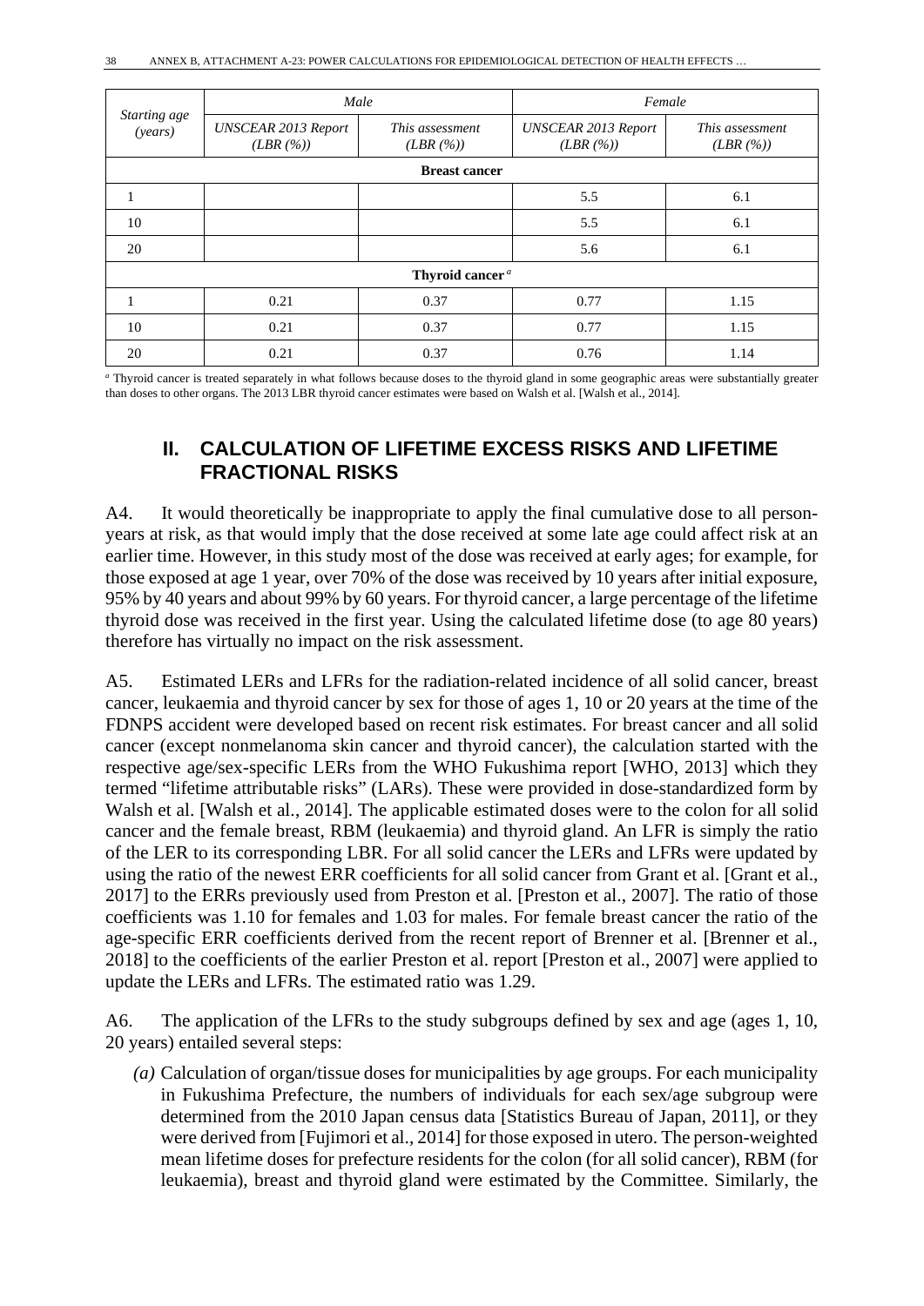| *Starting age (years)* | *Male* | | *Female* | |
|---|---|---|---|---|
| | *UNSCEAR 2013 Report (LBR (%))* | *This assessment (LBR (%))* | *UNSCEAR 2013 Report (LBR (%))* | *This assessment (LBR (%))* |
| **Breast cancer** | | | | |
| 1 | | | 5.5 | 6.1 |
| 10 | | | 5.5 | 6.1 |
| 20 | | | 5.6 | 6.1 |
| **Thyroid cancer** [a] | | | | |
| 1 | 0.21 | 0.37 | 0.77 | 1.15 |
| 10 | 0.21 | 0.37 | 0.77 | 1.15 |
| 20 | 0.21 | 0.37 | 0.76 | 1.14 |

[a] Thyroid cancer is treated separately in what follows because doses to the thyroid gland in some geographic areas were substantially greater than doses to other organs. The 2013 LBR thyroid cancer estimates were based on Walsh et al. [Walsh et al., 2014].

## II. CALCULATION OF LIFETIME EXCESS RISKS AND LIFETIME FRACTIONAL RISKS

A4. It would theoretically be inappropriate to apply the final cumulative dose to all person-years at risk, as that would imply that the dose received at some late age could affect risk at an earlier time. However, in this study most of the dose was received at early ages; for example, for those exposed at age 1 year, over 70% of the dose was received by 10 years after initial exposure, 95% by 40 years and about 99% by 60 years. For thyroid cancer, a large percentage of the lifetime thyroid dose was received in the first year. Using the calculated lifetime dose (to age 80 years) therefore has virtually no impact on the risk assessment.

A5. Estimated LERs and LFRs for the radiation-related incidence of all solid cancer, breast cancer, leukaemia and thyroid cancer by sex for those of ages 1, 10 or 20 years at the time of the FDNPS accident were developed based on recent risk estimates. For breast cancer and all solid cancer (except nonmelanoma skin cancer and thyroid cancer), the calculation started with the respective age/sex-specific LERs from the WHO Fukushima report [WHO, 2013] which they termed "lifetime attributable risks" (LARs). These were provided in dose-standardized form by Walsh et al. [Walsh et al., 2014]. The applicable estimated doses were to the colon for all solid cancer and the female breast, RBM (leukaemia) and thyroid gland. An LFR is simply the ratio of the LER to its corresponding LBR. For all solid cancer the LERs and LFRs were updated by using the ratio of the newest ERR coefficients for all solid cancer from Grant et al. [Grant et al., 2017] to the ERRs previously used from Preston et al. [Preston et al., 2007]. The ratio of those coefficients was 1.10 for females and 1.03 for males. For female breast cancer the ratio of the age-specific ERR coefficients derived from the recent report of Brenner et al. [Brenner et al., 2018] to the coefficients of the earlier Preston et al. report [Preston et al., 2007] were applied to update the LERs and LFRs. The estimated ratio was 1.29.

A6. The application of the LFRs to the study subgroups defined by sex and age (ages 1, 10, 20 years) entailed several steps:

*(a)* Calculation of organ/tissue doses for municipalities by age groups. For each municipality in Fukushima Prefecture, the numbers of individuals for each sex/age subgroup were determined from the 2010 Japan census data [Statistics Bureau of Japan, 2011], or they were derived from [Fujimori et al., 2014] for those exposed in utero. The person-weighted mean lifetime doses for prefecture residents for the colon (for all solid cancer), RBM (for leukaemia), breast and thyroid gland were estimated by the Committee. Similarly, the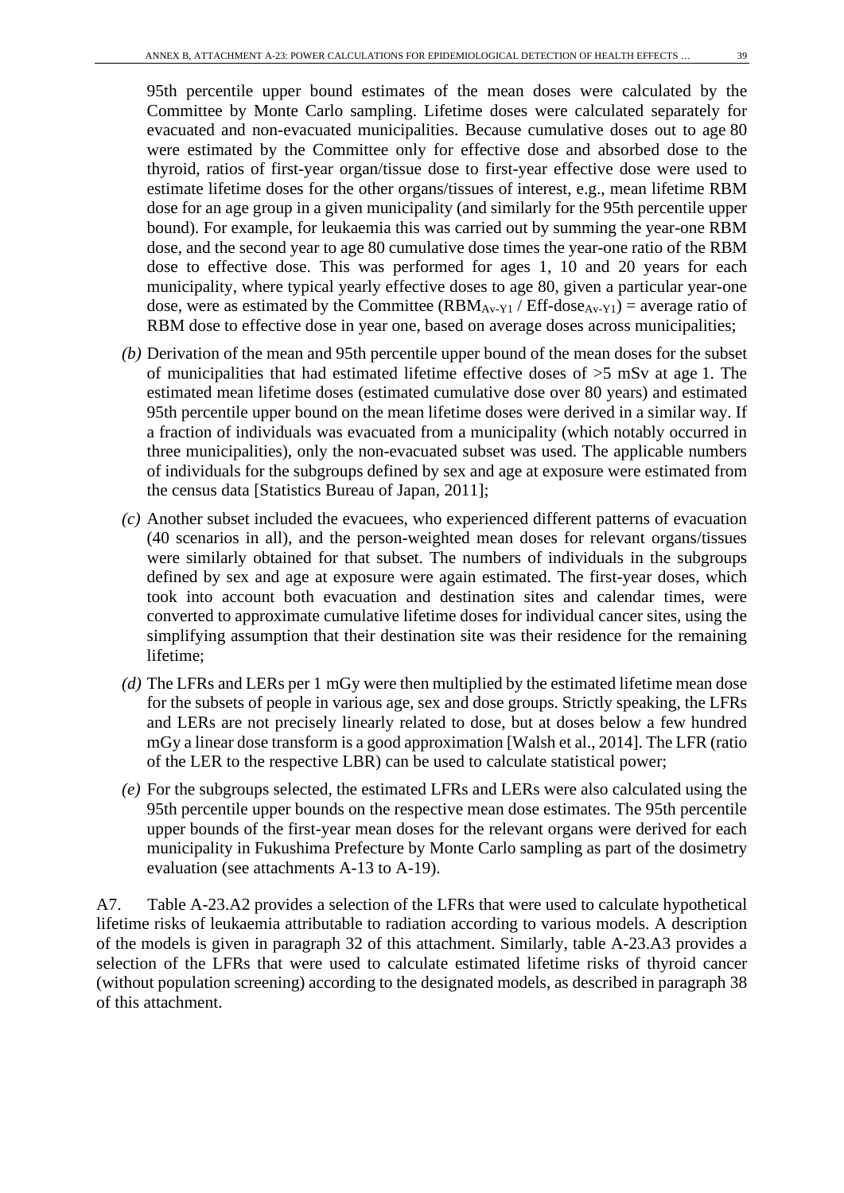95th percentile upper bound estimates of the mean doses were calculated by the Committee by Monte Carlo sampling. Lifetime doses were calculated separately for evacuated and non-evacuated municipalities. Because cumulative doses out to age 80 were estimated by the Committee only for effective dose and absorbed dose to the thyroid, ratios of first-year organ/tissue dose to first-year effective dose were used to estimate lifetime doses for the other organs/tissues of interest, e.g., mean lifetime RBM dose for an age group in a given municipality (and similarly for the 95th percentile upper bound). For example, for leukaemia this was carried out by summing the year-one RBM dose, and the second year to age 80 cumulative dose times the year-one ratio of the RBM dose to effective dose. This was performed for ages 1, 10 and 20 years for each municipality, where typical yearly effective doses to age 80, given a particular year-one dose, were as estimated by the Committee ($RBM_{Av\text{-}Y1}$ / $Eff\text{-}dose_{Av\text{-}Y1}$) = average ratio of RBM dose to effective dose in year one, based on average doses across municipalities;

*(b)* Derivation of the mean and 95th percentile upper bound of the mean doses for the subset of municipalities that had estimated lifetime effective doses of >5 mSv at age 1. The estimated mean lifetime doses (estimated cumulative dose over 80 years) and estimated 95th percentile upper bound on the mean lifetime doses were derived in a similar way. If a fraction of individuals was evacuated from a municipality (which notably occurred in three municipalities), only the non-evacuated subset was used. The applicable numbers of individuals for the subgroups defined by sex and age at exposure were estimated from the census data [Statistics Bureau of Japan, 2011];

*(c)* Another subset included the evacuees, who experienced different patterns of evacuation (40 scenarios in all), and the person-weighted mean doses for relevant organs/tissues were similarly obtained for that subset. The numbers of individuals in the subgroups defined by sex and age at exposure were again estimated. The first-year doses, which took into account both evacuation and destination sites and calendar times, were converted to approximate cumulative lifetime doses for individual cancer sites, using the simplifying assumption that their destination site was their residence for the remaining lifetime;

*(d)* The LFRs and LERs per 1 mGy were then multiplied by the estimated lifetime mean dose for the subsets of people in various age, sex and dose groups. Strictly speaking, the LFRs and LERs are not precisely linearly related to dose, but at doses below a few hundred mGy a linear dose transform is a good approximation [Walsh et al., 2014]. The LFR (ratio of the LER to the respective LBR) can be used to calculate statistical power;

*(e)* For the subgroups selected, the estimated LFRs and LERs were also calculated using the 95th percentile upper bounds on the respective mean dose estimates. The 95th percentile upper bounds of the first-year mean doses for the relevant organs were derived for each municipality in Fukushima Prefecture by Monte Carlo sampling as part of the dosimetry evaluation (see attachments A-13 to A-19).

A7. Table A-23.A2 provides a selection of the LFRs that were used to calculate hypothetical lifetime risks of leukaemia attributable to radiation according to various models. A description of the models is given in paragraph 32 of this attachment. Similarly, table A-23.A3 provides a selection of the LFRs that were used to calculate estimated lifetime risks of thyroid cancer (without population screening) according to the designated models, as described in paragraph 38 of this attachment.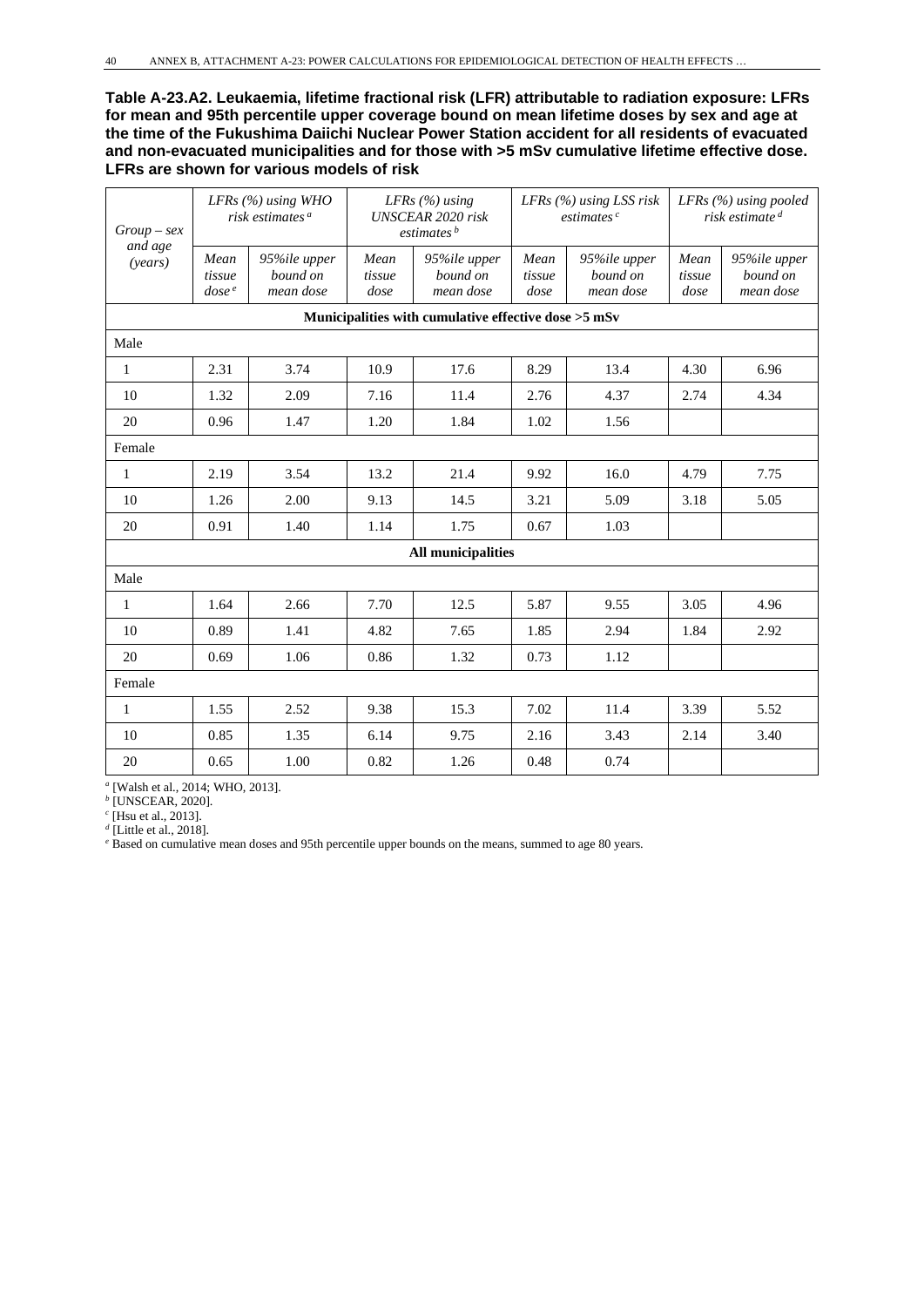**Table A-23.A2. Leukaemia, lifetime fractional risk (LFR) attributable to radiation exposure: LFRs for mean and 95th percentile upper coverage bound on mean lifetime doses by sex and age at the time of the Fukushima Daiichi Nuclear Power Station accident for all residents of evacuated and non-evacuated municipalities and for those with >5 mSv cumulative lifetime effective dose. LFRs are shown for various models of risk**

| *Group – sex and age (years)* | *LFRs (%) using WHO risk estimates* [a] | | *LFRs (%) using UNSCEAR 2020 risk estimates* [b] | | *LFRs (%) using LSS risk estimates* [c] | | *LFRs (%) using pooled risk estimate* [d] | |
|---|---|---|---|---|---|---|---|---|
| | *Mean tissue dose* [e] | *95%ile upper bound on mean dose* | *Mean tissue dose* | *95%ile upper bound on mean dose* | *Mean tissue dose* | *95%ile upper bound on mean dose* | *Mean tissue dose* | *95%ile upper bound on mean dose* |
| **Municipalities with cumulative effective dose >5 mSv** | | | | | | | | |
| Male | | | | | | | | |
| 1 | 2.31 | 3.74 | 10.9 | 17.6 | 8.29 | 13.4 | 4.30 | 6.96 |
| 10 | 1.32 | 2.09 | 7.16 | 11.4 | 2.76 | 4.37 | 2.74 | 4.34 |
| 20 | 0.96 | 1.47 | 1.20 | 1.84 | 1.02 | 1.56 | | |
| Female | | | | | | | | |
| 1 | 2.19 | 3.54 | 13.2 | 21.4 | 9.92 | 16.0 | 4.79 | 7.75 |
| 10 | 1.26 | 2.00 | 9.13 | 14.5 | 3.21 | 5.09 | 3.18 | 5.05 |
| 20 | 0.91 | 1.40 | 1.14 | 1.75 | 0.67 | 1.03 | | |
| **All municipalities** | | | | | | | | |
| Male | | | | | | | | |
| 1 | 1.64 | 2.66 | 7.70 | 12.5 | 5.87 | 9.55 | 3.05 | 4.96 |
| 10 | 0.89 | 1.41 | 4.82 | 7.65 | 1.85 | 2.94 | 1.84 | 2.92 |
| 20 | 0.69 | 1.06 | 0.86 | 1.32 | 0.73 | 1.12 | | |
| Female | | | | | | | | |
| 1 | 1.55 | 2.52 | 9.38 | 15.3 | 7.02 | 11.4 | 3.39 | 5.52 |
| 10 | 0.85 | 1.35 | 6.14 | 9.75 | 2.16 | 3.43 | 2.14 | 3.40 |
| 20 | 0.65 | 1.00 | 0.82 | 1.26 | 0.48 | 0.74 | | |

[a] [Walsh et al., 2014; WHO, 2013].
[b] [UNSCEAR, 2020].
[c] [Hsu et al., 2013].
[d] [Little et al., 2018].
[e] Based on cumulative mean doses and 95th percentile upper bounds on the means, summed to age 80 years.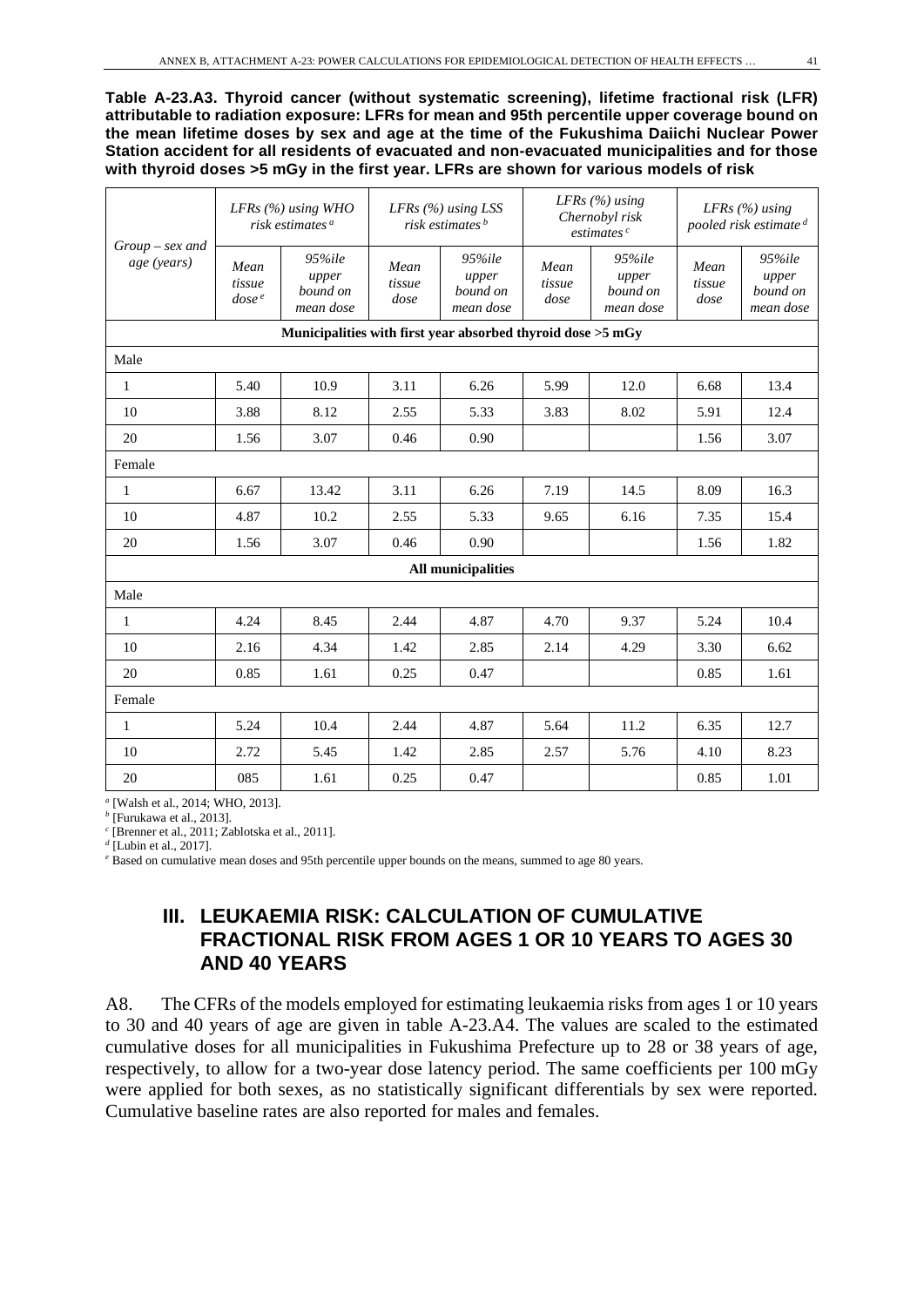**Table A-23.A3. Thyroid cancer (without systematic screening), lifetime fractional risk (LFR) attributable to radiation exposure: LFRs for mean and 95th percentile upper coverage bound on the mean lifetime doses by sex and age at the time of the Fukushima Daiichi Nuclear Power Station accident for all residents of evacuated and non-evacuated municipalities and for those with thyroid doses >5 mGy in the first year. LFRs are shown for various models of risk**

| *Group – sex and age (years)* | *LFRs (%) using WHO risk estimates* [a] | | *LFRs (%) using LSS risk estimates* [b] | | *LFRs (%) using Chernobyl risk estimates* [c] | | *LFRs (%) using pooled risk estimate* [d] | |
|---|---|---|---|---|---|---|---|---|
| | *Mean tissue dose* [e] | *95%ile upper bound on mean dose* | *Mean tissue dose* | *95%ile upper bound on mean dose* | *Mean tissue dose* | *95%ile upper bound on mean dose* | *Mean tissue dose* | *95%ile upper bound on mean dose* |
| **Municipalities with first year absorbed thyroid dose >5 mGy** | | | | | | | | |
| Male | | | | | | | | |
| 1 | 5.40 | 10.9 | 3.11 | 6.26 | 5.99 | 12.0 | 6.68 | 13.4 |
| 10 | 3.88 | 8.12 | 2.55 | 5.33 | 3.83 | 8.02 | 5.91 | 12.4 |
| 20 | 1.56 | 3.07 | 0.46 | 0.90 | | | 1.56 | 3.07 |
| Female | | | | | | | | |
| 1 | 6.67 | 13.42 | 3.11 | 6.26 | 7.19 | 14.5 | 8.09 | 16.3 |
| 10 | 4.87 | 10.2 | 2.55 | 5.33 | 9.65 | 6.16 | 7.35 | 15.4 |
| 20 | 1.56 | 3.07 | 0.46 | 0.90 | | | 1.56 | 1.82 |
| **All municipalities** | | | | | | | | |
| Male | | | | | | | | |
| 1 | 4.24 | 8.45 | 2.44 | 4.87 | 4.70 | 9.37 | 5.24 | 10.4 |
| 10 | 2.16 | 4.34 | 1.42 | 2.85 | 2.14 | 4.29 | 3.30 | 6.62 |
| 20 | 0.85 | 1.61 | 0.25 | 0.47 | | | 0.85 | 1.61 |
| Female | | | | | | | | |
| 1 | 5.24 | 10.4 | 2.44 | 4.87 | 5.64 | 11.2 | 6.35 | 12.7 |
| 10 | 2.72 | 5.45 | 1.42 | 2.85 | 2.57 | 5.76 | 4.10 | 8.23 |
| 20 | 085 | 1.61 | 0.25 | 0.47 | | | 0.85 | 1.01 |

[a] [Walsh et al., 2014; WHO, 2013].
[b] [Furukawa et al., 2013].
[c] [Brenner et al., 2011; Zablotska et al., 2011].
[d] [Lubin et al., 2017].
[e] Based on cumulative mean doses and 95th percentile upper bounds on the means, summed to age 80 years.

## III. LEUKAEMIA RISK: CALCULATION OF CUMULATIVE FRACTIONAL RISK FROM AGES 1 OR 10 YEARS TO AGES 30 AND 40 YEARS

A8. The CFRs of the models employed for estimating leukaemia risks from ages 1 or 10 years to 30 and 40 years of age are given in table A-23.A4. The values are scaled to the estimated cumulative doses for all municipalities in Fukushima Prefecture up to 28 or 38 years of age, respectively, to allow for a two-year dose latency period. The same coefficients per 100 mGy were applied for both sexes, as no statistically significant differentials by sex were reported. Cumulative baseline rates are also reported for males and females.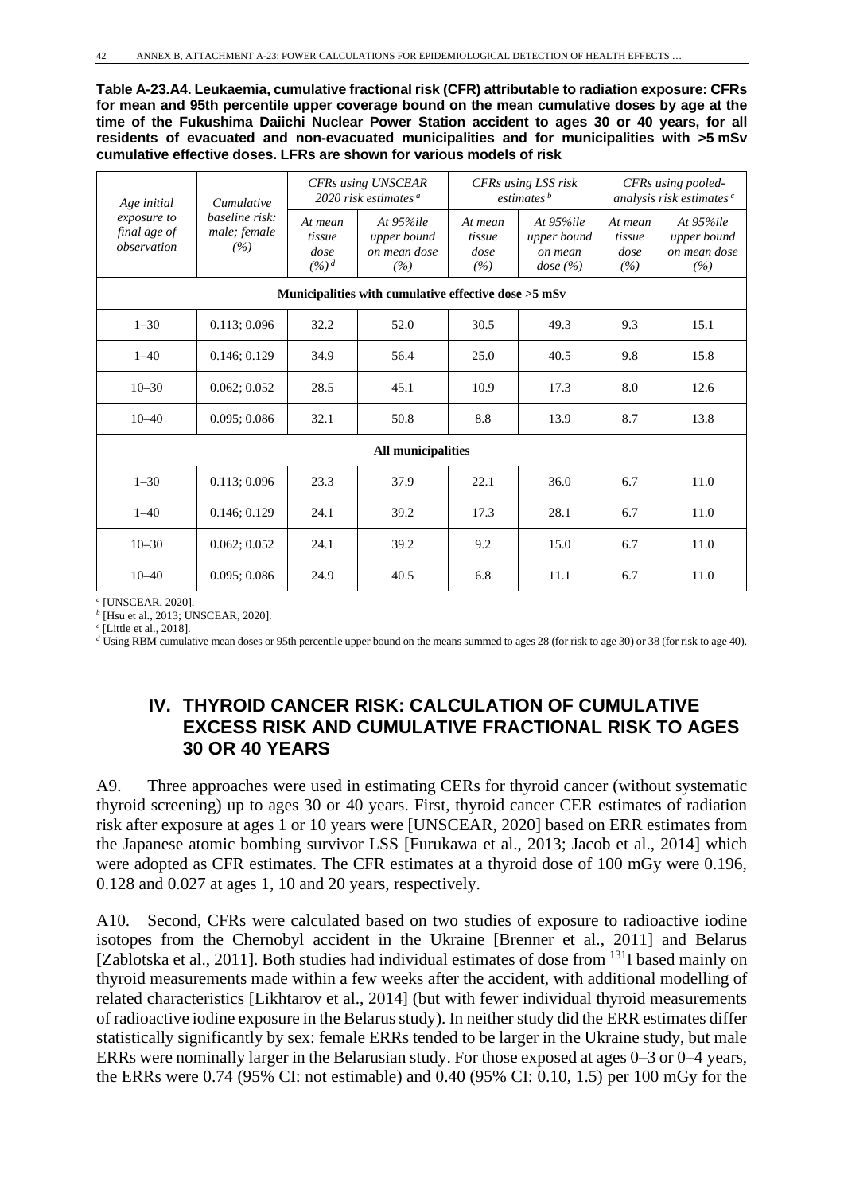**Table A-23.A4. Leukaemia, cumulative fractional risk (CFR) attributable to radiation exposure: CFRs for mean and 95th percentile upper coverage bound on the mean cumulative doses by age at the time of the Fukushima Daiichi Nuclear Power Station accident to ages 30 or 40 years, for all residents of evacuated and non-evacuated municipalities and for municipalities with >5 mSv cumulative effective doses. LFRs are shown for various models of risk**

| *Age initial exposure to final age of observation* | *Cumulative baseline risk: male; female (%)* | *CFRs using UNSCEAR 2020 risk estimates* [a] | | *CFRs using LSS risk estimates* [b] | | *CFRs using pooled-analysis risk estimates* [c] | |
|---|---|---|---|---|---|---|---|
| | | *At mean tissue dose (%)* [d] | *At 95%ile upper bound on mean dose (%)* | *At mean tissue dose (%)* | *At 95%ile upper bound on mean dose (%)* | *At mean tissue dose (%)* | *At 95%ile upper bound on mean dose (%)* |
| **Municipalities with cumulative effective dose >5 mSv** | | | | | | | |
| 1–30 | 0.113; 0.096 | 32.2 | 52.0 | 30.5 | 49.3 | 9.3 | 15.1 |
| 1–40 | 0.146; 0.129 | 34.9 | 56.4 | 25.0 | 40.5 | 9.8 | 15.8 |
| 10–30 | 0.062; 0.052 | 28.5 | 45.1 | 10.9 | 17.3 | 8.0 | 12.6 |
| 10–40 | 0.095; 0.086 | 32.1 | 50.8 | 8.8 | 13.9 | 8.7 | 13.8 |
| **All municipalities** | | | | | | | |
| 1–30 | 0.113; 0.096 | 23.3 | 37.9 | 22.1 | 36.0 | 6.7 | 11.0 |
| 1–40 | 0.146; 0.129 | 24.1 | 39.2 | 17.3 | 28.1 | 6.7 | 11.0 |
| 10–30 | 0.062; 0.052 | 24.1 | 39.2 | 9.2 | 15.0 | 6.7 | 11.0 |
| 10–40 | 0.095; 0.086 | 24.9 | 40.5 | 6.8 | 11.1 | 6.7 | 11.0 |

[a] [UNSCEAR, 2020].
[b] [Hsu et al., 2013; UNSCEAR, 2020].
[c] [Little et al., 2018].
[d] Using RBM cumulative mean doses or 95th percentile upper bound on the means summed to ages 28 (for risk to age 30) or 38 (for risk to age 40).

## IV. THYROID CANCER RISK: CALCULATION OF CUMULATIVE EXCESS RISK AND CUMULATIVE FRACTIONAL RISK TO AGES 30 OR 40 YEARS

A9. Three approaches were used in estimating CERs for thyroid cancer (without systematic thyroid screening) up to ages 30 or 40 years. First, thyroid cancer CER estimates of radiation risk after exposure at ages 1 or 10 years were [UNSCEAR, 2020] based on ERR estimates from the Japanese atomic bombing survivor LSS [Furukawa et al., 2013; Jacob et al., 2014] which were adopted as CFR estimates. The CFR estimates at a thyroid dose of 100 mGy were 0.196, 0.128 and 0.027 at ages 1, 10 and 20 years, respectively.

A10. Second, CFRs were calculated based on two studies of exposure to radioactive iodine isotopes from the Chernobyl accident in the Ukraine [Brenner et al., 2011] and Belarus [Zablotska et al., 2011]. Both studies had individual estimates of dose from $^{131}$I based mainly on thyroid measurements made within a few weeks after the accident, with additional modelling of related characteristics [Likhtarov et al., 2014] (but with fewer individual thyroid measurements of radioactive iodine exposure in the Belarus study). In neither study did the ERR estimates differ statistically significantly by sex: female ERRs tended to be larger in the Ukraine study, but male ERRs were nominally larger in the Belarusian study. For those exposed at ages 0–3 or 0–4 years, the ERRs were 0.74 (95% CI: not estimable) and 0.40 (95% CI: 0.10, 1.5) per 100 mGy for the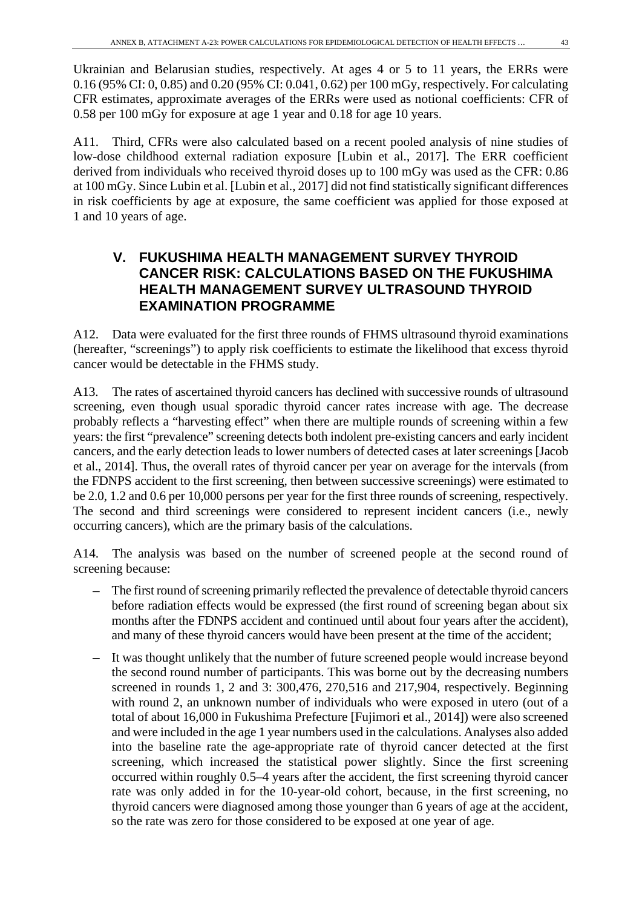Ukrainian and Belarusian studies, respectively. At ages 4 or 5 to 11 years, the ERRs were 0.16 (95% CI: 0, 0.85) and 0.20 (95% CI: 0.041, 0.62) per 100 mGy, respectively. For calculating CFR estimates, approximate averages of the ERRs were used as notional coefficients: CFR of 0.58 per 100 mGy for exposure at age 1 year and 0.18 for age 10 years.

A11. Third, CFRs were also calculated based on a recent pooled analysis of nine studies of low-dose childhood external radiation exposure [Lubin et al., 2017]. The ERR coefficient derived from individuals who received thyroid doses up to 100 mGy was used as the CFR: 0.86 at 100 mGy. Since Lubin et al. [Lubin et al., 2017] did not find statistically significant differences in risk coefficients by age at exposure, the same coefficient was applied for those exposed at 1 and 10 years of age.

## V. FUKUSHIMA HEALTH MANAGEMENT SURVEY THYROID CANCER RISK: CALCULATIONS BASED ON THE FUKUSHIMA HEALTH MANAGEMENT SURVEY ULTRASOUND THYROID EXAMINATION PROGRAMME

A12. Data were evaluated for the first three rounds of FHMS ultrasound thyroid examinations (hereafter, "screenings") to apply risk coefficients to estimate the likelihood that excess thyroid cancer would be detectable in the FHMS study.

A13. The rates of ascertained thyroid cancers has declined with successive rounds of ultrasound screening, even though usual sporadic thyroid cancer rates increase with age. The decrease probably reflects a "harvesting effect" when there are multiple rounds of screening within a few years: the first "prevalence" screening detects both indolent pre-existing cancers and early incident cancers, and the early detection leads to lower numbers of detected cases at later screenings [Jacob et al., 2014]. Thus, the overall rates of thyroid cancer per year on average for the intervals (from the FDNPS accident to the first screening, then between successive screenings) were estimated to be 2.0, 1.2 and 0.6 per 10,000 persons per year for the first three rounds of screening, respectively. The second and third screenings were considered to represent incident cancers (i.e., newly occurring cancers), which are the primary basis of the calculations.

A14. The analysis was based on the number of screened people at the second round of screening because:

- The first round of screening primarily reflected the prevalence of detectable thyroid cancers before radiation effects would be expressed (the first round of screening began about six months after the FDNPS accident and continued until about four years after the accident), and many of these thyroid cancers would have been present at the time of the accident;
- It was thought unlikely that the number of future screened people would increase beyond the second round number of participants. This was borne out by the decreasing numbers screened in rounds 1, 2 and 3: 300,476, 270,516 and 217,904, respectively. Beginning with round 2, an unknown number of individuals who were exposed in utero (out of a total of about 16,000 in Fukushima Prefecture [Fujimori et al., 2014]) were also screened and were included in the age 1 year numbers used in the calculations. Analyses also added into the baseline rate the age-appropriate rate of thyroid cancer detected at the first screening, which increased the statistical power slightly. Since the first screening occurred within roughly 0.5–4 years after the accident, the first screening thyroid cancer rate was only added in for the 10-year-old cohort, because, in the first screening, no thyroid cancers were diagnosed among those younger than 6 years of age at the accident, so the rate was zero for those considered to be exposed at one year of age.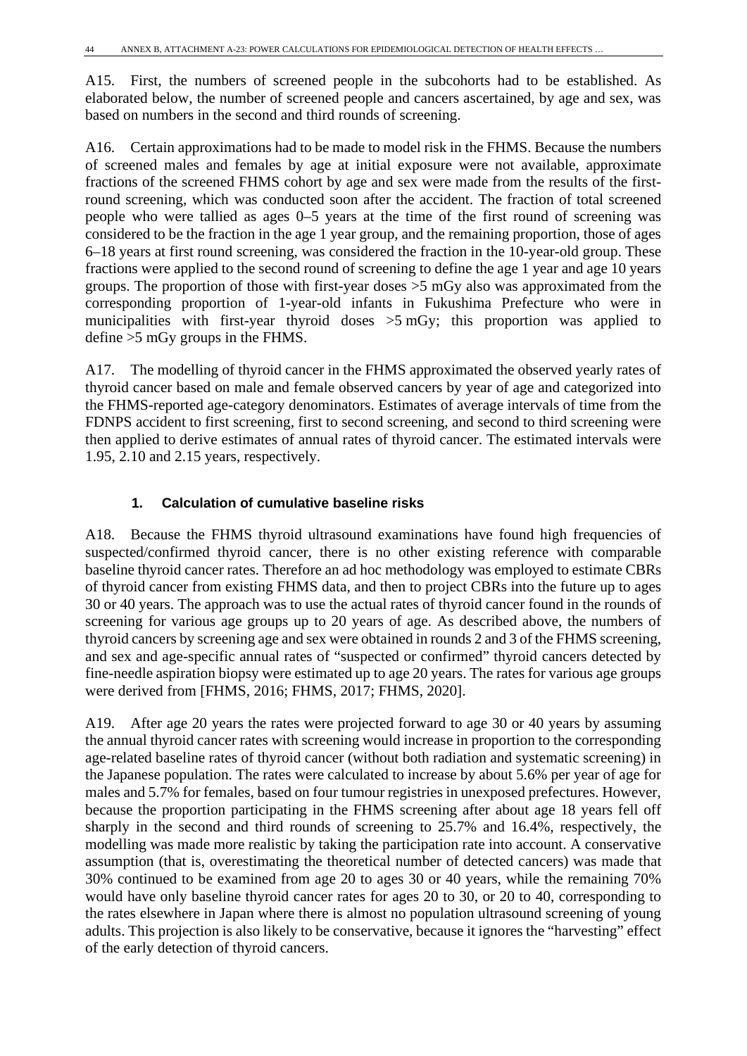A15. First, the numbers of screened people in the subcohorts had to be established. As elaborated below, the number of screened people and cancers ascertained, by age and sex, was based on numbers in the second and third rounds of screening.

A16. Certain approximations had to be made to model risk in the FHMS. Because the numbers of screened males and females by age at initial exposure were not available, approximate fractions of the screened FHMS cohort by age and sex were made from the results of the first-round screening, which was conducted soon after the accident. The fraction of total screened people who were tallied as ages 0–5 years at the time of the first round of screening was considered to be the fraction in the age 1 year group, and the remaining proportion, those of ages 6–18 years at first round screening, was considered the fraction in the 10-year-old group. These fractions were applied to the second round of screening to define the age 1 year and age 10 years groups. The proportion of those with first-year doses >5 mGy also was approximated from the corresponding proportion of 1-year-old infants in Fukushima Prefecture who were in municipalities with first-year thyroid doses >5 mGy; this proportion was applied to define >5 mGy groups in the FHMS.

A17. The modelling of thyroid cancer in the FHMS approximated the observed yearly rates of thyroid cancer based on male and female observed cancers by year of age and categorized into the FHMS-reported age-category denominators. Estimates of average intervals of time from the FDNPS accident to first screening, first to second screening, and second to third screening were then applied to derive estimates of annual rates of thyroid cancer. The estimated intervals were 1.95, 2.10 and 2.15 years, respectively.

### 1. Calculation of cumulative baseline risks

A18. Because the FHMS thyroid ultrasound examinations have found high frequencies of suspected/confirmed thyroid cancer, there is no other existing reference with comparable baseline thyroid cancer rates. Therefore an ad hoc methodology was employed to estimate CBRs of thyroid cancer from existing FHMS data, and then to project CBRs into the future up to ages 30 or 40 years. The approach was to use the actual rates of thyroid cancer found in the rounds of screening for various age groups up to 20 years of age. As described above, the numbers of thyroid cancers by screening age and sex were obtained in rounds 2 and 3 of the FHMS screening, and sex and age-specific annual rates of "suspected or confirmed" thyroid cancers detected by fine-needle aspiration biopsy were estimated up to age 20 years. The rates for various age groups were derived from [FHMS, 2016; FHMS, 2017; FHMS, 2020].

A19. After age 20 years the rates were projected forward to age 30 or 40 years by assuming the annual thyroid cancer rates with screening would increase in proportion to the corresponding age-related baseline rates of thyroid cancer (without both radiation and systematic screening) in the Japanese population. The rates were calculated to increase by about 5.6% per year of age for males and 5.7% for females, based on four tumour registries in unexposed prefectures. However, because the proportion participating in the FHMS screening after about age 18 years fell off sharply in the second and third rounds of screening to 25.7% and 16.4%, respectively, the modelling was made more realistic by taking the participation rate into account. A conservative assumption (that is, overestimating the theoretical number of detected cancers) was made that 30% continued to be examined from age 20 to ages 30 or 40 years, while the remaining 70% would have only baseline thyroid cancer rates for ages 20 to 30, or 20 to 40, corresponding to the rates elsewhere in Japan where there is almost no population ultrasound screening of young adults. This projection is also likely to be conservative, because it ignores the "harvesting" effect of the early detection of thyroid cancers.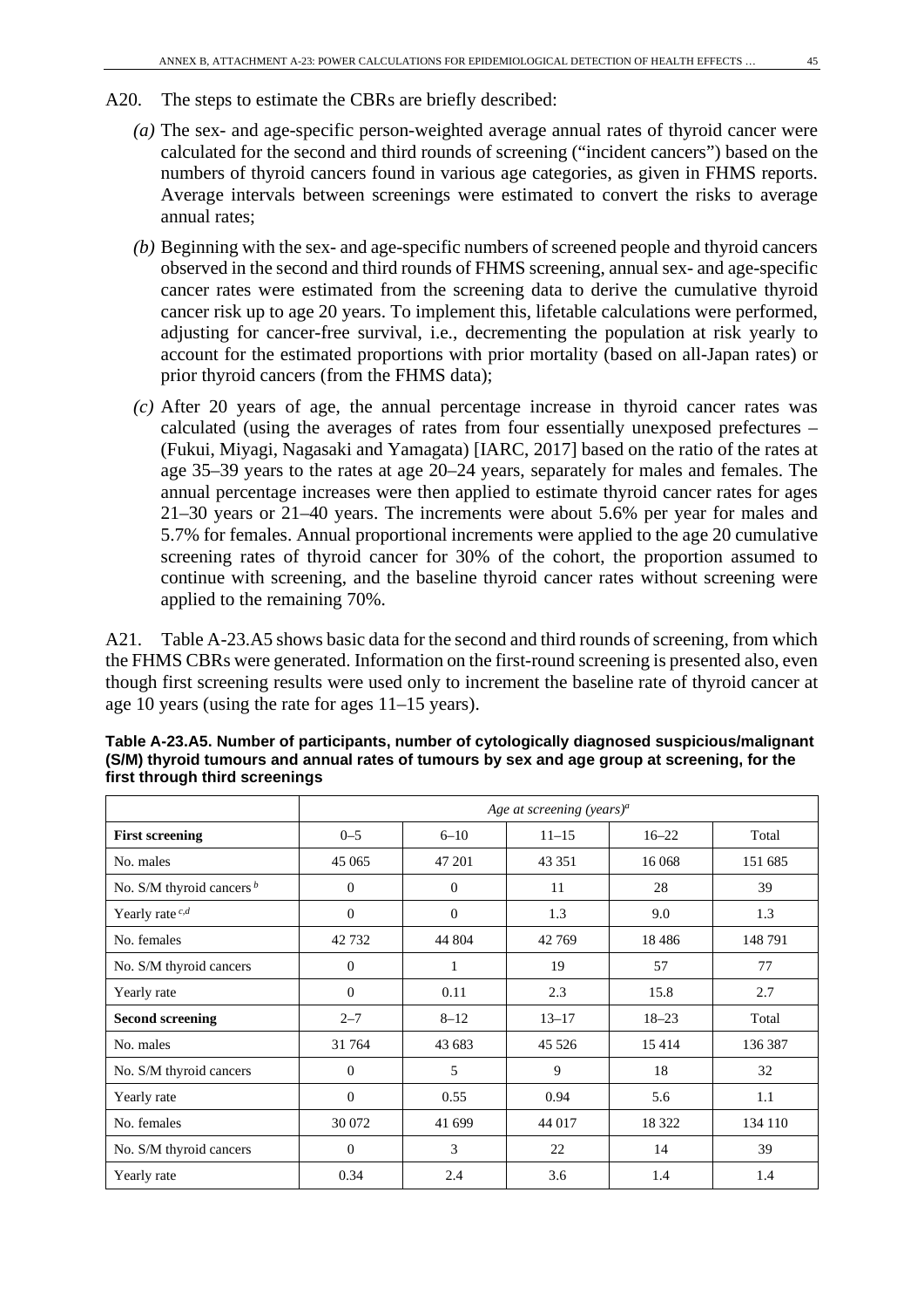A20. The steps to estimate the CBRs are briefly described:

*(a)* The sex- and age-specific person-weighted average annual rates of thyroid cancer were calculated for the second and third rounds of screening ("incident cancers") based on the numbers of thyroid cancers found in various age categories, as given in FHMS reports. Average intervals between screenings were estimated to convert the risks to average annual rates;

*(b)* Beginning with the sex- and age-specific numbers of screened people and thyroid cancers observed in the second and third rounds of FHMS screening, annual sex- and age-specific cancer rates were estimated from the screening data to derive the cumulative thyroid cancer risk up to age 20 years. To implement this, lifetable calculations were performed, adjusting for cancer-free survival, i.e., decrementing the population at risk yearly to account for the estimated proportions with prior mortality (based on all-Japan rates) or prior thyroid cancers (from the FHMS data);

*(c)* After 20 years of age, the annual percentage increase in thyroid cancer rates was calculated (using the averages of rates from four essentially unexposed prefectures – (Fukui, Miyagi, Nagasaki and Yamagata) [IARC, 2017] based on the ratio of the rates at age 35–39 years to the rates at age 20–24 years, separately for males and females. The annual percentage increases were then applied to estimate thyroid cancer rates for ages 21–30 years or 21–40 years. The increments were about 5.6% per year for males and 5.7% for females. Annual proportional increments were applied to the age 20 cumulative screening rates of thyroid cancer for 30% of the cohort, the proportion assumed to continue with screening, and the baseline thyroid cancer rates without screening were applied to the remaining 70%.

A21. Table A-23.A5 shows basic data for the second and third rounds of screening, from which the FHMS CBRs were generated. Information on the first-round screening is presented also, even though first screening results were used only to increment the baseline rate of thyroid cancer at age 10 years (using the rate for ages 11–15 years).

**Table A-23.A5. Number of participants, number of cytologically diagnosed suspicious/malignant (S/M) thyroid tumours and annual rates of tumours by sex and age group at screening, for the first through third screenings**

| | *Age at screening (years)*[a] | | | | |
|---|---|---|---|---|---|
| **First screening** | 0–5 | 6–10 | 11–15 | 16–22 | Total |
| No. males | 45 065 | 47 201 | 43 351 | 16 068 | 151 685 |
| No. S/M thyroid cancers [b] | 0 | 0 | 11 | 28 | 39 |
| Yearly rate [c,d] | 0 | 0 | 1.3 | 9.0 | 1.3 |
| No. females | 42 732 | 44 804 | 42 769 | 18 486 | 148 791 |
| No. S/M thyroid cancers | 0 | 1 | 19 | 57 | 77 |
| Yearly rate | 0 | 0.11 | 2.3 | 15.8 | 2.7 |
| **Second screening** | 2–7 | 8–12 | 13–17 | 18–23 | Total |
| No. males | 31 764 | 43 683 | 45 526 | 15 414 | 136 387 |
| No. S/M thyroid cancers | 0 | 5 | 9 | 18 | 32 |
| Yearly rate | 0 | 0.55 | 0.94 | 5.6 | 1.1 |
| No. females | 30 072 | 41 699 | 44 017 | 18 322 | 134 110 |
| No. S/M thyroid cancers | 0 | 3 | 22 | 14 | 39 |
| Yearly rate | 0.34 | 2.4 | 3.6 | 1.4 | 1.4 |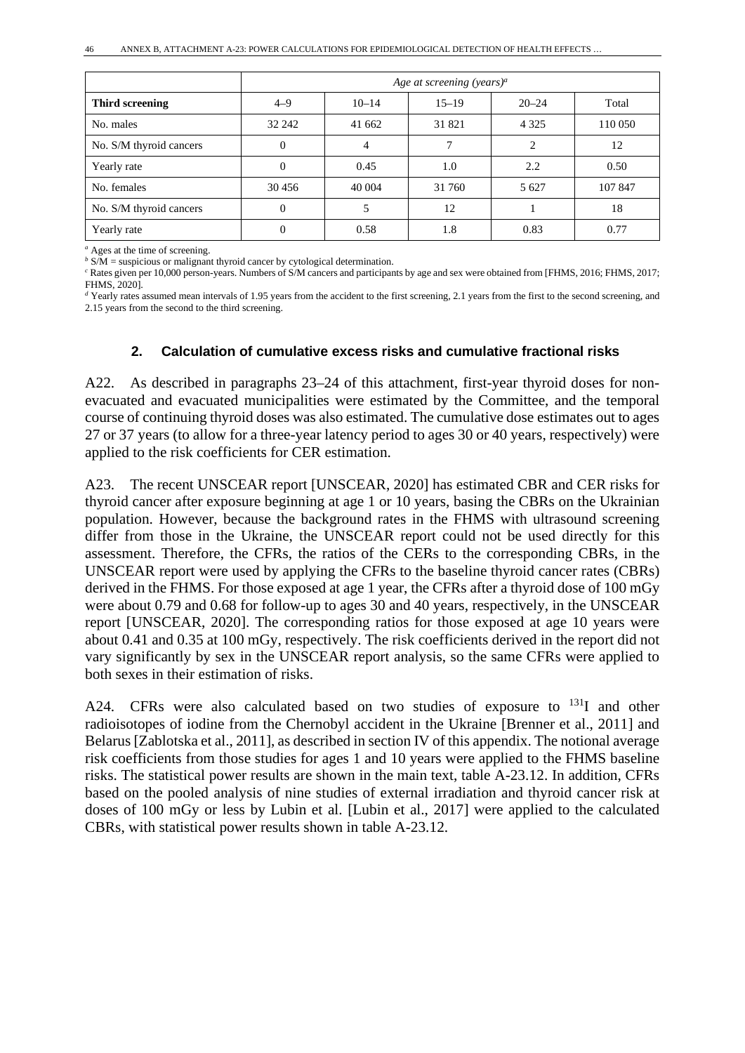|  | *Age at screening (years)[a]* | | | | |
|---|---|---|---|---|---|
| **Third screening** | 4–9 | 10–14 | 15–19 | 20–24 | Total |
| No. males | 32 242 | 41 662 | 31 821 | 4 325 | 110 050 |
| No. S/M thyroid cancers | 0 | 4 | 7 | 2 | 12 |
| Yearly rate | 0 | 0.45 | 1.0 | 2.2 | 0.50 |
| No. females | 30 456 | 40 004 | 31 760 | 5 627 | 107 847 |
| No. S/M thyroid cancers | 0 | 5 | 12 | 1 | 18 |
| Yearly rate | 0 | 0.58 | 1.8 | 0.83 | 0.77 |

[a] Ages at the time of screening.
[b] S/M = suspicious or malignant thyroid cancer by cytological determination.
[c] Rates given per 10,000 person-years. Numbers of S/M cancers and participants by age and sex were obtained from [FHMS, 2016; FHMS, 2017; FHMS, 2020].
[d] Yearly rates assumed mean intervals of 1.95 years from the accident to the first screening, 2.1 years from the first to the second screening, and 2.15 years from the second to the third screening.

## 2. Calculation of cumulative excess risks and cumulative fractional risks

A22. As described in paragraphs 23–24 of this attachment, first-year thyroid doses for non-evacuated and evacuated municipalities were estimated by the Committee, and the temporal course of continuing thyroid doses was also estimated. The cumulative dose estimates out to ages 27 or 37 years (to allow for a three-year latency period to ages 30 or 40 years, respectively) were applied to the risk coefficients for CER estimation.

A23. The recent UNSCEAR report [UNSCEAR, 2020] has estimated CBR and CER risks for thyroid cancer after exposure beginning at age 1 or 10 years, basing the CBRs on the Ukrainian population. However, because the background rates in the FHMS with ultrasound screening differ from those in the Ukraine, the UNSCEAR report could not be used directly for this assessment. Therefore, the CFRs, the ratios of the CERs to the corresponding CBRs, in the UNSCEAR report were used by applying the CFRs to the baseline thyroid cancer rates (CBRs) derived in the FHMS. For those exposed at age 1 year, the CFRs after a thyroid dose of 100 mGy were about 0.79 and 0.68 for follow-up to ages 30 and 40 years, respectively, in the UNSCEAR report [UNSCEAR, 2020]. The corresponding ratios for those exposed at age 10 years were about 0.41 and 0.35 at 100 mGy, respectively. The risk coefficients derived in the report did not vary significantly by sex in the UNSCEAR report analysis, so the same CFRs were applied to both sexes in their estimation of risks.

A24. CFRs were also calculated based on two studies of exposure to $^{131}$I and other radioisotopes of iodine from the Chernobyl accident in the Ukraine [Brenner et al., 2011] and Belarus [Zablotska et al., 2011], as described in section IV of this appendix. The notional average risk coefficients from those studies for ages 1 and 10 years were applied to the FHMS baseline risks. The statistical power results are shown in the main text, table A-23.12. In addition, CFRs based on the pooled analysis of nine studies of external irradiation and thyroid cancer risk at doses of 100 mGy or less by Lubin et al. [Lubin et al., 2017] were applied to the calculated CBRs, with statistical power results shown in table A-23.12.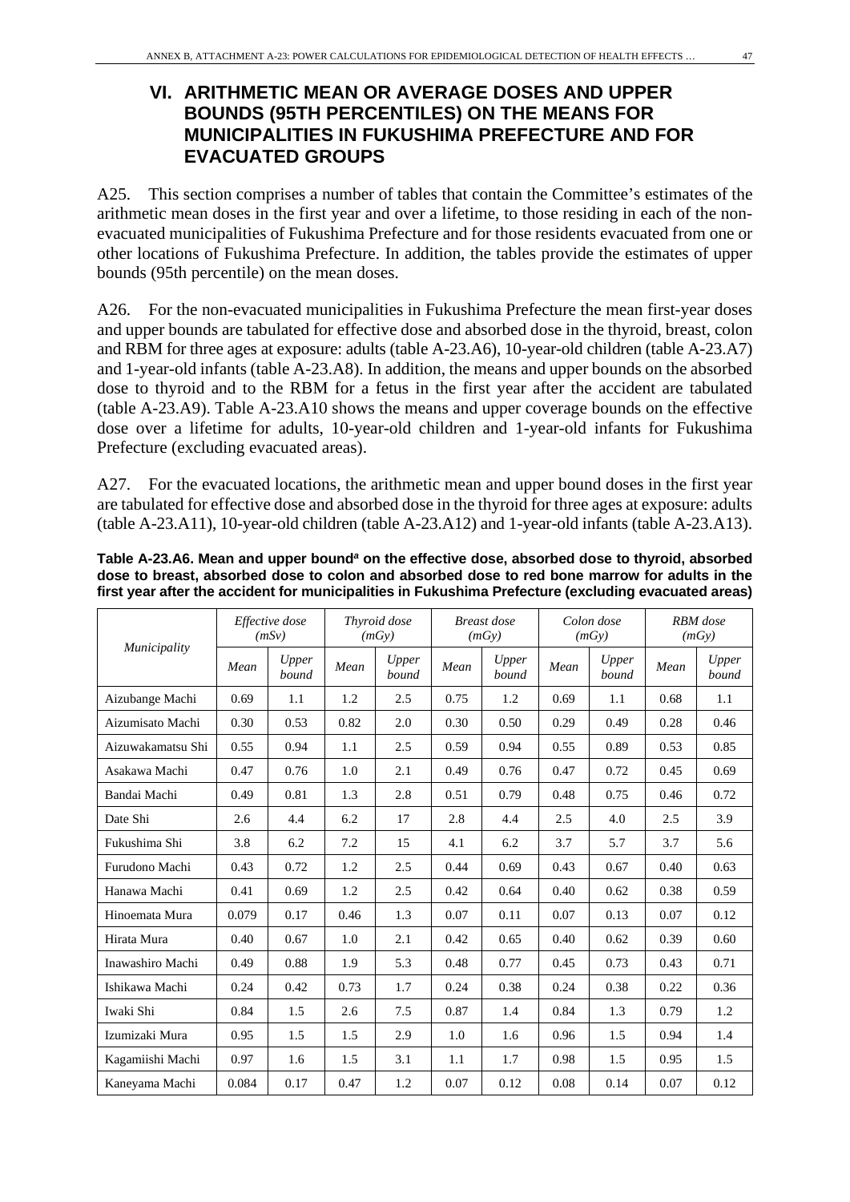## VI. ARITHMETIC MEAN OR AVERAGE DOSES AND UPPER BOUNDS (95TH PERCENTILES) ON THE MEANS FOR MUNICIPALITIES IN FUKUSHIMA PREFECTURE AND FOR EVACUATED GROUPS

A25. This section comprises a number of tables that contain the Committee's estimates of the arithmetic mean doses in the first year and over a lifetime, to those residing in each of the non-evacuated municipalities of Fukushima Prefecture and for those residents evacuated from one or other locations of Fukushima Prefecture. In addition, the tables provide the estimates of upper bounds (95th percentile) on the mean doses.

A26. For the non-evacuated municipalities in Fukushima Prefecture the mean first-year doses and upper bounds are tabulated for effective dose and absorbed dose in the thyroid, breast, colon and RBM for three ages at exposure: adults (table A-23.A6), 10-year-old children (table A-23.A7) and 1-year-old infants (table A-23.A8). In addition, the means and upper bounds on the absorbed dose to thyroid and to the RBM for a fetus in the first year after the accident are tabulated (table A-23.A9). Table A-23.A10 shows the means and upper coverage bounds on the effective dose over a lifetime for adults, 10-year-old children and 1-year-old infants for Fukushima Prefecture (excluding evacuated areas).

A27. For the evacuated locations, the arithmetic mean and upper bound doses in the first year are tabulated for effective dose and absorbed dose in the thyroid for three ages at exposure: adults (table A-23.A11), 10-year-old children (table A-23.A12) and 1-year-old infants (table A-23.A13).

**Table A-23.A6. Mean and upper bound[a] on the effective dose, absorbed dose to thyroid, absorbed dose to breast, absorbed dose to colon and absorbed dose to red bone marrow for adults in the first year after the accident for municipalities in Fukushima Prefecture (excluding evacuated areas)**

| *Municipality* | *Effective dose (mSv)* | | *Thyroid dose (mGy)* | | *Breast dose (mGy)* | | *Colon dose (mGy)* | | *RBM dose (mGy)* | |
|---|---|---|---|---|---|---|---|---|---|---|
| | *Mean* | *Upper bound* | *Mean* | *Upper bound* | *Mean* | *Upper bound* | *Mean* | *Upper bound* | *Mean* | *Upper bound* |
| Aizubange Machi | 0.69 | 1.1 | 1.2 | 2.5 | 0.75 | 1.2 | 0.69 | 1.1 | 0.68 | 1.1 |
| Aizumisato Machi | 0.30 | 0.53 | 0.82 | 2.0 | 0.30 | 0.50 | 0.29 | 0.49 | 0.28 | 0.46 |
| Aizuwakamatsu Shi | 0.55 | 0.94 | 1.1 | 2.5 | 0.59 | 0.94 | 0.55 | 0.89 | 0.53 | 0.85 |
| Asakawa Machi | 0.47 | 0.76 | 1.0 | 2.1 | 0.49 | 0.76 | 0.47 | 0.72 | 0.45 | 0.69 |
| Bandai Machi | 0.49 | 0.81 | 1.3 | 2.8 | 0.51 | 0.79 | 0.48 | 0.75 | 0.46 | 0.72 |
| Date Shi | 2.6 | 4.4 | 6.2 | 17 | 2.8 | 4.4 | 2.5 | 4.0 | 2.5 | 3.9 |
| Fukushima Shi | 3.8 | 6.2 | 7.2 | 15 | 4.1 | 6.2 | 3.7 | 5.7 | 3.7 | 5.6 |
| Furudono Machi | 0.43 | 0.72 | 1.2 | 2.5 | 0.44 | 0.69 | 0.43 | 0.67 | 0.40 | 0.63 |
| Hanawa Machi | 0.41 | 0.69 | 1.2 | 2.5 | 0.42 | 0.64 | 0.40 | 0.62 | 0.38 | 0.59 |
| Hinoemata Mura | 0.079 | 0.17 | 0.46 | 1.3 | 0.07 | 0.11 | 0.07 | 0.13 | 0.07 | 0.12 |
| Hirata Mura | 0.40 | 0.67 | 1.0 | 2.1 | 0.42 | 0.65 | 0.40 | 0.62 | 0.39 | 0.60 |
| Inawashiro Machi | 0.49 | 0.88 | 1.9 | 5.3 | 0.48 | 0.77 | 0.45 | 0.73 | 0.43 | 0.71 |
| Ishikawa Machi | 0.24 | 0.42 | 0.73 | 1.7 | 0.24 | 0.38 | 0.24 | 0.38 | 0.22 | 0.36 |
| Iwaki Shi | 0.84 | 1.5 | 2.6 | 7.5 | 0.87 | 1.4 | 0.84 | 1.3 | 0.79 | 1.2 |
| Izumizaki Mura | 0.95 | 1.5 | 1.5 | 2.9 | 1.0 | 1.6 | 0.96 | 1.5 | 0.94 | 1.4 |
| Kagamiishi Machi | 0.97 | 1.6 | 1.5 | 3.1 | 1.1 | 1.7 | 0.98 | 1.5 | 0.95 | 1.5 |
| Kaneyama Machi | 0.084 | 0.17 | 0.47 | 1.2 | 0.07 | 0.12 | 0.08 | 0.14 | 0.07 | 0.12 |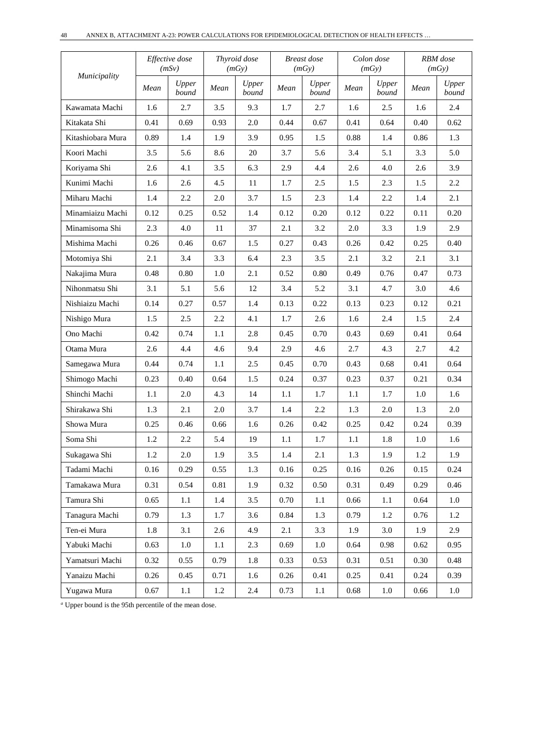| Municipality | Effective dose (mSv) | | Thyroid dose (mGy) | | Breast dose (mGy) | | Colon dose (mGy) | | RBM dose (mGy) | |
|---|---|---|---|---|---|---|---|---|---|---|
| | *Mean* | *Upper bound* | *Mean* | *Upper bound* | *Mean* | *Upper bound* | *Mean* | *Upper bound* | *Mean* | *Upper bound* |
| Kawamata Machi | 1.6 | 2.7 | 3.5 | 9.3 | 1.7 | 2.7 | 1.6 | 2.5 | 1.6 | 2.4 |
| Kitakata Shi | 0.41 | 0.69 | 0.93 | 2.0 | 0.44 | 0.67 | 0.41 | 0.64 | 0.40 | 0.62 |
| Kitashiobara Mura | 0.89 | 1.4 | 1.9 | 3.9 | 0.95 | 1.5 | 0.88 | 1.4 | 0.86 | 1.3 |
| Koori Machi | 3.5 | 5.6 | 8.6 | 20 | 3.7 | 5.6 | 3.4 | 5.1 | 3.3 | 5.0 |
| Koriyama Shi | 2.6 | 4.1 | 3.5 | 6.3 | 2.9 | 4.4 | 2.6 | 4.0 | 2.6 | 3.9 |
| Kunimi Machi | 1.6 | 2.6 | 4.5 | 11 | 1.7 | 2.5 | 1.5 | 2.3 | 1.5 | 2.2 |
| Miharu Machi | 1.4 | 2.2 | 2.0 | 3.7 | 1.5 | 2.3 | 1.4 | 2.2 | 1.4 | 2.1 |
| Minamiaizu Machi | 0.12 | 0.25 | 0.52 | 1.4 | 0.12 | 0.20 | 0.12 | 0.22 | 0.11 | 0.20 |
| Minamisoma Shi | 2.3 | 4.0 | 11 | 37 | 2.1 | 3.2 | 2.0 | 3.3 | 1.9 | 2.9 |
| Mishima Machi | 0.26 | 0.46 | 0.67 | 1.5 | 0.27 | 0.43 | 0.26 | 0.42 | 0.25 | 0.40 |
| Motomiya Shi | 2.1 | 3.4 | 3.3 | 6.4 | 2.3 | 3.5 | 2.1 | 3.2 | 2.1 | 3.1 |
| Nakajima Mura | 0.48 | 0.80 | 1.0 | 2.1 | 0.52 | 0.80 | 0.49 | 0.76 | 0.47 | 0.73 |
| Nihonmatsu Shi | 3.1 | 5.1 | 5.6 | 12 | 3.4 | 5.2 | 3.1 | 4.7 | 3.0 | 4.6 |
| Nishiaizu Machi | 0.14 | 0.27 | 0.57 | 1.4 | 0.13 | 0.22 | 0.13 | 0.23 | 0.12 | 0.21 |
| Nishigo Mura | 1.5 | 2.5 | 2.2 | 4.1 | 1.7 | 2.6 | 1.6 | 2.4 | 1.5 | 2.4 |
| Ono Machi | 0.42 | 0.74 | 1.1 | 2.8 | 0.45 | 0.70 | 0.43 | 0.69 | 0.41 | 0.64 |
| Otama Mura | 2.6 | 4.4 | 4.6 | 9.4 | 2.9 | 4.6 | 2.7 | 4.3 | 2.7 | 4.2 |
| Samegawa Mura | 0.44 | 0.74 | 1.1 | 2.5 | 0.45 | 0.70 | 0.43 | 0.68 | 0.41 | 0.64 |
| Shimogo Machi | 0.23 | 0.40 | 0.64 | 1.5 | 0.24 | 0.37 | 0.23 | 0.37 | 0.21 | 0.34 |
| Shinchi Machi | 1.1 | 2.0 | 4.3 | 14 | 1.1 | 1.7 | 1.1 | 1.7 | 1.0 | 1.6 |
| Shirakawa Shi | 1.3 | 2.1 | 2.0 | 3.7 | 1.4 | 2.2 | 1.3 | 2.0 | 1.3 | 2.0 |
| Showa Mura | 0.25 | 0.46 | 0.66 | 1.6 | 0.26 | 0.42 | 0.25 | 0.42 | 0.24 | 0.39 |
| Soma Shi | 1.2 | 2.2 | 5.4 | 19 | 1.1 | 1.7 | 1.1 | 1.8 | 1.0 | 1.6 |
| Sukagawa Shi | 1.2 | 2.0 | 1.9 | 3.5 | 1.4 | 2.1 | 1.3 | 1.9 | 1.2 | 1.9 |
| Tadami Machi | 0.16 | 0.29 | 0.55 | 1.3 | 0.16 | 0.25 | 0.16 | 0.26 | 0.15 | 0.24 |
| Tamakawa Mura | 0.31 | 0.54 | 0.81 | 1.9 | 0.32 | 0.50 | 0.31 | 0.49 | 0.29 | 0.46 |
| Tamura Shi | 0.65 | 1.1 | 1.4 | 3.5 | 0.70 | 1.1 | 0.66 | 1.1 | 0.64 | 1.0 |
| Tanagura Machi | 0.79 | 1.3 | 1.7 | 3.6 | 0.84 | 1.3 | 0.79 | 1.2 | 0.76 | 1.2 |
| Ten-ei Mura | 1.8 | 3.1 | 2.6 | 4.9 | 2.1 | 3.3 | 1.9 | 3.0 | 1.9 | 2.9 |
| Yabuki Machi | 0.63 | 1.0 | 1.1 | 2.3 | 0.69 | 1.0 | 0.64 | 0.98 | 0.62 | 0.95 |
| Yamatsuri Machi | 0.32 | 0.55 | 0.79 | 1.8 | 0.33 | 0.53 | 0.31 | 0.51 | 0.30 | 0.48 |
| Yanaizu Machi | 0.26 | 0.45 | 0.71 | 1.6 | 0.26 | 0.41 | 0.25 | 0.41 | 0.24 | 0.39 |
| Yugawa Mura | 0.67 | 1.1 | 1.2 | 2.4 | 0.73 | 1.1 | 0.68 | 1.0 | 0.66 | 1.0 |

[a] Upper bound is the 95th percentile of the mean dose.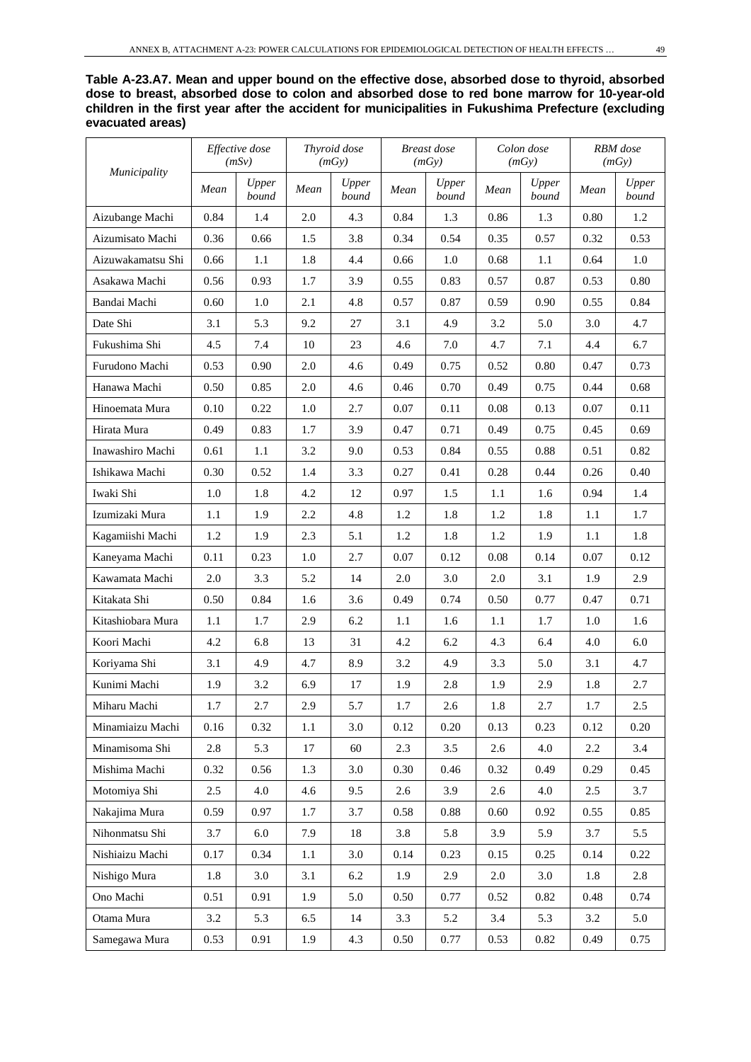**Table A-23.A7. Mean and upper bound on the effective dose, absorbed dose to thyroid, absorbed dose to breast, absorbed dose to colon and absorbed dose to red bone marrow for 10-year-old children in the first year after the accident for municipalities in Fukushima Prefecture (excluding evacuated areas)**

| *Municipality* | *Effective dose (mSv)* | | *Thyroid dose (mGy)* | | *Breast dose (mGy)* | | *Colon dose (mGy)* | | *RBM dose (mGy)* | |
|---|---|---|---|---|---|---|---|---|---|---|
| | *Mean* | *Upper bound* | *Mean* | *Upper bound* | *Mean* | *Upper bound* | *Mean* | *Upper bound* | *Mean* | *Upper bound* |
| Aizubange Machi | 0.84 | 1.4 | 2.0 | 4.3 | 0.84 | 1.3 | 0.86 | 1.3 | 0.80 | 1.2 |
| Aizumisato Machi | 0.36 | 0.66 | 1.5 | 3.8 | 0.34 | 0.54 | 0.35 | 0.57 | 0.32 | 0.53 |
| Aizuwakamatsu Shi | 0.66 | 1.1 | 1.8 | 4.4 | 0.66 | 1.0 | 0.68 | 1.1 | 0.64 | 1.0 |
| Asakawa Machi | 0.56 | 0.93 | 1.7 | 3.9 | 0.55 | 0.83 | 0.57 | 0.87 | 0.53 | 0.80 |
| Bandai Machi | 0.60 | 1.0 | 2.1 | 4.8 | 0.57 | 0.87 | 0.59 | 0.90 | 0.55 | 0.84 |
| Date Shi | 3.1 | 5.3 | 9.2 | 27 | 3.1 | 4.9 | 3.2 | 5.0 | 3.0 | 4.7 |
| Fukushima Shi | 4.5 | 7.4 | 10 | 23 | 4.6 | 7.0 | 4.7 | 7.1 | 4.4 | 6.7 |
| Furudono Machi | 0.53 | 0.90 | 2.0 | 4.6 | 0.49 | 0.75 | 0.52 | 0.80 | 0.47 | 0.73 |
| Hanawa Machi | 0.50 | 0.85 | 2.0 | 4.6 | 0.46 | 0.70 | 0.49 | 0.75 | 0.44 | 0.68 |
| Hinoemata Mura | 0.10 | 0.22 | 1.0 | 2.7 | 0.07 | 0.11 | 0.08 | 0.13 | 0.07 | 0.11 |
| Hirata Mura | 0.49 | 0.83 | 1.7 | 3.9 | 0.47 | 0.71 | 0.49 | 0.75 | 0.45 | 0.69 |
| Inawashiro Machi | 0.61 | 1.1 | 3.2 | 9.0 | 0.53 | 0.84 | 0.55 | 0.88 | 0.51 | 0.82 |
| Ishikawa Machi | 0.30 | 0.52 | 1.4 | 3.3 | 0.27 | 0.41 | 0.28 | 0.44 | 0.26 | 0.40 |
| Iwaki Shi | 1.0 | 1.8 | 4.2 | 12 | 0.97 | 1.5 | 1.1 | 1.6 | 0.94 | 1.4 |
| Izumizaki Mura | 1.1 | 1.9 | 2.2 | 4.8 | 1.2 | 1.8 | 1.2 | 1.8 | 1.1 | 1.7 |
| Kagamiishi Machi | 1.2 | 1.9 | 2.3 | 5.1 | 1.2 | 1.8 | 1.2 | 1.9 | 1.1 | 1.8 |
| Kaneyama Machi | 0.11 | 0.23 | 1.0 | 2.7 | 0.07 | 0.12 | 0.08 | 0.14 | 0.07 | 0.12 |
| Kawamata Machi | 2.0 | 3.3 | 5.2 | 14 | 2.0 | 3.0 | 2.0 | 3.1 | 1.9 | 2.9 |
| Kitakata Shi | 0.50 | 0.84 | 1.6 | 3.6 | 0.49 | 0.74 | 0.50 | 0.77 | 0.47 | 0.71 |
| Kitashiobara Mura | 1.1 | 1.7 | 2.9 | 6.2 | 1.1 | 1.6 | 1.1 | 1.7 | 1.0 | 1.6 |
| Koori Machi | 4.2 | 6.8 | 13 | 31 | 4.2 | 6.2 | 4.3 | 6.4 | 4.0 | 6.0 |
| Koriyama Shi | 3.1 | 4.9 | 4.7 | 8.9 | 3.2 | 4.9 | 3.3 | 5.0 | 3.1 | 4.7 |
| Kunimi Machi | 1.9 | 3.2 | 6.9 | 17 | 1.9 | 2.8 | 1.9 | 2.9 | 1.8 | 2.7 |
| Miharu Machi | 1.7 | 2.7 | 2.9 | 5.7 | 1.7 | 2.6 | 1.8 | 2.7 | 1.7 | 2.5 |
| Minamiaizu Machi | 0.16 | 0.32 | 1.1 | 3.0 | 0.12 | 0.20 | 0.13 | 0.23 | 0.12 | 0.20 |
| Minamisoma Shi | 2.8 | 5.3 | 17 | 60 | 2.3 | 3.5 | 2.6 | 4.0 | 2.2 | 3.4 |
| Mishima Machi | 0.32 | 0.56 | 1.3 | 3.0 | 0.30 | 0.46 | 0.32 | 0.49 | 0.29 | 0.45 |
| Motomiya Shi | 2.5 | 4.0 | 4.6 | 9.5 | 2.6 | 3.9 | 2.6 | 4.0 | 2.5 | 3.7 |
| Nakajima Mura | 0.59 | 0.97 | 1.7 | 3.7 | 0.58 | 0.88 | 0.60 | 0.92 | 0.55 | 0.85 |
| Nihonmatsu Shi | 3.7 | 6.0 | 7.9 | 18 | 3.8 | 5.8 | 3.9 | 5.9 | 3.7 | 5.5 |
| Nishiaizu Machi | 0.17 | 0.34 | 1.1 | 3.0 | 0.14 | 0.23 | 0.15 | 0.25 | 0.14 | 0.22 |
| Nishigo Mura | 1.8 | 3.0 | 3.1 | 6.2 | 1.9 | 2.9 | 2.0 | 3.0 | 1.8 | 2.8 |
| Ono Machi | 0.51 | 0.91 | 1.9 | 5.0 | 0.50 | 0.77 | 0.52 | 0.82 | 0.48 | 0.74 |
| Otama Mura | 3.2 | 5.3 | 6.5 | 14 | 3.3 | 5.2 | 3.4 | 5.3 | 3.2 | 5.0 |
| Samegawa Mura | 0.53 | 0.91 | 1.9 | 4.3 | 0.50 | 0.77 | 0.53 | 0.82 | 0.49 | 0.75 |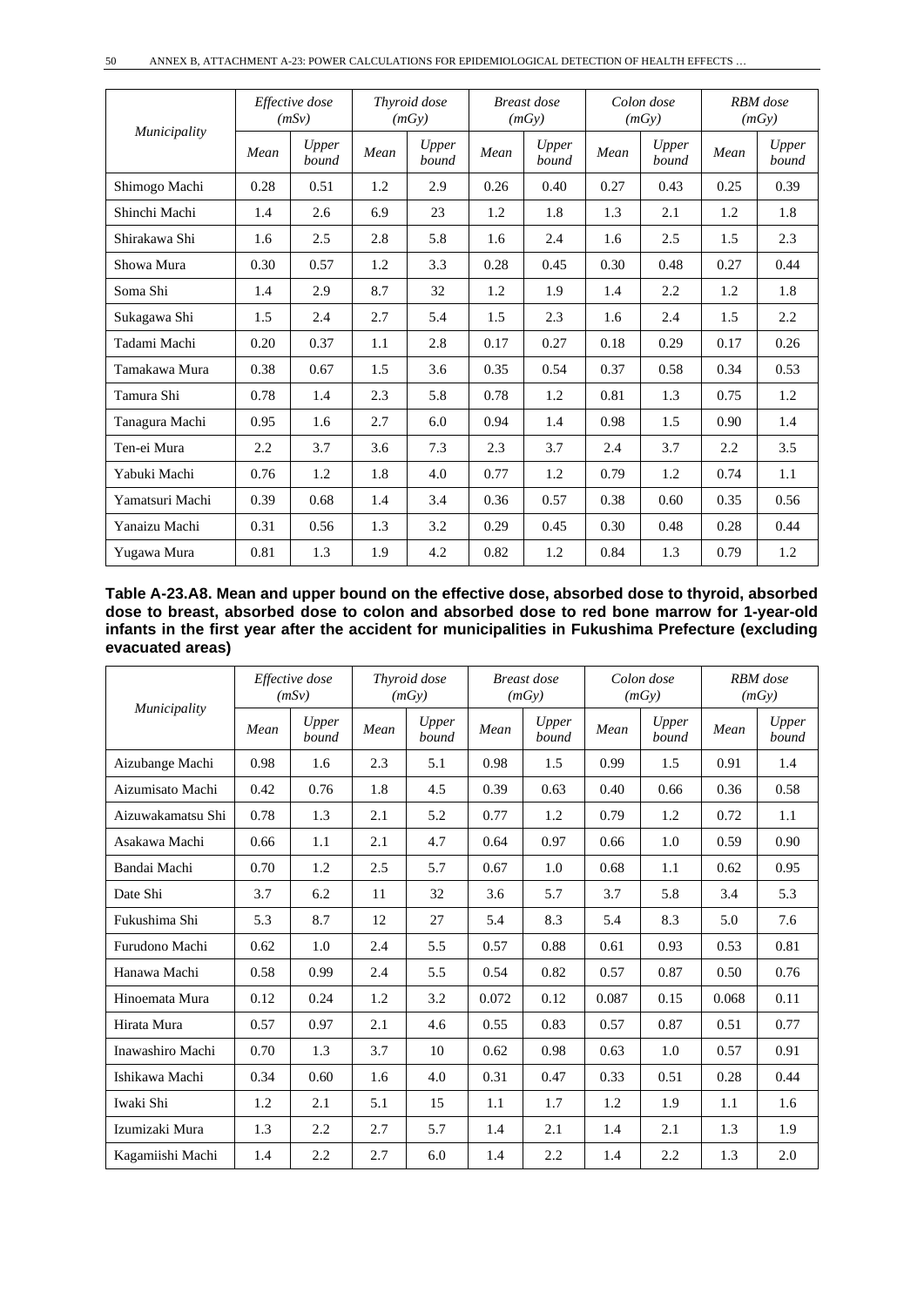| *Municipality* | *Effective dose (mSv)* | | *Thyroid dose (mGy)* | | *Breast dose (mGy)* | | *Colon dose (mGy)* | | *RBM dose (mGy)* | |
|---|---|---|---|---|---|---|---|---|---|---|
| | *Mean* | *Upper bound* | *Mean* | *Upper bound* | *Mean* | *Upper bound* | *Mean* | *Upper bound* | *Mean* | *Upper bound* |
| Shimogo Machi | 0.28 | 0.51 | 1.2 | 2.9 | 0.26 | 0.40 | 0.27 | 0.43 | 0.25 | 0.39 |
| Shinchi Machi | 1.4 | 2.6 | 6.9 | 23 | 1.2 | 1.8 | 1.3 | 2.1 | 1.2 | 1.8 |
| Shirakawa Shi | 1.6 | 2.5 | 2.8 | 5.8 | 1.6 | 2.4 | 1.6 | 2.5 | 1.5 | 2.3 |
| Showa Mura | 0.30 | 0.57 | 1.2 | 3.3 | 0.28 | 0.45 | 0.30 | 0.48 | 0.27 | 0.44 |
| Soma Shi | 1.4 | 2.9 | 8.7 | 32 | 1.2 | 1.9 | 1.4 | 2.2 | 1.2 | 1.8 |
| Sukagawa Shi | 1.5 | 2.4 | 2.7 | 5.4 | 1.5 | 2.3 | 1.6 | 2.4 | 1.5 | 2.2 |
| Tadami Machi | 0.20 | 0.37 | 1.1 | 2.8 | 0.17 | 0.27 | 0.18 | 0.29 | 0.17 | 0.26 |
| Tamakawa Mura | 0.38 | 0.67 | 1.5 | 3.6 | 0.35 | 0.54 | 0.37 | 0.58 | 0.34 | 0.53 |
| Tamura Shi | 0.78 | 1.4 | 2.3 | 5.8 | 0.78 | 1.2 | 0.81 | 1.3 | 0.75 | 1.2 |
| Tanagura Machi | 0.95 | 1.6 | 2.7 | 6.0 | 0.94 | 1.4 | 0.98 | 1.5 | 0.90 | 1.4 |
| Ten-ei Mura | 2.2 | 3.7 | 3.6 | 7.3 | 2.3 | 3.7 | 2.4 | 3.7 | 2.2 | 3.5 |
| Yabuki Machi | 0.76 | 1.2 | 1.8 | 4.0 | 0.77 | 1.2 | 0.79 | 1.2 | 0.74 | 1.1 |
| Yamatsuri Machi | 0.39 | 0.68 | 1.4 | 3.4 | 0.36 | 0.57 | 0.38 | 0.60 | 0.35 | 0.56 |
| Yanaizu Machi | 0.31 | 0.56 | 1.3 | 3.2 | 0.29 | 0.45 | 0.30 | 0.48 | 0.28 | 0.44 |
| Yugawa Mura | 0.81 | 1.3 | 1.9 | 4.2 | 0.82 | 1.2 | 0.84 | 1.3 | 0.79 | 1.2 |

**Table A-23.A8. Mean and upper bound on the effective dose, absorbed dose to thyroid, absorbed dose to breast, absorbed dose to colon and absorbed dose to red bone marrow for 1-year-old infants in the first year after the accident for municipalities in Fukushima Prefecture (excluding evacuated areas)**

| *Municipality* | *Effective dose (mSv)* | | *Thyroid dose (mGy)* | | *Breast dose (mGy)* | | *Colon dose (mGy)* | | *RBM dose (mGy)* | |
|---|---|---|---|---|---|---|---|---|---|---|
| | *Mean* | *Upper bound* | *Mean* | *Upper bound* | *Mean* | *Upper bound* | *Mean* | *Upper bound* | *Mean* | *Upper bound* |
| Aizubange Machi | 0.98 | 1.6 | 2.3 | 5.1 | 0.98 | 1.5 | 0.99 | 1.5 | 0.91 | 1.4 |
| Aizumisato Machi | 0.42 | 0.76 | 1.8 | 4.5 | 0.39 | 0.63 | 0.40 | 0.66 | 0.36 | 0.58 |
| Aizuwakamatsu Shi | 0.78 | 1.3 | 2.1 | 5.2 | 0.77 | 1.2 | 0.79 | 1.2 | 0.72 | 1.1 |
| Asakawa Machi | 0.66 | 1.1 | 2.1 | 4.7 | 0.64 | 0.97 | 0.66 | 1.0 | 0.59 | 0.90 |
| Bandai Machi | 0.70 | 1.2 | 2.5 | 5.7 | 0.67 | 1.0 | 0.68 | 1.1 | 0.62 | 0.95 |
| Date Shi | 3.7 | 6.2 | 11 | 32 | 3.6 | 5.7 | 3.7 | 5.8 | 3.4 | 5.3 |
| Fukushima Shi | 5.3 | 8.7 | 12 | 27 | 5.4 | 8.3 | 5.4 | 8.3 | 5.0 | 7.6 |
| Furudono Machi | 0.62 | 1.0 | 2.4 | 5.5 | 0.57 | 0.88 | 0.61 | 0.93 | 0.53 | 0.81 |
| Hanawa Machi | 0.58 | 0.99 | 2.4 | 5.5 | 0.54 | 0.82 | 0.57 | 0.87 | 0.50 | 0.76 |
| Hinoemata Mura | 0.12 | 0.24 | 1.2 | 3.2 | 0.072 | 0.12 | 0.087 | 0.15 | 0.068 | 0.11 |
| Hirata Mura | 0.57 | 0.97 | 2.1 | 4.6 | 0.55 | 0.83 | 0.57 | 0.87 | 0.51 | 0.77 |
| Inawashiro Machi | 0.70 | 1.3 | 3.7 | 10 | 0.62 | 0.98 | 0.63 | 1.0 | 0.57 | 0.91 |
| Ishikawa Machi | 0.34 | 0.60 | 1.6 | 4.0 | 0.31 | 0.47 | 0.33 | 0.51 | 0.28 | 0.44 |
| Iwaki Shi | 1.2 | 2.1 | 5.1 | 15 | 1.1 | 1.7 | 1.2 | 1.9 | 1.1 | 1.6 |
| Izumizaki Mura | 1.3 | 2.2 | 2.7 | 5.7 | 1.4 | 2.1 | 1.4 | 2.1 | 1.3 | 1.9 |
| Kagamiishi Machi | 1.4 | 2.2 | 2.7 | 6.0 | 1.4 | 2.2 | 1.4 | 2.2 | 1.3 | 2.0 |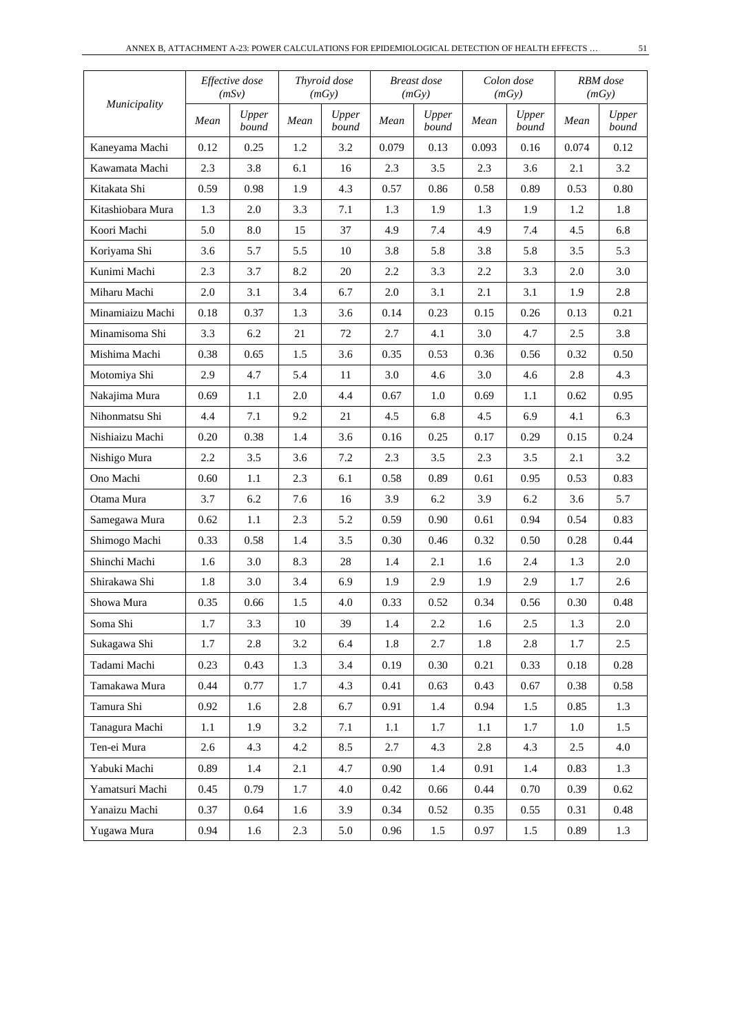| Municipality | Effective dose (mSv) | | Thyroid dose (mGy) | | Breast dose (mGy) | | Colon dose (mGy) | | RBM dose (mGy) | |
|---|---|---|---|---|---|---|---|---|---|---|
| | *Mean* | *Upper bound* | *Mean* | *Upper bound* | *Mean* | *Upper bound* | *Mean* | *Upper bound* | *Mean* | *Upper bound* |
| Kaneyama Machi | 0.12 | 0.25 | 1.2 | 3.2 | 0.079 | 0.13 | 0.093 | 0.16 | 0.074 | 0.12 |
| Kawamata Machi | 2.3 | 3.8 | 6.1 | 16 | 2.3 | 3.5 | 2.3 | 3.6 | 2.1 | 3.2 |
| Kitakata Shi | 0.59 | 0.98 | 1.9 | 4.3 | 0.57 | 0.86 | 0.58 | 0.89 | 0.53 | 0.80 |
| Kitashiobara Mura | 1.3 | 2.0 | 3.3 | 7.1 | 1.3 | 1.9 | 1.3 | 1.9 | 1.2 | 1.8 |
| Koori Machi | 5.0 | 8.0 | 15 | 37 | 4.9 | 7.4 | 4.9 | 7.4 | 4.5 | 6.8 |
| Koriyama Shi | 3.6 | 5.7 | 5.5 | 10 | 3.8 | 5.8 | 3.8 | 5.8 | 3.5 | 5.3 |
| Kunimi Machi | 2.3 | 3.7 | 8.2 | 20 | 2.2 | 3.3 | 2.2 | 3.3 | 2.0 | 3.0 |
| Miharu Machi | 2.0 | 3.1 | 3.4 | 6.7 | 2.0 | 3.1 | 2.1 | 3.1 | 1.9 | 2.8 |
| Minamiaizu Machi | 0.18 | 0.37 | 1.3 | 3.6 | 0.14 | 0.23 | 0.15 | 0.26 | 0.13 | 0.21 |
| Minamisoma Shi | 3.3 | 6.2 | 21 | 72 | 2.7 | 4.1 | 3.0 | 4.7 | 2.5 | 3.8 |
| Mishima Machi | 0.38 | 0.65 | 1.5 | 3.6 | 0.35 | 0.53 | 0.36 | 0.56 | 0.32 | 0.50 |
| Motomiya Shi | 2.9 | 4.7 | 5.4 | 11 | 3.0 | 4.6 | 3.0 | 4.6 | 2.8 | 4.3 |
| Nakajima Mura | 0.69 | 1.1 | 2.0 | 4.4 | 0.67 | 1.0 | 0.69 | 1.1 | 0.62 | 0.95 |
| Nihonmatsu Shi | 4.4 | 7.1 | 9.2 | 21 | 4.5 | 6.8 | 4.5 | 6.9 | 4.1 | 6.3 |
| Nishiaizu Machi | 0.20 | 0.38 | 1.4 | 3.6 | 0.16 | 0.25 | 0.17 | 0.29 | 0.15 | 0.24 |
| Nishigo Mura | 2.2 | 3.5 | 3.6 | 7.2 | 2.3 | 3.5 | 2.3 | 3.5 | 2.1 | 3.2 |
| Ono Machi | 0.60 | 1.1 | 2.3 | 6.1 | 0.58 | 0.89 | 0.61 | 0.95 | 0.53 | 0.83 |
| Otama Mura | 3.7 | 6.2 | 7.6 | 16 | 3.9 | 6.2 | 3.9 | 6.2 | 3.6 | 5.7 |
| Samegawa Mura | 0.62 | 1.1 | 2.3 | 5.2 | 0.59 | 0.90 | 0.61 | 0.94 | 0.54 | 0.83 |
| Shimogo Machi | 0.33 | 0.58 | 1.4 | 3.5 | 0.30 | 0.46 | 0.32 | 0.50 | 0.28 | 0.44 |
| Shinchi Machi | 1.6 | 3.0 | 8.3 | 28 | 1.4 | 2.1 | 1.6 | 2.4 | 1.3 | 2.0 |
| Shirakawa Shi | 1.8 | 3.0 | 3.4 | 6.9 | 1.9 | 2.9 | 1.9 | 2.9 | 1.7 | 2.6 |
| Showa Mura | 0.35 | 0.66 | 1.5 | 4.0 | 0.33 | 0.52 | 0.34 | 0.56 | 0.30 | 0.48 |
| Soma Shi | 1.7 | 3.3 | 10 | 39 | 1.4 | 2.2 | 1.6 | 2.5 | 1.3 | 2.0 |
| Sukagawa Shi | 1.7 | 2.8 | 3.2 | 6.4 | 1.8 | 2.7 | 1.8 | 2.8 | 1.7 | 2.5 |
| Tadami Machi | 0.23 | 0.43 | 1.3 | 3.4 | 0.19 | 0.30 | 0.21 | 0.33 | 0.18 | 0.28 |
| Tamakawa Mura | 0.44 | 0.77 | 1.7 | 4.3 | 0.41 | 0.63 | 0.43 | 0.67 | 0.38 | 0.58 |
| Tamura Shi | 0.92 | 1.6 | 2.8 | 6.7 | 0.91 | 1.4 | 0.94 | 1.5 | 0.85 | 1.3 |
| Tanagura Machi | 1.1 | 1.9 | 3.2 | 7.1 | 1.1 | 1.7 | 1.1 | 1.7 | 1.0 | 1.5 |
| Ten-ei Mura | 2.6 | 4.3 | 4.2 | 8.5 | 2.7 | 4.3 | 2.8 | 4.3 | 2.5 | 4.0 |
| Yabuki Machi | 0.89 | 1.4 | 2.1 | 4.7 | 0.90 | 1.4 | 0.91 | 1.4 | 0.83 | 1.3 |
| Yamatsuri Machi | 0.45 | 0.79 | 1.7 | 4.0 | 0.42 | 0.66 | 0.44 | 0.70 | 0.39 | 0.62 |
| Yanaizu Machi | 0.37 | 0.64 | 1.6 | 3.9 | 0.34 | 0.52 | 0.35 | 0.55 | 0.31 | 0.48 |
| Yugawa Mura | 0.94 | 1.6 | 2.3 | 5.0 | 0.96 | 1.5 | 0.97 | 1.5 | 0.89 | 1.3 |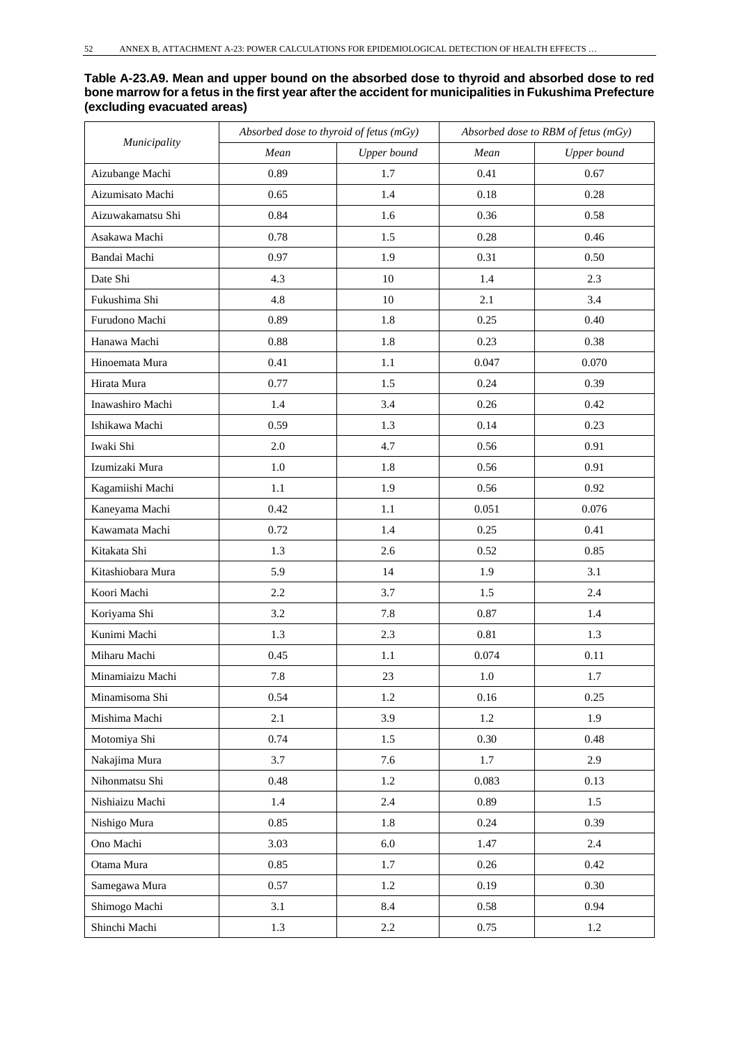**Table A-23.A9. Mean and upper bound on the absorbed dose to thyroid and absorbed dose to red bone marrow for a fetus in the first year after the accident for municipalities in Fukushima Prefecture (excluding evacuated areas)**

| *Municipality* | *Absorbed dose to thyroid of fetus (mGy)* | | *Absorbed dose to RBM of fetus (mGy)* | |
|---|---|---|---|---|
| | *Mean* | *Upper bound* | *Mean* | *Upper bound* |
| Aizubange Machi | 0.89 | 1.7 | 0.41 | 0.67 |
| Aizumisato Machi | 0.65 | 1.4 | 0.18 | 0.28 |
| Aizuwakamatsu Shi | 0.84 | 1.6 | 0.36 | 0.58 |
| Asakawa Machi | 0.78 | 1.5 | 0.28 | 0.46 |
| Bandai Machi | 0.97 | 1.9 | 0.31 | 0.50 |
| Date Shi | 4.3 | 10 | 1.4 | 2.3 |
| Fukushima Shi | 4.8 | 10 | 2.1 | 3.4 |
| Furudono Machi | 0.89 | 1.8 | 0.25 | 0.40 |
| Hanawa Machi | 0.88 | 1.8 | 0.23 | 0.38 |
| Hinoemata Mura | 0.41 | 1.1 | 0.047 | 0.070 |
| Hirata Mura | 0.77 | 1.5 | 0.24 | 0.39 |
| Inawashiro Machi | 1.4 | 3.4 | 0.26 | 0.42 |
| Ishikawa Machi | 0.59 | 1.3 | 0.14 | 0.23 |
| Iwaki Shi | 2.0 | 4.7 | 0.56 | 0.91 |
| Izumizaki Mura | 1.0 | 1.8 | 0.56 | 0.91 |
| Kagamiishi Machi | 1.1 | 1.9 | 0.56 | 0.92 |
| Kaneyama Machi | 0.42 | 1.1 | 0.051 | 0.076 |
| Kawamata Machi | 0.72 | 1.4 | 0.25 | 0.41 |
| Kitakata Shi | 1.3 | 2.6 | 0.52 | 0.85 |
| Kitashiobara Mura | 5.9 | 14 | 1.9 | 3.1 |
| Koori Machi | 2.2 | 3.7 | 1.5 | 2.4 |
| Koriyama Shi | 3.2 | 7.8 | 0.87 | 1.4 |
| Kunimi Machi | 1.3 | 2.3 | 0.81 | 1.3 |
| Miharu Machi | 0.45 | 1.1 | 0.074 | 0.11 |
| Minamiaizu Machi | 7.8 | 23 | 1.0 | 1.7 |
| Minamisoma Shi | 0.54 | 1.2 | 0.16 | 0.25 |
| Mishima Machi | 2.1 | 3.9 | 1.2 | 1.9 |
| Motomiya Shi | 0.74 | 1.5 | 0.30 | 0.48 |
| Nakajima Mura | 3.7 | 7.6 | 1.7 | 2.9 |
| Nihonmatsu Shi | 0.48 | 1.2 | 0.083 | 0.13 |
| Nishiaizu Machi | 1.4 | 2.4 | 0.89 | 1.5 |
| Nishigo Mura | 0.85 | 1.8 | 0.24 | 0.39 |
| Ono Machi | 3.03 | 6.0 | 1.47 | 2.4 |
| Otama Mura | 0.85 | 1.7 | 0.26 | 0.42 |
| Samegawa Mura | 0.57 | 1.2 | 0.19 | 0.30 |
| Shimogo Machi | 3.1 | 8.4 | 0.58 | 0.94 |
| Shinchi Machi | 1.3 | 2.2 | 0.75 | 1.2 |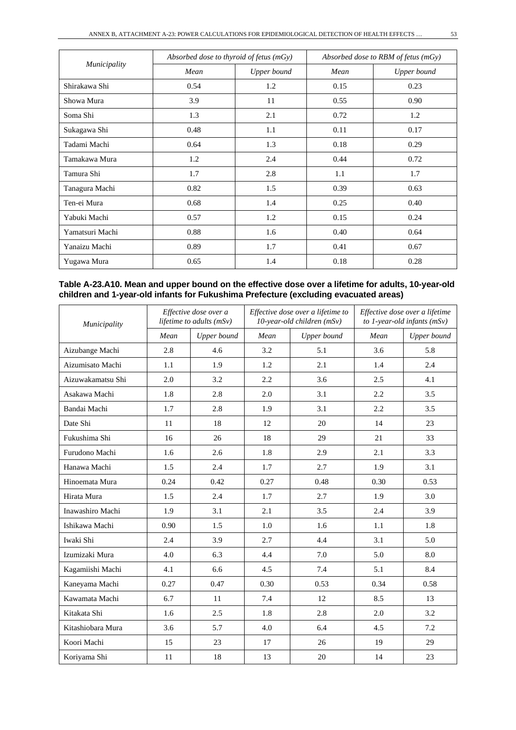| Municipality | Absorbed dose to thyroid of fetus (mGy) | | Absorbed dose to RBM of fetus (mGy) | |
|---|---|---|---|---|
| | *Mean* | *Upper bound* | *Mean* | *Upper bound* |
| Shirakawa Shi | 0.54 | 1.2 | 0.15 | 0.23 |
| Showa Mura | 3.9 | 11 | 0.55 | 0.90 |
| Soma Shi | 1.3 | 2.1 | 0.72 | 1.2 |
| Sukagawa Shi | 0.48 | 1.1 | 0.11 | 0.17 |
| Tadami Machi | 0.64 | 1.3 | 0.18 | 0.29 |
| Tamakawa Mura | 1.2 | 2.4 | 0.44 | 0.72 |
| Tamura Shi | 1.7 | 2.8 | 1.1 | 1.7 |
| Tanagura Machi | 0.82 | 1.5 | 0.39 | 0.63 |
| Ten-ei Mura | 0.68 | 1.4 | 0.25 | 0.40 |
| Yabuki Machi | 0.57 | 1.2 | 0.15 | 0.24 |
| Yamatsuri Machi | 0.88 | 1.6 | 0.40 | 0.64 |
| Yanaizu Machi | 0.89 | 1.7 | 0.41 | 0.67 |
| Yugawa Mura | 0.65 | 1.4 | 0.18 | 0.28 |

**Table A-23.A10. Mean and upper bound on the effective dose over a lifetime for adults, 10-year-old children and 1-year-old infants for Fukushima Prefecture (excluding evacuated areas)**

| Municipality | Effective dose over a lifetime to adults (mSv) | | Effective dose over a lifetime to 10-year-old children (mSv) | | Effective dose over a lifetime to 1-year-old infants (mSv) | |
|---|---|---|---|---|---|---|
| | *Mean* | *Upper bound* | *Mean* | *Upper bound* | *Mean* | *Upper bound* |
| Aizubange Machi | 2.8 | 4.6 | 3.2 | 5.1 | 3.6 | 5.8 |
| Aizumisato Machi | 1.1 | 1.9 | 1.2 | 2.1 | 1.4 | 2.4 |
| Aizuwakamatsu Shi | 2.0 | 3.2 | 2.2 | 3.6 | 2.5 | 4.1 |
| Asakawa Machi | 1.8 | 2.8 | 2.0 | 3.1 | 2.2 | 3.5 |
| Bandai Machi | 1.7 | 2.8 | 1.9 | 3.1 | 2.2 | 3.5 |
| Date Shi | 11 | 18 | 12 | 20 | 14 | 23 |
| Fukushima Shi | 16 | 26 | 18 | 29 | 21 | 33 |
| Furudono Machi | 1.6 | 2.6 | 1.8 | 2.9 | 2.1 | 3.3 |
| Hanawa Machi | 1.5 | 2.4 | 1.7 | 2.7 | 1.9 | 3.1 |
| Hinoemata Mura | 0.24 | 0.42 | 0.27 | 0.48 | 0.30 | 0.53 |
| Hirata Mura | 1.5 | 2.4 | 1.7 | 2.7 | 1.9 | 3.0 |
| Inawashiro Machi | 1.9 | 3.1 | 2.1 | 3.5 | 2.4 | 3.9 |
| Ishikawa Machi | 0.90 | 1.5 | 1.0 | 1.6 | 1.1 | 1.8 |
| Iwaki Shi | 2.4 | 3.9 | 2.7 | 4.4 | 3.1 | 5.0 |
| Izumizaki Mura | 4.0 | 6.3 | 4.4 | 7.0 | 5.0 | 8.0 |
| Kagamiishi Machi | 4.1 | 6.6 | 4.5 | 7.4 | 5.1 | 8.4 |
| Kaneyama Machi | 0.27 | 0.47 | 0.30 | 0.53 | 0.34 | 0.58 |
| Kawamata Machi | 6.7 | 11 | 7.4 | 12 | 8.5 | 13 |
| Kitakata Shi | 1.6 | 2.5 | 1.8 | 2.8 | 2.0 | 3.2 |
| Kitashiobara Mura | 3.6 | 5.7 | 4.0 | 6.4 | 4.5 | 7.2 |
| Koori Machi | 15 | 23 | 17 | 26 | 19 | 29 |
| Koriyama Shi | 11 | 18 | 13 | 20 | 14 | 23 |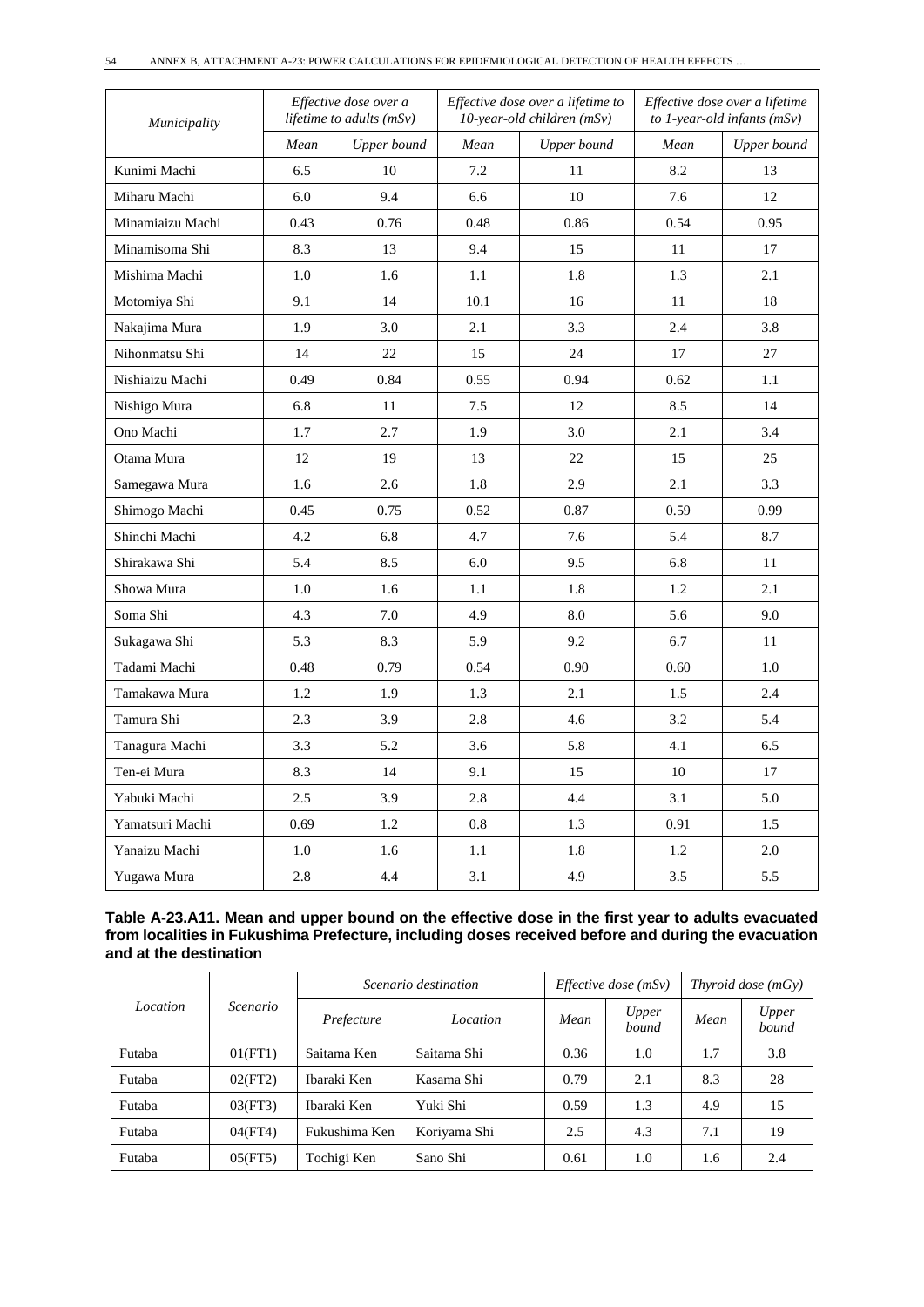| Municipality | Effective dose over a lifetime to adults (mSv) | | Effective dose over a lifetime to 10-year-old children (mSv) | | Effective dose over a lifetime to 1-year-old infants (mSv) | |
|---|---|---|---|---|---|---|
| | *Mean* | *Upper bound* | *Mean* | *Upper bound* | *Mean* | *Upper bound* |
| Kunimi Machi | 6.5 | 10 | 7.2 | 11 | 8.2 | 13 |
| Miharu Machi | 6.0 | 9.4 | 6.6 | 10 | 7.6 | 12 |
| Minamiaizu Machi | 0.43 | 0.76 | 0.48 | 0.86 | 0.54 | 0.95 |
| Minamisoma Shi | 8.3 | 13 | 9.4 | 15 | 11 | 17 |
| Mishima Machi | 1.0 | 1.6 | 1.1 | 1.8 | 1.3 | 2.1 |
| Motomiya Shi | 9.1 | 14 | 10.1 | 16 | 11 | 18 |
| Nakajima Mura | 1.9 | 3.0 | 2.1 | 3.3 | 2.4 | 3.8 |
| Nihonmatsu Shi | 14 | 22 | 15 | 24 | 17 | 27 |
| Nishiaizu Machi | 0.49 | 0.84 | 0.55 | 0.94 | 0.62 | 1.1 |
| Nishigo Mura | 6.8 | 11 | 7.5 | 12 | 8.5 | 14 |
| Ono Machi | 1.7 | 2.7 | 1.9 | 3.0 | 2.1 | 3.4 |
| Otama Mura | 12 | 19 | 13 | 22 | 15 | 25 |
| Samegawa Mura | 1.6 | 2.6 | 1.8 | 2.9 | 2.1 | 3.3 |
| Shimogo Machi | 0.45 | 0.75 | 0.52 | 0.87 | 0.59 | 0.99 |
| Shinchi Machi | 4.2 | 6.8 | 4.7 | 7.6 | 5.4 | 8.7 |
| Shirakawa Shi | 5.4 | 8.5 | 6.0 | 9.5 | 6.8 | 11 |
| Showa Mura | 1.0 | 1.6 | 1.1 | 1.8 | 1.2 | 2.1 |
| Soma Shi | 4.3 | 7.0 | 4.9 | 8.0 | 5.6 | 9.0 |
| Sukagawa Shi | 5.3 | 8.3 | 5.9 | 9.2 | 6.7 | 11 |
| Tadami Machi | 0.48 | 0.79 | 0.54 | 0.90 | 0.60 | 1.0 |
| Tamakawa Mura | 1.2 | 1.9 | 1.3 | 2.1 | 1.5 | 2.4 |
| Tamura Shi | 2.3 | 3.9 | 2.8 | 4.6 | 3.2 | 5.4 |
| Tanagura Machi | 3.3 | 5.2 | 3.6 | 5.8 | 4.1 | 6.5 |
| Ten-ei Mura | 8.3 | 14 | 9.1 | 15 | 10 | 17 |
| Yabuki Machi | 2.5 | 3.9 | 2.8 | 4.4 | 3.1 | 5.0 |
| Yamatsuri Machi | 0.69 | 1.2 | 0.8 | 1.3 | 0.91 | 1.5 |
| Yanaizu Machi | 1.0 | 1.6 | 1.1 | 1.8 | 1.2 | 2.0 |
| Yugawa Mura | 2.8 | 4.4 | 3.1 | 4.9 | 3.5 | 5.5 |

**Table A-23.A11. Mean and upper bound on the effective dose in the first year to adults evacuated from localities in Fukushima Prefecture, including doses received before and during the evacuation and at the destination**

| Location | Scenario | Scenario destination | | Effective dose (mSv) | | Thyroid dose (mGy) | |
|---|---|---|---|---|---|---|---|
| | | *Prefecture* | *Location* | *Mean* | *Upper bound* | *Mean* | *Upper bound* |
| Futaba | 01(FT1) | Saitama Ken | Saitama Shi | 0.36 | 1.0 | 1.7 | 3.8 |
| Futaba | 02(FT2) | Ibaraki Ken | Kasama Shi | 0.79 | 2.1 | 8.3 | 28 |
| Futaba | 03(FT3) | Ibaraki Ken | Yuki Shi | 0.59 | 1.3 | 4.9 | 15 |
| Futaba | 04(FT4) | Fukushima Ken | Koriyama Shi | 2.5 | 4.3 | 7.1 | 19 |
| Futaba | 05(FT5) | Tochigi Ken | Sano Shi | 0.61 | 1.0 | 1.6 | 2.4 |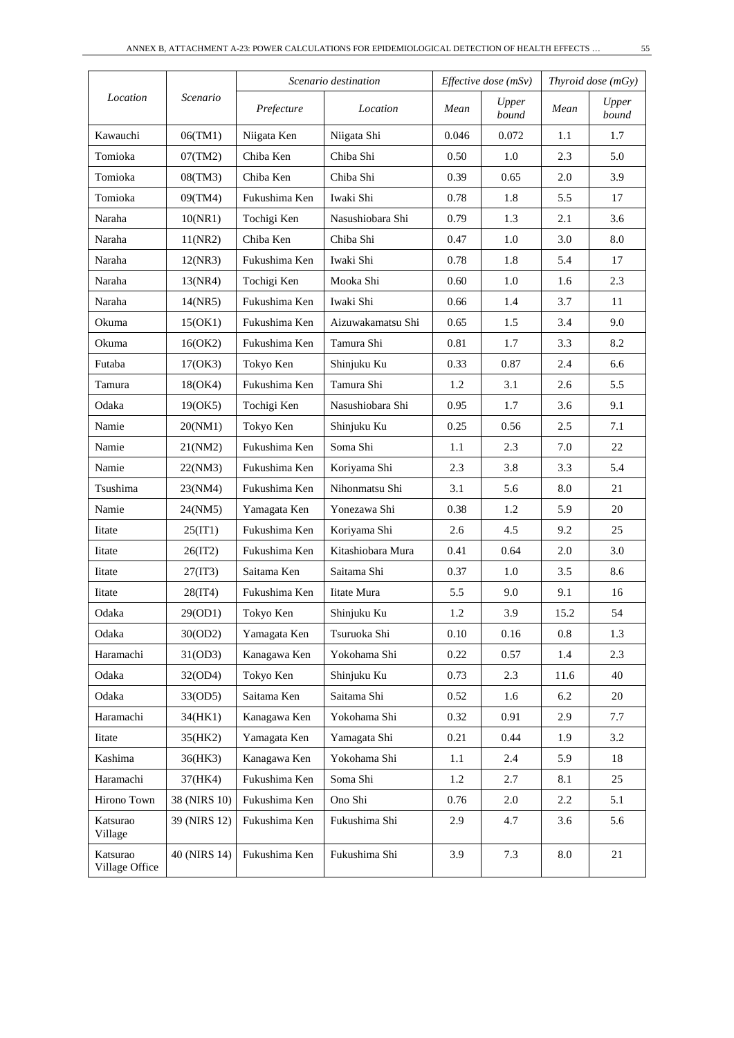| Location | Scenario | Scenario destination | | Effective dose (mSv) | | Thyroid dose (mGy) | |
|---|---|---|---|---|---|---|---|
| | | Prefecture | Location | Mean | Upper bound | Mean | Upper bound |
| Kawauchi | 06(TM1) | Niigata Ken | Niigata Shi | 0.046 | 0.072 | 1.1 | 1.7 |
| Tomioka | 07(TM2) | Chiba Ken | Chiba Shi | 0.50 | 1.0 | 2.3 | 5.0 |
| Tomioka | 08(TM3) | Chiba Ken | Chiba Shi | 0.39 | 0.65 | 2.0 | 3.9 |
| Tomioka | 09(TM4) | Fukushima Ken | Iwaki Shi | 0.78 | 1.8 | 5.5 | 17 |
| Naraha | 10(NR1) | Tochigi Ken | Nasushiobara Shi | 0.79 | 1.3 | 2.1 | 3.6 |
| Naraha | 11(NR2) | Chiba Ken | Chiba Shi | 0.47 | 1.0 | 3.0 | 8.0 |
| Naraha | 12(NR3) | Fukushima Ken | Iwaki Shi | 0.78 | 1.8 | 5.4 | 17 |
| Naraha | 13(NR4) | Tochigi Ken | Mooka Shi | 0.60 | 1.0 | 1.6 | 2.3 |
| Naraha | 14(NR5) | Fukushima Ken | Iwaki Shi | 0.66 | 1.4 | 3.7 | 11 |
| Okuma | 15(OK1) | Fukushima Ken | Aizuwakamatsu Shi | 0.65 | 1.5 | 3.4 | 9.0 |
| Okuma | 16(OK2) | Fukushima Ken | Tamura Shi | 0.81 | 1.7 | 3.3 | 8.2 |
| Futaba | 17(OK3) | Tokyo Ken | Shinjuku Ku | 0.33 | 0.87 | 2.4 | 6.6 |
| Tamura | 18(OK4) | Fukushima Ken | Tamura Shi | 1.2 | 3.1 | 2.6 | 5.5 |
| Odaka | 19(OK5) | Tochigi Ken | Nasushiobara Shi | 0.95 | 1.7 | 3.6 | 9.1 |
| Namie | 20(NM1) | Tokyo Ken | Shinjuku Ku | 0.25 | 0.56 | 2.5 | 7.1 |
| Namie | 21(NM2) | Fukushima Ken | Soma Shi | 1.1 | 2.3 | 7.0 | 22 |
| Namie | 22(NM3) | Fukushima Ken | Koriyama Shi | 2.3 | 3.8 | 3.3 | 5.4 |
| Tsushima | 23(NM4) | Fukushima Ken | Nihonmatsu Shi | 3.1 | 5.6 | 8.0 | 21 |
| Namie | 24(NM5) | Yamagata Ken | Yonezawa Shi | 0.38 | 1.2 | 5.9 | 20 |
| Iitate | 25(IT1) | Fukushima Ken | Koriyama Shi | 2.6 | 4.5 | 9.2 | 25 |
| Iitate | 26(IT2) | Fukushima Ken | Kitashiobara Mura | 0.41 | 0.64 | 2.0 | 3.0 |
| Iitate | 27(IT3) | Saitama Ken | Saitama Shi | 0.37 | 1.0 | 3.5 | 8.6 |
| Iitate | 28(IT4) | Fukushima Ken | Iitate Mura | 5.5 | 9.0 | 9.1 | 16 |
| Odaka | 29(OD1) | Tokyo Ken | Shinjuku Ku | 1.2 | 3.9 | 15.2 | 54 |
| Odaka | 30(OD2) | Yamagata Ken | Tsuruoka Shi | 0.10 | 0.16 | 0.8 | 1.3 |
| Haramachi | 31(OD3) | Kanagawa Ken | Yokohama Shi | 0.22 | 0.57 | 1.4 | 2.3 |
| Odaka | 32(OD4) | Tokyo Ken | Shinjuku Ku | 0.73 | 2.3 | 11.6 | 40 |
| Odaka | 33(OD5) | Saitama Ken | Saitama Shi | 0.52 | 1.6 | 6.2 | 20 |
| Haramachi | 34(HK1) | Kanagawa Ken | Yokohama Shi | 0.32 | 0.91 | 2.9 | 7.7 |
| Iitate | 35(HK2) | Yamagata Ken | Yamagata Shi | 0.21 | 0.44 | 1.9 | 3.2 |
| Kashima | 36(HK3) | Kanagawa Ken | Yokohama Shi | 1.1 | 2.4 | 5.9 | 18 |
| Haramachi | 37(HK4) | Fukushima Ken | Soma Shi | 1.2 | 2.7 | 8.1 | 25 |
| Hirono Town | 38 (NIRS 10) | Fukushima Ken | Ono Shi | 0.76 | 2.0 | 2.2 | 5.1 |
| Katsurao Village | 39 (NIRS 12) | Fukushima Ken | Fukushima Shi | 2.9 | 4.7 | 3.6 | 5.6 |
| Katsurao Village Office | 40 (NIRS 14) | Fukushima Ken | Fukushima Shi | 3.9 | 7.3 | 8.0 | 21 |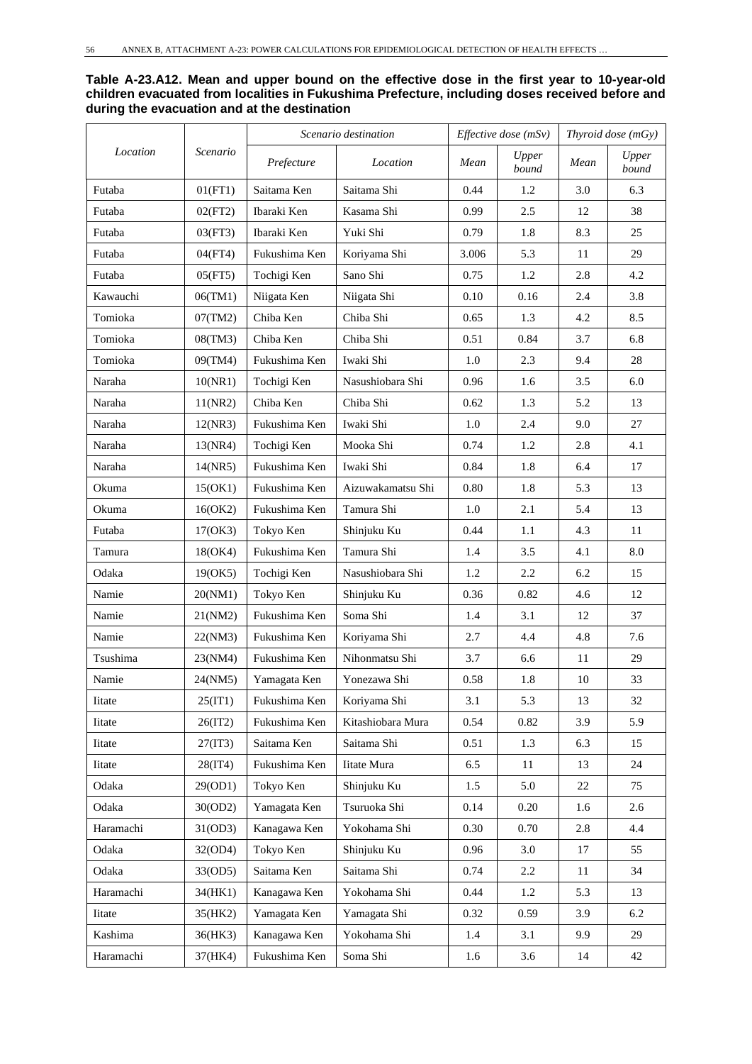**Table A-23.A12. Mean and upper bound on the effective dose in the first year to 10-year-old children evacuated from localities in Fukushima Prefecture, including doses received before and during the evacuation and at the destination**

| *Location* | *Scenario* | *Scenario destination* | | *Effective dose (mSv)* | | *Thyroid dose (mGy)* | |
|---|---|---|---|---|---|---|---|
| | | *Prefecture* | *Location* | *Mean* | *Upper bound* | *Mean* | *Upper bound* |
| Futaba | 01(FT1) | Saitama Ken | Saitama Shi | 0.44 | 1.2 | 3.0 | 6.3 |
| Futaba | 02(FT2) | Ibaraki Ken | Kasama Shi | 0.99 | 2.5 | 12 | 38 |
| Futaba | 03(FT3) | Ibaraki Ken | Yuki Shi | 0.79 | 1.8 | 8.3 | 25 |
| Futaba | 04(FT4) | Fukushima Ken | Koriyama Shi | 3.006 | 5.3 | 11 | 29 |
| Futaba | 05(FT5) | Tochigi Ken | Sano Shi | 0.75 | 1.2 | 2.8 | 4.2 |
| Kawauchi | 06(TM1) | Niigata Ken | Niigata Shi | 0.10 | 0.16 | 2.4 | 3.8 |
| Tomioka | 07(TM2) | Chiba Ken | Chiba Shi | 0.65 | 1.3 | 4.2 | 8.5 |
| Tomioka | 08(TM3) | Chiba Ken | Chiba Shi | 0.51 | 0.84 | 3.7 | 6.8 |
| Tomioka | 09(TM4) | Fukushima Ken | Iwaki Shi | 1.0 | 2.3 | 9.4 | 28 |
| Naraha | 10(NR1) | Tochigi Ken | Nasushiobara Shi | 0.96 | 1.6 | 3.5 | 6.0 |
| Naraha | 11(NR2) | Chiba Ken | Chiba Shi | 0.62 | 1.3 | 5.2 | 13 |
| Naraha | 12(NR3) | Fukushima Ken | Iwaki Shi | 1.0 | 2.4 | 9.0 | 27 |
| Naraha | 13(NR4) | Tochigi Ken | Mooka Shi | 0.74 | 1.2 | 2.8 | 4.1 |
| Naraha | 14(NR5) | Fukushima Ken | Iwaki Shi | 0.84 | 1.8 | 6.4 | 17 |
| Okuma | 15(OK1) | Fukushima Ken | Aizuwakamatsu Shi | 0.80 | 1.8 | 5.3 | 13 |
| Okuma | 16(OK2) | Fukushima Ken | Tamura Shi | 1.0 | 2.1 | 5.4 | 13 |
| Futaba | 17(OK3) | Tokyo Ken | Shinjuku Ku | 0.44 | 1.1 | 4.3 | 11 |
| Tamura | 18(OK4) | Fukushima Ken | Tamura Shi | 1.4 | 3.5 | 4.1 | 8.0 |
| Odaka | 19(OK5) | Tochigi Ken | Nasushiobara Shi | 1.2 | 2.2 | 6.2 | 15 |
| Namie | 20(NM1) | Tokyo Ken | Shinjuku Ku | 0.36 | 0.82 | 4.6 | 12 |
| Namie | 21(NM2) | Fukushima Ken | Soma Shi | 1.4 | 3.1 | 12 | 37 |
| Namie | 22(NM3) | Fukushima Ken | Koriyama Shi | 2.7 | 4.4 | 4.8 | 7.6 |
| Tsushima | 23(NM4) | Fukushima Ken | Nihonmatsu Shi | 3.7 | 6.6 | 11 | 29 |
| Namie | 24(NM5) | Yamagata Ken | Yonezawa Shi | 0.58 | 1.8 | 10 | 33 |
| Iitate | 25(IT1) | Fukushima Ken | Koriyama Shi | 3.1 | 5.3 | 13 | 32 |
| Iitate | 26(IT2) | Fukushima Ken | Kitashiobara Mura | 0.54 | 0.82 | 3.9 | 5.9 |
| Iitate | 27(IT3) | Saitama Ken | Saitama Shi | 0.51 | 1.3 | 6.3 | 15 |
| Iitate | 28(IT4) | Fukushima Ken | Iitate Mura | 6.5 | 11 | 13 | 24 |
| Odaka | 29(OD1) | Tokyo Ken | Shinjuku Ku | 1.5 | 5.0 | 22 | 75 |
| Odaka | 30(OD2) | Yamagata Ken | Tsuruoka Shi | 0.14 | 0.20 | 1.6 | 2.6 |
| Haramachi | 31(OD3) | Kanagawa Ken | Yokohama Shi | 0.30 | 0.70 | 2.8 | 4.4 |
| Odaka | 32(OD4) | Tokyo Ken | Shinjuku Ku | 0.96 | 3.0 | 17 | 55 |
| Odaka | 33(OD5) | Saitama Ken | Saitama Shi | 0.74 | 2.2 | 11 | 34 |
| Haramachi | 34(HK1) | Kanagawa Ken | Yokohama Shi | 0.44 | 1.2 | 5.3 | 13 |
| Iitate | 35(HK2) | Yamagata Ken | Yamagata Shi | 0.32 | 0.59 | 3.9 | 6.2 |
| Kashima | 36(HK3) | Kanagawa Ken | Yokohama Shi | 1.4 | 3.1 | 9.9 | 29 |
| Haramachi | 37(HK4) | Fukushima Ken | Soma Shi | 1.6 | 3.6 | 14 | 42 |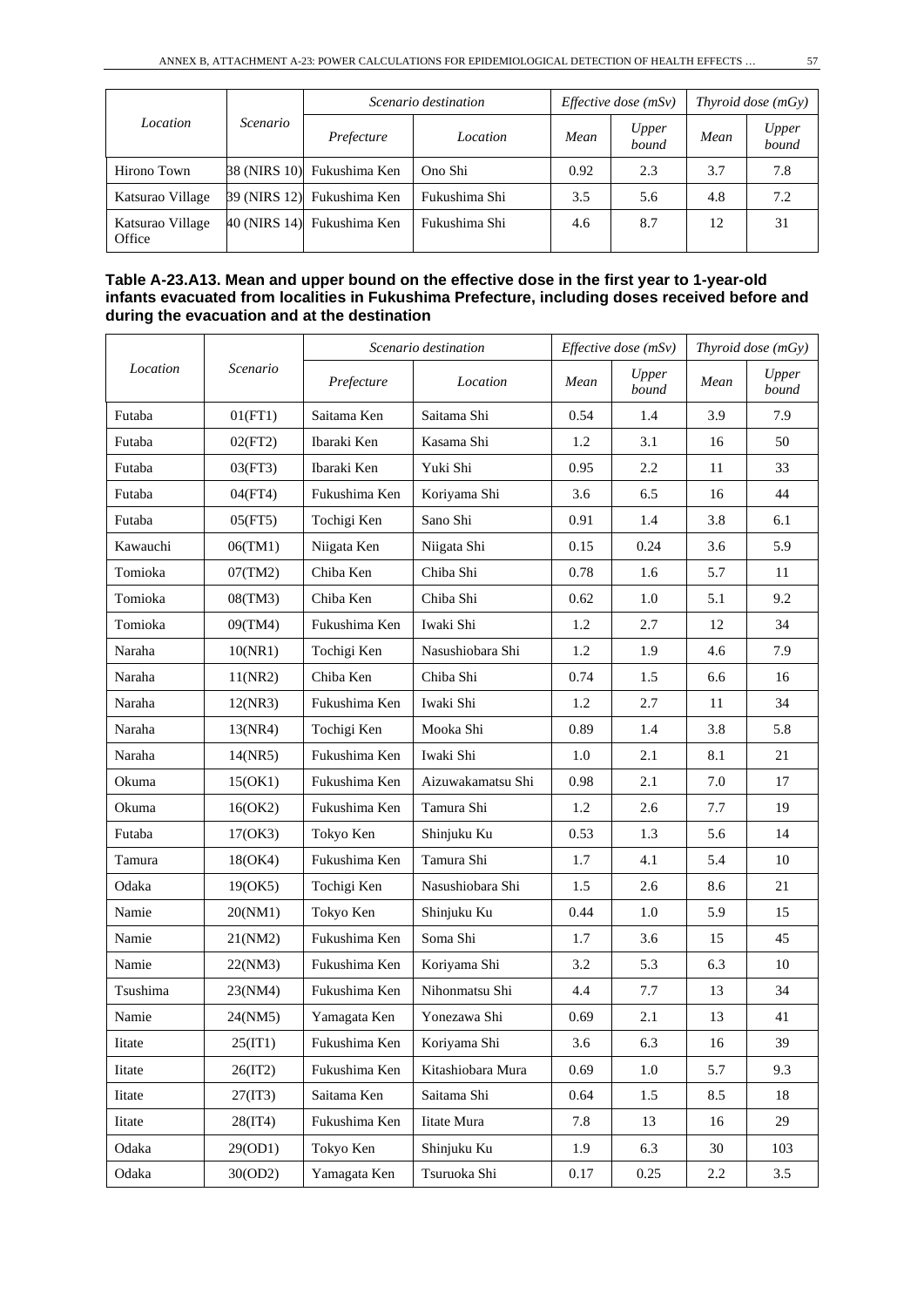| *Location* | *Scenario* | *Scenario destination* | | *Effective dose (mSv)* | | *Thyroid dose (mGy)* | |
|---|---|---|---|---|---|---|---|
| | | *Prefecture* | *Location* | *Mean* | *Upper bound* | *Mean* | *Upper bound* |
| Hirono Town | 38 (NIRS 10) | Fukushima Ken | Ono Shi | 0.92 | 2.3 | 3.7 | 7.8 |
| Katsurao Village | 39 (NIRS 12) | Fukushima Ken | Fukushima Shi | 3.5 | 5.6 | 4.8 | 7.2 |
| Katsurao Village Office | 40 (NIRS 14) | Fukushima Ken | Fukushima Shi | 4.6 | 8.7 | 12 | 31 |

**Table A-23.A13. Mean and upper bound on the effective dose in the first year to 1-year-old infants evacuated from localities in Fukushima Prefecture, including doses received before and during the evacuation and at the destination**

| *Location* | *Scenario* | *Scenario destination* | | *Effective dose (mSv)* | | *Thyroid dose (mGy)* | |
|---|---|---|---|---|---|---|---|
| | | *Prefecture* | *Location* | *Mean* | *Upper bound* | *Mean* | *Upper bound* |
| Futaba | 01(FT1) | Saitama Ken | Saitama Shi | 0.54 | 1.4 | 3.9 | 7.9 |
| Futaba | 02(FT2) | Ibaraki Ken | Kasama Shi | 1.2 | 3.1 | 16 | 50 |
| Futaba | 03(FT3) | Ibaraki Ken | Yuki Shi | 0.95 | 2.2 | 11 | 33 |
| Futaba | 04(FT4) | Fukushima Ken | Koriyama Shi | 3.6 | 6.5 | 16 | 44 |
| Futaba | 05(FT5) | Tochigi Ken | Sano Shi | 0.91 | 1.4 | 3.8 | 6.1 |
| Kawauchi | 06(TM1) | Niigata Ken | Niigata Shi | 0.15 | 0.24 | 3.6 | 5.9 |
| Tomioka | 07(TM2) | Chiba Ken | Chiba Shi | 0.78 | 1.6 | 5.7 | 11 |
| Tomioka | 08(TM3) | Chiba Ken | Chiba Shi | 0.62 | 1.0 | 5.1 | 9.2 |
| Tomioka | 09(TM4) | Fukushima Ken | Iwaki Shi | 1.2 | 2.7 | 12 | 34 |
| Naraha | 10(NR1) | Tochigi Ken | Nasushiobara Shi | 1.2 | 1.9 | 4.6 | 7.9 |
| Naraha | 11(NR2) | Chiba Ken | Chiba Shi | 0.74 | 1.5 | 6.6 | 16 |
| Naraha | 12(NR3) | Fukushima Ken | Iwaki Shi | 1.2 | 2.7 | 11 | 34 |
| Naraha | 13(NR4) | Tochigi Ken | Mooka Shi | 0.89 | 1.4 | 3.8 | 5.8 |
| Naraha | 14(NR5) | Fukushima Ken | Iwaki Shi | 1.0 | 2.1 | 8.1 | 21 |
| Okuma | 15(OK1) | Fukushima Ken | Aizuwakamatsu Shi | 0.98 | 2.1 | 7.0 | 17 |
| Okuma | 16(OK2) | Fukushima Ken | Tamura Shi | 1.2 | 2.6 | 7.7 | 19 |
| Futaba | 17(OK3) | Tokyo Ken | Shinjuku Ku | 0.53 | 1.3 | 5.6 | 14 |
| Tamura | 18(OK4) | Fukushima Ken | Tamura Shi | 1.7 | 4.1 | 5.4 | 10 |
| Odaka | 19(OK5) | Tochigi Ken | Nasushiobara Shi | 1.5 | 2.6 | 8.6 | 21 |
| Namie | 20(NM1) | Tokyo Ken | Shinjuku Ku | 0.44 | 1.0 | 5.9 | 15 |
| Namie | 21(NM2) | Fukushima Ken | Soma Shi | 1.7 | 3.6 | 15 | 45 |
| Namie | 22(NM3) | Fukushima Ken | Koriyama Shi | 3.2 | 5.3 | 6.3 | 10 |
| Tsushima | 23(NM4) | Fukushima Ken | Nihonmatsu Shi | 4.4 | 7.7 | 13 | 34 |
| Namie | 24(NM5) | Yamagata Ken | Yonezawa Shi | 0.69 | 2.1 | 13 | 41 |
| Iitate | 25(IT1) | Fukushima Ken | Koriyama Shi | 3.6 | 6.3 | 16 | 39 |
| Iitate | 26(IT2) | Fukushima Ken | Kitashiobara Mura | 0.69 | 1.0 | 5.7 | 9.3 |
| Iitate | 27(IT3) | Saitama Ken | Saitama Shi | 0.64 | 1.5 | 8.5 | 18 |
| Iitate | 28(IT4) | Fukushima Ken | Iitate Mura | 7.8 | 13 | 16 | 29 |
| Odaka | 29(OD1) | Tokyo Ken | Shinjuku Ku | 1.9 | 6.3 | 30 | 103 |
| Odaka | 30(OD2) | Yamagata Ken | Tsuruoka Shi | 0.17 | 0.25 | 2.2 | 3.5 |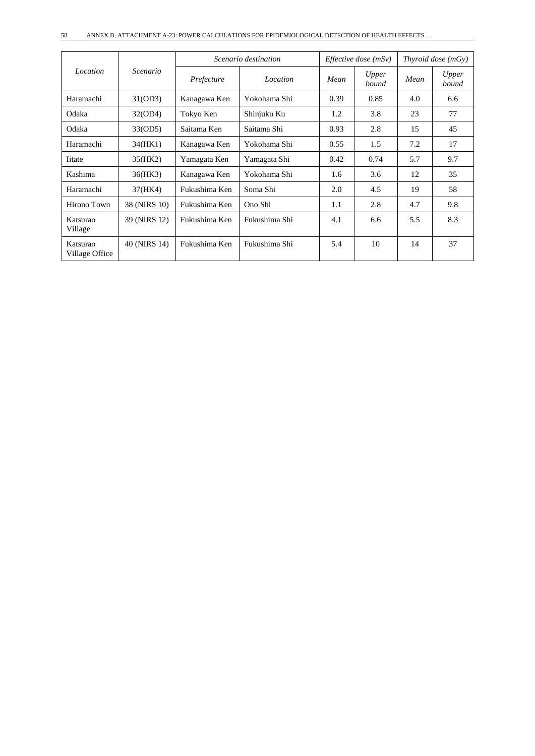| *Location* | *Scenario* | *Scenario destination* | | *Effective dose (mSv)* | | *Thyroid dose (mGy)* | |
|---|---|---|---|---|---|---|---|
| | | *Prefecture* | *Location* | *Mean* | *Upper bound* | *Mean* | *Upper bound* |
| Haramachi | 31(OD3) | Kanagawa Ken | Yokohama Shi | 0.39 | 0.85 | 4.0 | 6.6 |
| Odaka | 32(OD4) | Tokyo Ken | Shinjuku Ku | 1.2 | 3.8 | 23 | 77 |
| Odaka | 33(OD5) | Saitama Ken | Saitama Shi | 0.93 | 2.8 | 15 | 45 |
| Haramachi | 34(HK1) | Kanagawa Ken | Yokohama Shi | 0.55 | 1.5 | 7.2 | 17 |
| Iitate | 35(HK2) | Yamagata Ken | Yamagata Shi | 0.42 | 0.74 | 5.7 | 9.7 |
| Kashima | 36(HK3) | Kanagawa Ken | Yokohama Shi | 1.6 | 3.6 | 12 | 35 |
| Haramachi | 37(HK4) | Fukushima Ken | Soma Shi | 2.0 | 4.5 | 19 | 58 |
| Hirono Town | 38 (NIRS 10) | Fukushima Ken | Ono Shi | 1.1 | 2.8 | 4.7 | 9.8 |
| Katsurao Village | 39 (NIRS 12) | Fukushima Ken | Fukushima Shi | 4.1 | 6.6 | 5.5 | 8.3 |
| Katsurao Village Office | 40 (NIRS 14) | Fukushima Ken | Fukushima Shi | 5.4 | 10 | 14 | 37 |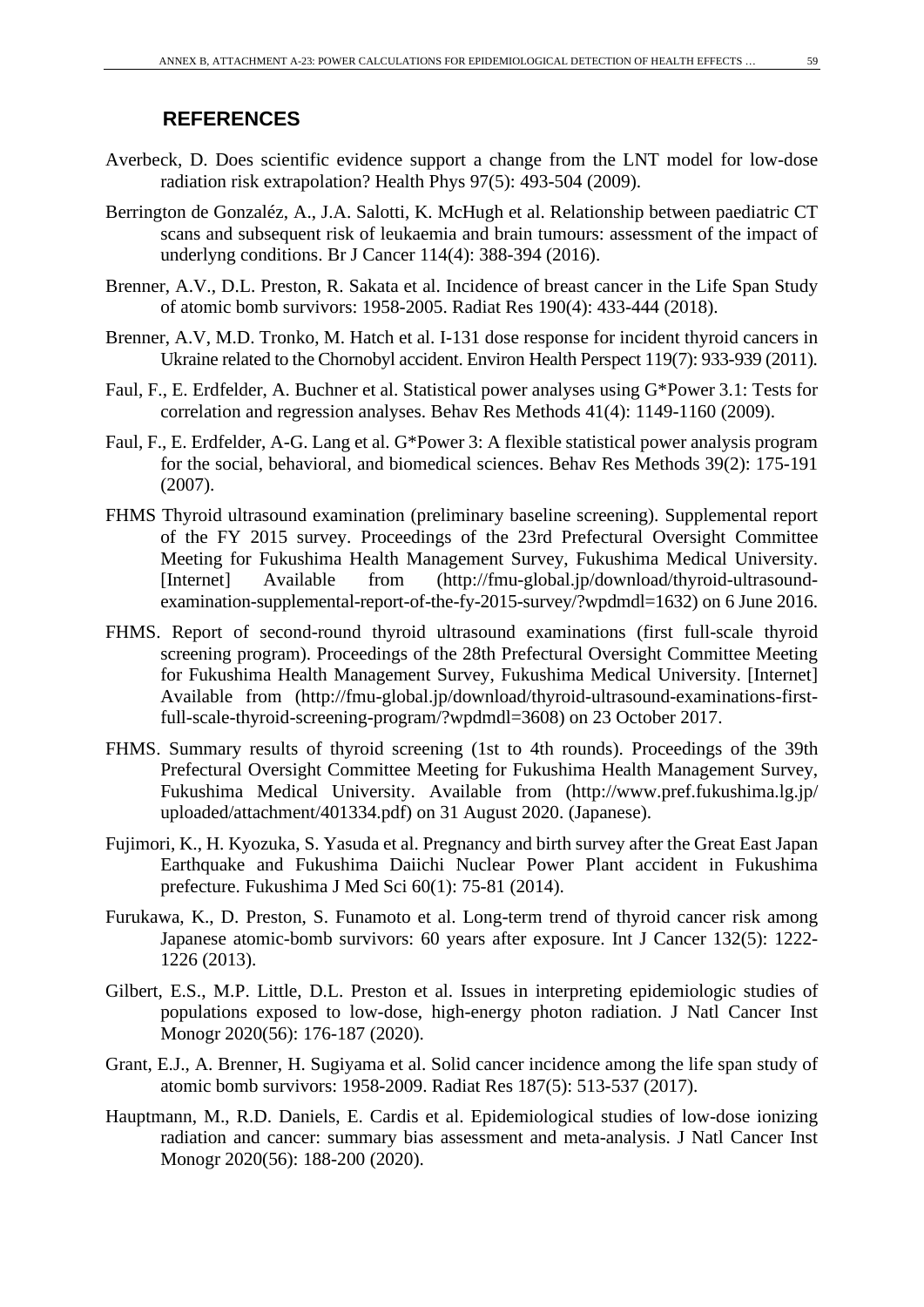## REFERENCES

Averbeck, D. Does scientific evidence support a change from the LNT model for low-dose radiation risk extrapolation? Health Phys 97(5): 493-504 (2009).

Berrington de Gonzaléz, A., J.A. Salotti, K. McHugh et al. Relationship between paediatric CT scans and subsequent risk of leukaemia and brain tumours: assessment of the impact of underlyng conditions. Br J Cancer 114(4): 388-394 (2016).

Brenner, A.V., D.L. Preston, R. Sakata et al. Incidence of breast cancer in the Life Span Study of atomic bomb survivors: 1958-2005. Radiat Res 190(4): 433-444 (2018).

Brenner, A.V, M.D. Tronko, M. Hatch et al. I-131 dose response for incident thyroid cancers in Ukraine related to the Chornobyl accident. Environ Health Perspect 119(7): 933-939 (2011).

Faul, F., E. Erdfelder, A. Buchner et al. Statistical power analyses using G*Power 3.1: Tests for correlation and regression analyses. Behav Res Methods 41(4): 1149-1160 (2009).

Faul, F., E. Erdfelder, A-G. Lang et al. G*Power 3: A flexible statistical power analysis program for the social, behavioral, and biomedical sciences. Behav Res Methods 39(2): 175-191 (2007).

FHMS Thyroid ultrasound examination (preliminary baseline screening). Supplemental report of the FY 2015 survey. Proceedings of the 23rd Prefectural Oversight Committee Meeting for Fukushima Health Management Survey, Fukushima Medical University. [Internet] Available from (http://fmu-global.jp/download/thyroid-ultrasound-examination-supplemental-report-of-the-fy-2015-survey/?wpdmdl=1632) on 6 June 2016.

FHMS. Report of second-round thyroid ultrasound examinations (first full-scale thyroid screening program). Proceedings of the 28th Prefectural Oversight Committee Meeting for Fukushima Health Management Survey, Fukushima Medical University. [Internet] Available from (http://fmu-global.jp/download/thyroid-ultrasound-examinations-first-full-scale-thyroid-screening-program/?wpdmdl=3608) on 23 October 2017.

FHMS. Summary results of thyroid screening (1st to 4th rounds). Proceedings of the 39th Prefectural Oversight Committee Meeting for Fukushima Health Management Survey, Fukushima Medical University. Available from (http://www.pref.fukushima.lg.jp/uploaded/attachment/401334.pdf) on 31 August 2020. (Japanese).

Fujimori, K., H. Kyozuka, S. Yasuda et al. Pregnancy and birth survey after the Great East Japan Earthquake and Fukushima Daiichi Nuclear Power Plant accident in Fukushima prefecture. Fukushima J Med Sci 60(1): 75-81 (2014).

Furukawa, K., D. Preston, S. Funamoto et al. Long-term trend of thyroid cancer risk among Japanese atomic-bomb survivors: 60 years after exposure. Int J Cancer 132(5): 1222-1226 (2013).

Gilbert, E.S., M.P. Little, D.L. Preston et al. Issues in interpreting epidemiologic studies of populations exposed to low-dose, high-energy photon radiation. J Natl Cancer Inst Monogr 2020(56): 176-187 (2020).

Grant, E.J., A. Brenner, H. Sugiyama et al. Solid cancer incidence among the life span study of atomic bomb survivors: 1958-2009. Radiat Res 187(5): 513-537 (2017).

Hauptmann, M., R.D. Daniels, E. Cardis et al. Epidemiological studies of low-dose ionizing radiation and cancer: summary bias assessment and meta-analysis. J Natl Cancer Inst Monogr 2020(56): 188-200 (2020).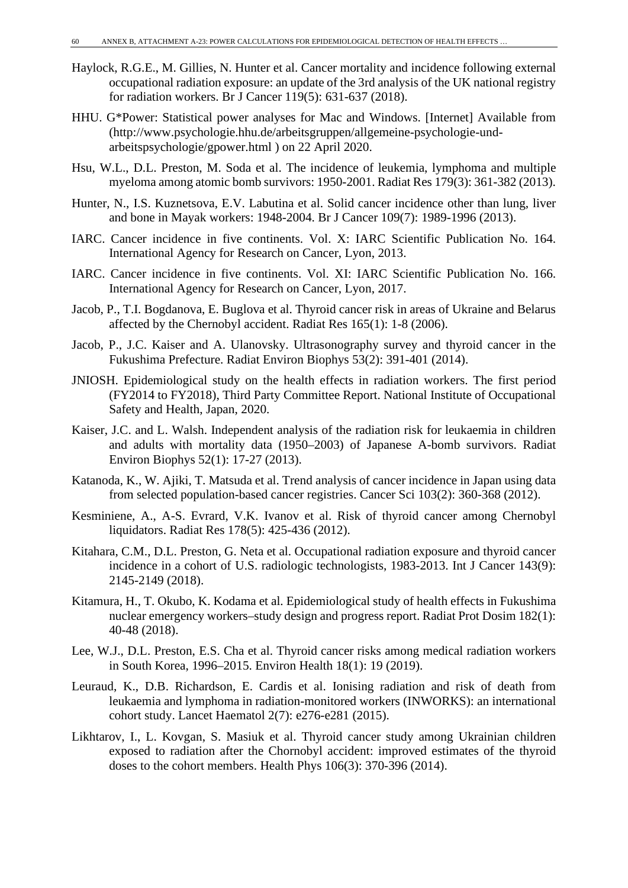Haylock, R.G.E., M. Gillies, N. Hunter et al. Cancer mortality and incidence following external occupational radiation exposure: an update of the 3rd analysis of the UK national registry for radiation workers. Br J Cancer 119(5): 631-637 (2018).

HHU. G*Power: Statistical power analyses for Mac and Windows. [Internet] Available from (http://www.psychologie.hhu.de/arbeitsgruppen/allgemeine-psychologie-und-arbeitspsychologie/gpower.html ) on 22 April 2020.

Hsu, W.L., D.L. Preston, M. Soda et al. The incidence of leukemia, lymphoma and multiple myeloma among atomic bomb survivors: 1950-2001. Radiat Res 179(3): 361-382 (2013).

Hunter, N., I.S. Kuznetsova, E.V. Labutina et al. Solid cancer incidence other than lung, liver and bone in Mayak workers: 1948-2004. Br J Cancer 109(7): 1989-1996 (2013).

IARC. Cancer incidence in five continents. Vol. X: IARC Scientific Publication No. 164. International Agency for Research on Cancer, Lyon, 2013.

IARC. Cancer incidence in five continents. Vol. XI: IARC Scientific Publication No. 166. International Agency for Research on Cancer, Lyon, 2017.

Jacob, P., T.I. Bogdanova, E. Buglova et al. Thyroid cancer risk in areas of Ukraine and Belarus affected by the Chernobyl accident. Radiat Res 165(1): 1-8 (2006).

Jacob, P., J.C. Kaiser and A. Ulanovsky. Ultrasonography survey and thyroid cancer in the Fukushima Prefecture. Radiat Environ Biophys 53(2): 391-401 (2014).

JNIOSH. Epidemiological study on the health effects in radiation workers. The first period (FY2014 to FY2018), Third Party Committee Report. National Institute of Occupational Safety and Health, Japan, 2020.

Kaiser, J.C. and L. Walsh. Independent analysis of the radiation risk for leukaemia in children and adults with mortality data (1950–2003) of Japanese A-bomb survivors. Radiat Environ Biophys 52(1): 17-27 (2013).

Katanoda, K., W. Ajiki, T. Matsuda et al. Trend analysis of cancer incidence in Japan using data from selected population-based cancer registries. Cancer Sci 103(2): 360-368 (2012).

Kesminiene, A., A-S. Evrard, V.K. Ivanov et al. Risk of thyroid cancer among Chernobyl liquidators. Radiat Res 178(5): 425-436 (2012).

Kitahara, C.M., D.L. Preston, G. Neta et al. Occupational radiation exposure and thyroid cancer incidence in a cohort of U.S. radiologic technologists, 1983-2013. Int J Cancer 143(9): 2145-2149 (2018).

Kitamura, H., T. Okubo, K. Kodama et al. Epidemiological study of health effects in Fukushima nuclear emergency workers–study design and progress report. Radiat Prot Dosim 182(1): 40-48 (2018).

Lee, W.J., D.L. Preston, E.S. Cha et al. Thyroid cancer risks among medical radiation workers in South Korea, 1996–2015. Environ Health 18(1): 19 (2019).

Leuraud, K., D.B. Richardson, E. Cardis et al. Ionising radiation and risk of death from leukaemia and lymphoma in radiation-monitored workers (INWORKS): an international cohort study. Lancet Haematol 2(7): e276-e281 (2015).

Likhtarov, I., L. Kovgan, S. Masiuk et al. Thyroid cancer study among Ukrainian children exposed to radiation after the Chornobyl accident: improved estimates of the thyroid doses to the cohort members. Health Phys 106(3): 370-396 (2014).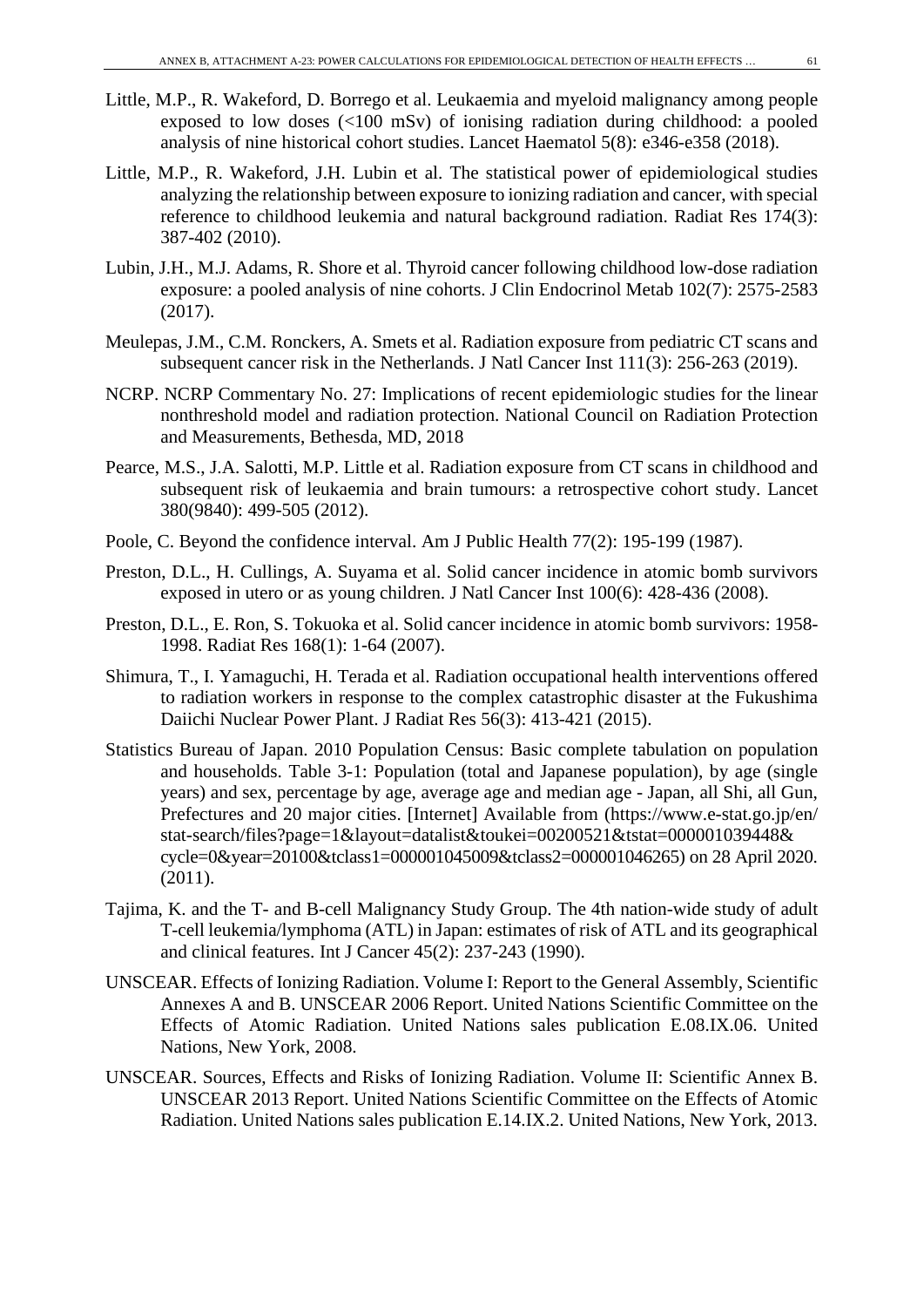Little, M.P., R. Wakeford, D. Borrego et al. Leukaemia and myeloid malignancy among people exposed to low doses (<100 mSv) of ionising radiation during childhood: a pooled analysis of nine historical cohort studies. Lancet Haematol 5(8): e346-e358 (2018).

Little, M.P., R. Wakeford, J.H. Lubin et al. The statistical power of epidemiological studies analyzing the relationship between exposure to ionizing radiation and cancer, with special reference to childhood leukemia and natural background radiation. Radiat Res 174(3): 387-402 (2010).

Lubin, J.H., M.J. Adams, R. Shore et al. Thyroid cancer following childhood low-dose radiation exposure: a pooled analysis of nine cohorts. J Clin Endocrinol Metab 102(7): 2575-2583 (2017).

Meulepas, J.M., C.M. Ronckers, A. Smets et al. Radiation exposure from pediatric CT scans and subsequent cancer risk in the Netherlands. J Natl Cancer Inst 111(3): 256-263 (2019).

NCRP. NCRP Commentary No. 27: Implications of recent epidemiologic studies for the linear nonthreshold model and radiation protection. National Council on Radiation Protection and Measurements, Bethesda, MD, 2018

Pearce, M.S., J.A. Salotti, M.P. Little et al. Radiation exposure from CT scans in childhood and subsequent risk of leukaemia and brain tumours: a retrospective cohort study. Lancet 380(9840): 499-505 (2012).

Poole, C. Beyond the confidence interval. Am J Public Health 77(2): 195-199 (1987).

Preston, D.L., H. Cullings, A. Suyama et al. Solid cancer incidence in atomic bomb survivors exposed in utero or as young children. J Natl Cancer Inst 100(6): 428-436 (2008).

Preston, D.L., E. Ron, S. Tokuoka et al. Solid cancer incidence in atomic bomb survivors: 1958-1998. Radiat Res 168(1): 1-64 (2007).

Shimura, T., I. Yamaguchi, H. Terada et al. Radiation occupational health interventions offered to radiation workers in response to the complex catastrophic disaster at the Fukushima Daiichi Nuclear Power Plant. J Radiat Res 56(3): 413-421 (2015).

Statistics Bureau of Japan. 2010 Population Census: Basic complete tabulation on population and households. Table 3-1: Population (total and Japanese population), by age (single years) and sex, percentage by age, average age and median age - Japan, all Shi, all Gun, Prefectures and 20 major cities. [Internet] Available from (https://www.e-stat.go.jp/en/stat-search/files?page=1&layout=datalist&toukei=00200521&tstat=000001039448&cycle=0&year=20100&tclass1=000001045009&tclass2=000001046265) on 28 April 2020. (2011).

Tajima, K. and the T- and B-cell Malignancy Study Group. The 4th nation-wide study of adult T-cell leukemia/lymphoma (ATL) in Japan: estimates of risk of ATL and its geographical and clinical features. Int J Cancer 45(2): 237-243 (1990).

UNSCEAR. Effects of Ionizing Radiation. Volume I: Report to the General Assembly, Scientific Annexes A and B. UNSCEAR 2006 Report. United Nations Scientific Committee on the Effects of Atomic Radiation. United Nations sales publication E.08.IX.06. United Nations, New York, 2008.

UNSCEAR. Sources, Effects and Risks of Ionizing Radiation. Volume II: Scientific Annex B. UNSCEAR 2013 Report. United Nations Scientific Committee on the Effects of Atomic Radiation. United Nations sales publication E.14.IX.2. United Nations, New York, 2013.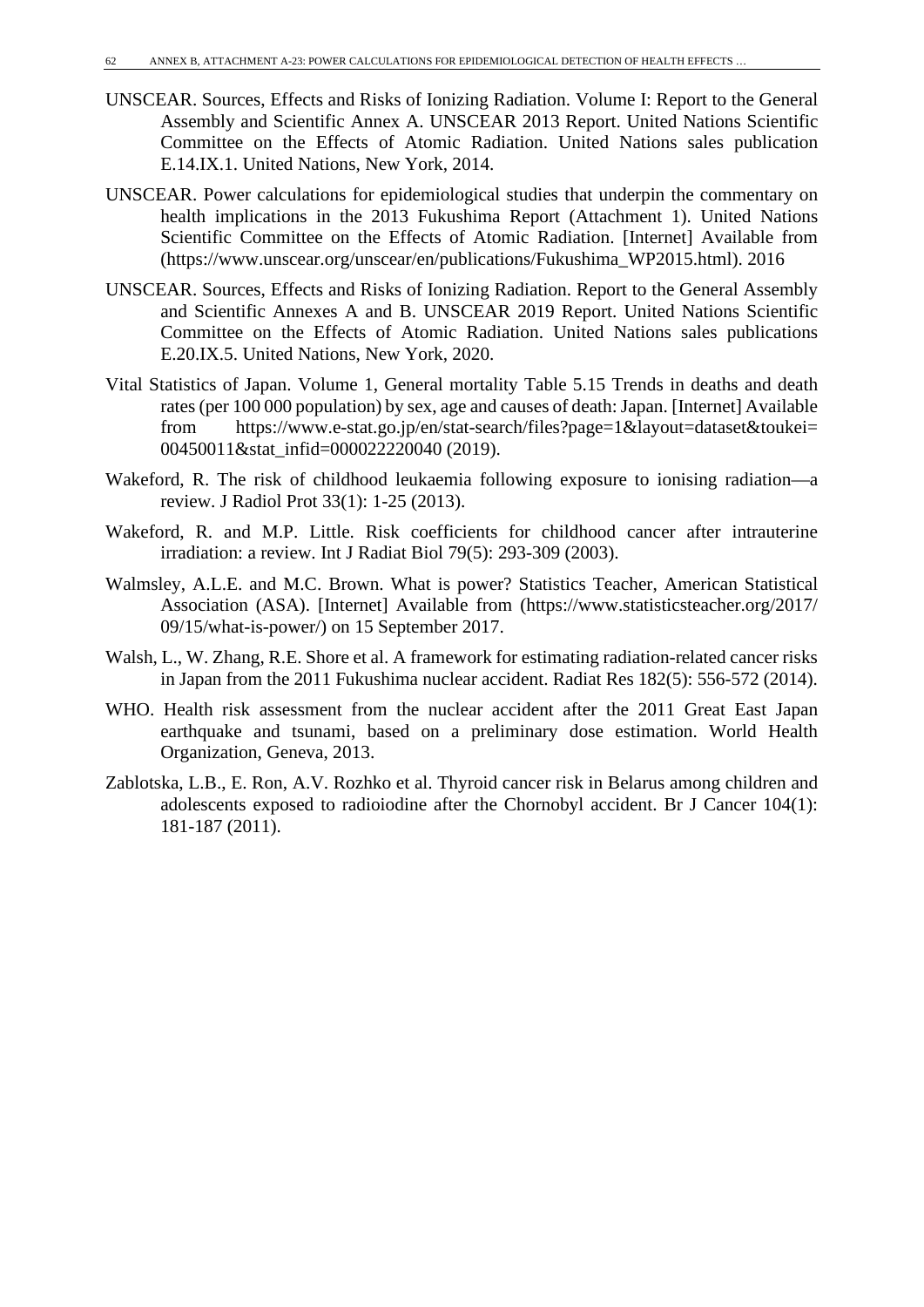UNSCEAR. Sources, Effects and Risks of Ionizing Radiation. Volume I: Report to the General Assembly and Scientific Annex A. UNSCEAR 2013 Report. United Nations Scientific Committee on the Effects of Atomic Radiation. United Nations sales publication E.14.IX.1. United Nations, New York, 2014.

UNSCEAR. Power calculations for epidemiological studies that underpin the commentary on health implications in the 2013 Fukushima Report (Attachment 1). United Nations Scientific Committee on the Effects of Atomic Radiation. [Internet] Available from (https://www.unscear.org/unscear/en/publications/Fukushima_WP2015.html). 2016

UNSCEAR. Sources, Effects and Risks of Ionizing Radiation. Report to the General Assembly and Scientific Annexes A and B. UNSCEAR 2019 Report. United Nations Scientific Committee on the Effects of Atomic Radiation. United Nations sales publications E.20.IX.5. United Nations, New York, 2020.

Vital Statistics of Japan. Volume 1, General mortality Table 5.15 Trends in deaths and death rates (per 100 000 population) by sex, age and causes of death: Japan. [Internet] Available from https://www.e-stat.go.jp/en/stat-search/files?page=1&layout=dataset&toukei=00450011&stat_infid=000022220040 (2019).

Wakeford, R. The risk of childhood leukaemia following exposure to ionising radiation—a review. J Radiol Prot 33(1): 1-25 (2013).

Wakeford, R. and M.P. Little. Risk coefficients for childhood cancer after intrauterine irradiation: a review. Int J Radiat Biol 79(5): 293-309 (2003).

Walmsley, A.L.E. and M.C. Brown. What is power? Statistics Teacher, American Statistical Association (ASA). [Internet] Available from (https://www.statisticsteacher.org/2017/09/15/what-is-power/) on 15 September 2017.

Walsh, L., W. Zhang, R.E. Shore et al. A framework for estimating radiation-related cancer risks in Japan from the 2011 Fukushima nuclear accident. Radiat Res 182(5): 556-572 (2014).

WHO. Health risk assessment from the nuclear accident after the 2011 Great East Japan earthquake and tsunami, based on a preliminary dose estimation. World Health Organization, Geneva, 2013.

Zablotska, L.B., E. Ron, A.V. Rozhko et al. Thyroid cancer risk in Belarus among children and adolescents exposed to radioiodine after the Chornobyl accident. Br J Cancer 104(1): 181-187 (2011).